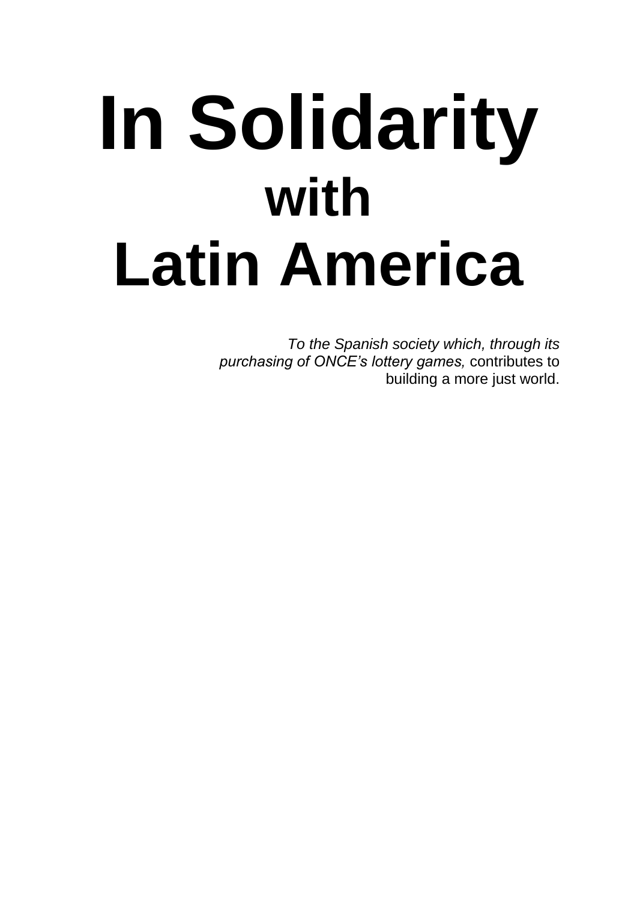# In Solidarity
## with
# Latin America

*To the Spanish society which, through its purchasing of ONCE's lottery games,* contributes to building a more just world.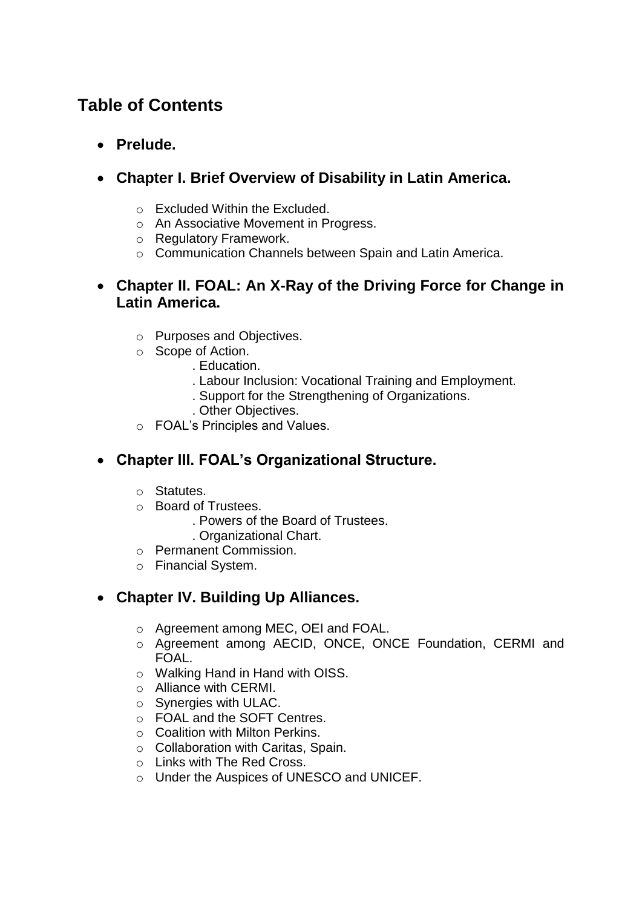## Table of Contents

- **Prelude.**

- **Chapter I. Brief Overview of Disability in Latin America.**
  - Excluded Within the Excluded.
  - An Associative Movement in Progress.
  - Regulatory Framework.
  - Communication Channels between Spain and Latin America.

- **Chapter II. FOAL: An X-Ray of the Driving Force for Change in Latin America.**
  - Purposes and Objectives.
  - Scope of Action.
    - . Education.
    - . Labour Inclusion: Vocational Training and Employment.
    - . Support for the Strengthening of Organizations.
    - . Other Objectives.
  - FOAL's Principles and Values.

- **Chapter III. FOAL's Organizational Structure.**
  - Statutes.
  - Board of Trustees.
    - . Powers of the Board of Trustees.
    - . Organizational Chart.
  - Permanent Commission.
  - Financial System.

- **Chapter IV. Building Up Alliances.**
  - Agreement among MEC, OEI and FOAL.
  - Agreement among AECID, ONCE, ONCE Foundation, CERMI and FOAL.
  - Walking Hand in Hand with OISS.
  - Alliance with CERMI.
  - Synergies with ULAC.
  - FOAL and the SOFT Centres.
  - Coalition with Milton Perkins.
  - Collaboration with Caritas, Spain.
  - Links with The Red Cross.
  - Under the Auspices of UNESCO and UNICEF.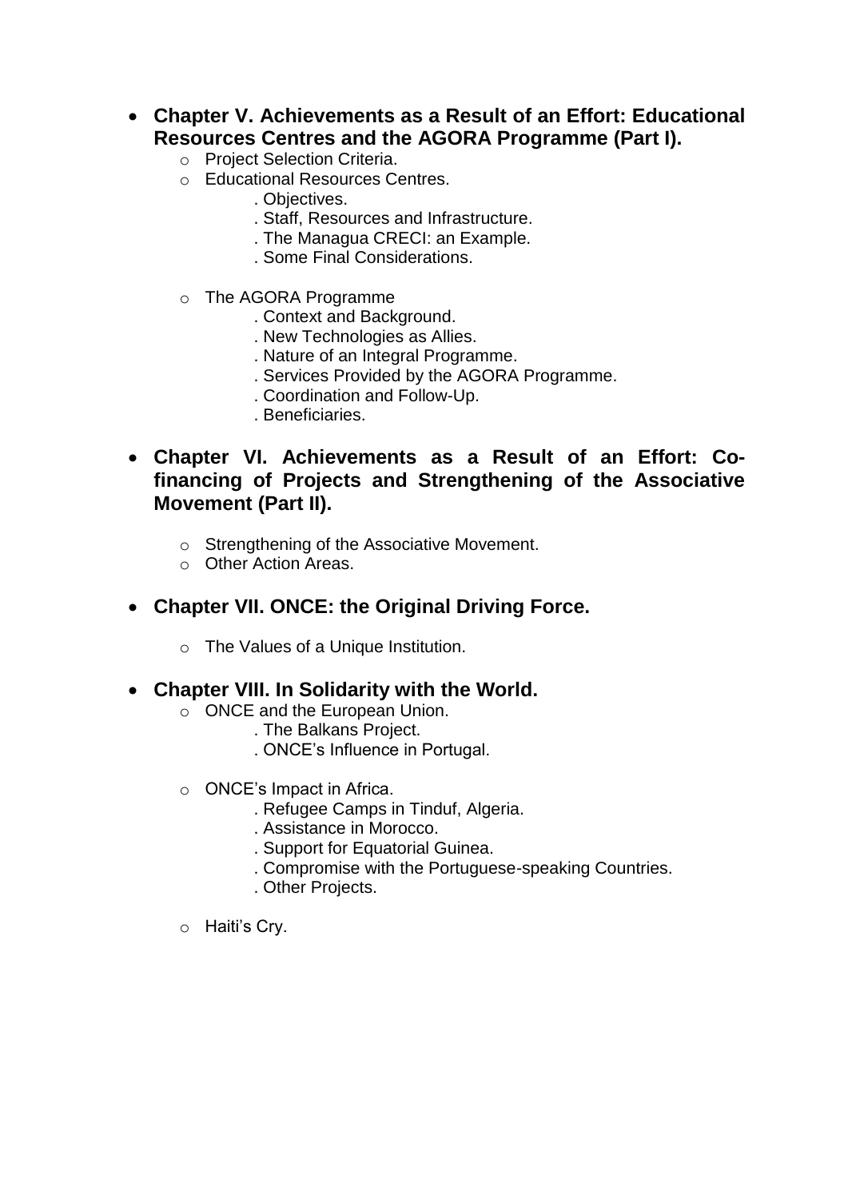- **Chapter V. Achievements as a Result of an Effort: Educational Resources Centres and the AGORA Programme (Part I).**
  - Project Selection Criteria.
  - Educational Resources Centres.
    - . Objectives.
    - . Staff, Resources and Infrastructure.
    - . The Managua CRECI: an Example.
    - . Some Final Considerations.
  - The AGORA Programme
    - . Context and Background.
    - . New Technologies as Allies.
    - . Nature of an Integral Programme.
    - . Services Provided by the AGORA Programme.
    - . Coordination and Follow-Up.
    - . Beneficiaries.

- **Chapter VI. Achievements as a Result of an Effort: Co-financing of Projects and Strengthening of the Associative Movement (Part II).**
  - Strengthening of the Associative Movement.
  - Other Action Areas.

- **Chapter VII. ONCE: the Original Driving Force.**
  - The Values of a Unique Institution.

- **Chapter VIII. In Solidarity with the World.**
  - ONCE and the European Union.
    - . The Balkans Project.
    - . ONCE's Influence in Portugal.
  - ONCE's Impact in Africa.
    - . Refugee Camps in Tinduf, Algeria.
    - . Assistance in Morocco.
    - . Support for Equatorial Guinea.
    - . Compromise with the Portuguese-speaking Countries.
    - . Other Projects.
  - Haiti's Cry.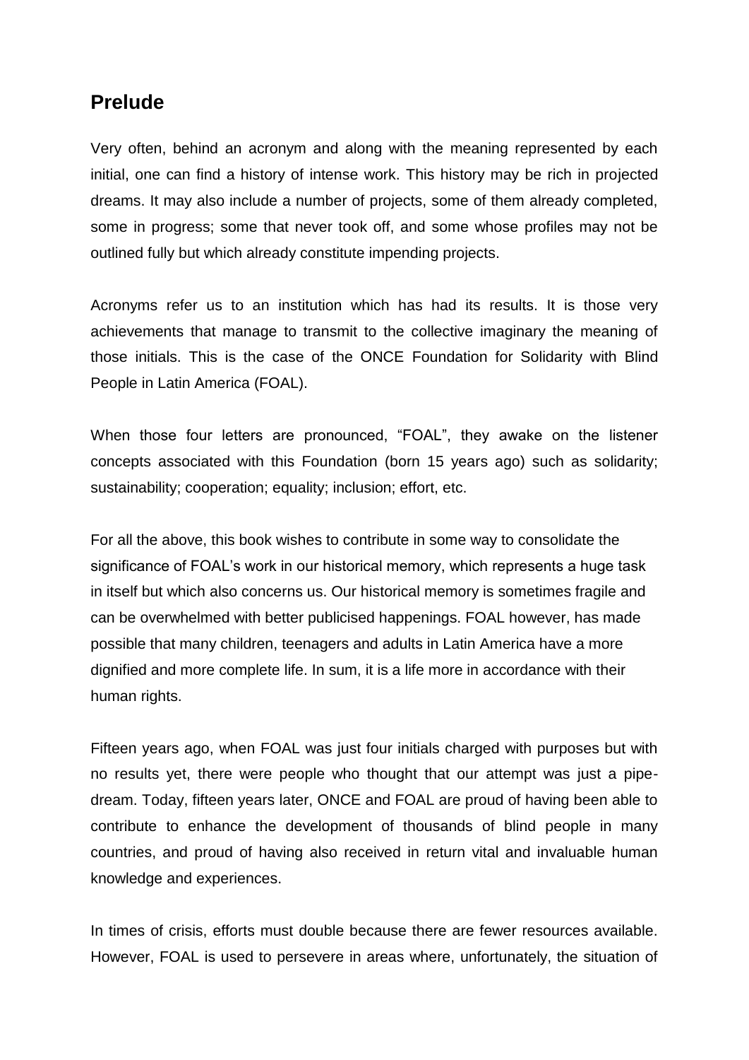## Prelude

Very often, behind an acronym and along with the meaning represented by each initial, one can find a history of intense work. This history may be rich in projected dreams. It may also include a number of projects, some of them already completed, some in progress; some that never took off, and some whose profiles may not be outlined fully but which already constitute impending projects.

Acronyms refer us to an institution which has had its results. It is those very achievements that manage to transmit to the collective imaginary the meaning of those initials. This is the case of the ONCE Foundation for Solidarity with Blind People in Latin America (FOAL).

When those four letters are pronounced, "FOAL", they awake on the listener concepts associated with this Foundation (born 15 years ago) such as solidarity; sustainability; cooperation; equality; inclusion; effort, etc.

For all the above, this book wishes to contribute in some way to consolidate the significance of FOAL's work in our historical memory, which represents a huge task in itself but which also concerns us. Our historical memory is sometimes fragile and can be overwhelmed with better publicised happenings. FOAL however, has made possible that many children, teenagers and adults in Latin America have a more dignified and more complete life. In sum, it is a life more in accordance with their human rights.

Fifteen years ago, when FOAL was just four initials charged with purposes but with no results yet, there were people who thought that our attempt was just a pipe-dream. Today, fifteen years later, ONCE and FOAL are proud of having been able to contribute to enhance the development of thousands of blind people in many countries, and proud of having also received in return vital and invaluable human knowledge and experiences.

In times of crisis, efforts must double because there are fewer resources available. However, FOAL is used to persevere in areas where, unfortunately, the situation of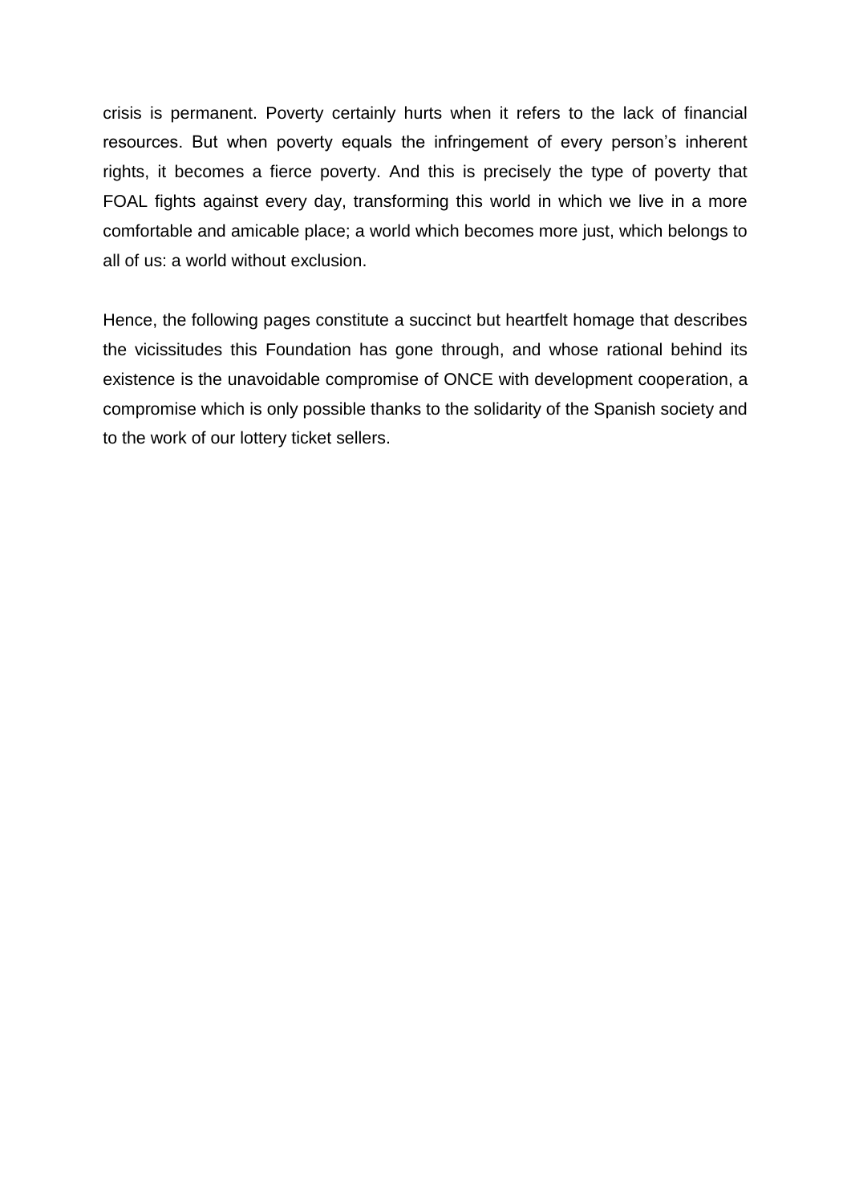crisis is permanent. Poverty certainly hurts when it refers to the lack of financial resources. But when poverty equals the infringement of every person's inherent rights, it becomes a fierce poverty. And this is precisely the type of poverty that FOAL fights against every day, transforming this world in which we live in a more comfortable and amicable place; a world which becomes more just, which belongs to all of us: a world without exclusion.

Hence, the following pages constitute a succinct but heartfelt homage that describes the vicissitudes this Foundation has gone through, and whose rational behind its existence is the unavoidable compromise of ONCE with development cooperation, a compromise which is only possible thanks to the solidarity of the Spanish society and to the work of our lottery ticket sellers.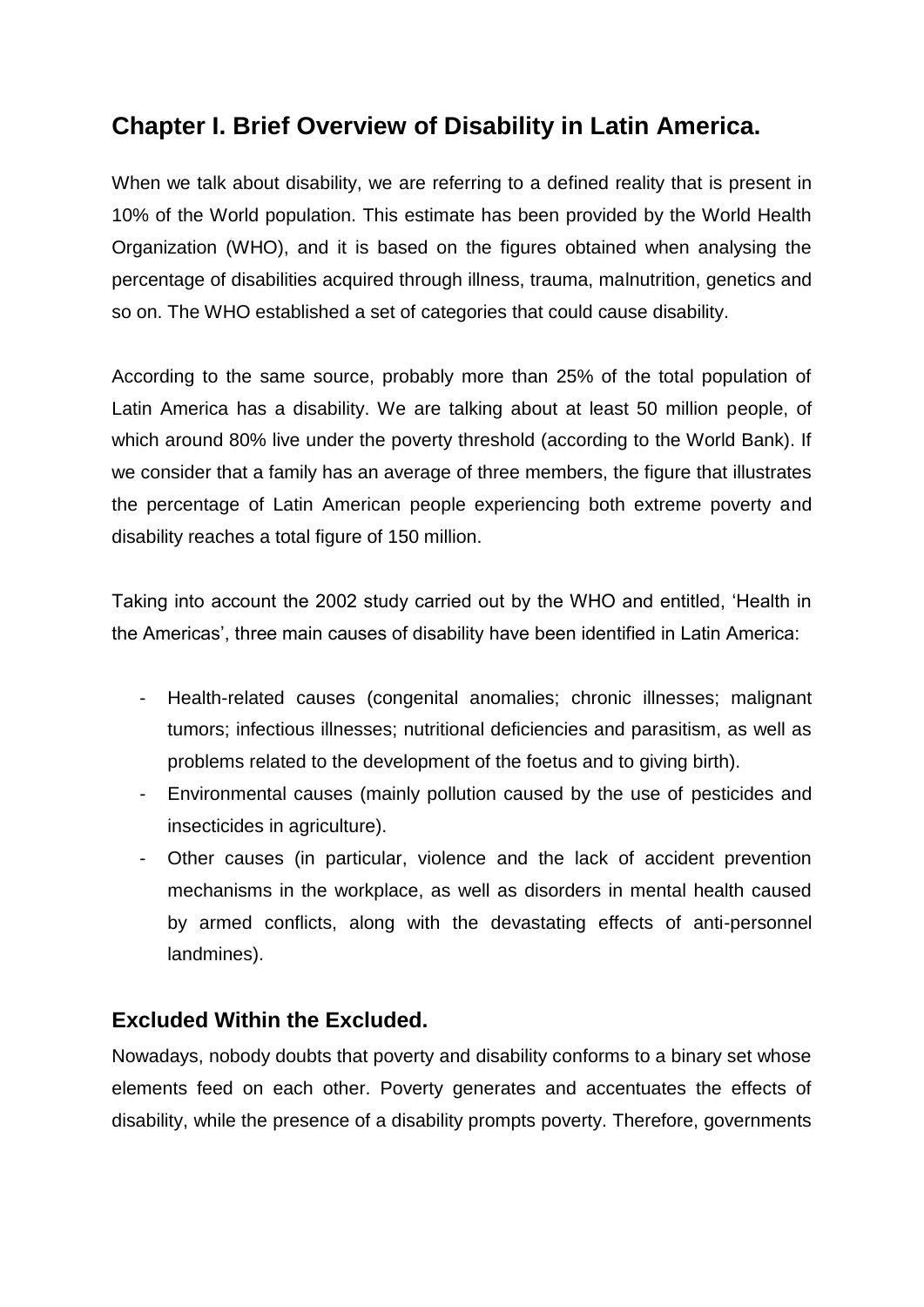## Chapter I. Brief Overview of Disability in Latin America.

When we talk about disability, we are referring to a defined reality that is present in 10% of the World population. This estimate has been provided by the World Health Organization (WHO), and it is based on the figures obtained when analysing the percentage of disabilities acquired through illness, trauma, malnutrition, genetics and so on. The WHO established a set of categories that could cause disability.

According to the same source, probably more than 25% of the total population of Latin America has a disability. We are talking about at least 50 million people, of which around 80% live under the poverty threshold (according to the World Bank). If we consider that a family has an average of three members, the figure that illustrates the percentage of Latin American people experiencing both extreme poverty and disability reaches a total figure of 150 million.

Taking into account the 2002 study carried out by the WHO and entitled, 'Health in the Americas', three main causes of disability have been identified in Latin America:

- Health-related causes (congenital anomalies; chronic illnesses; malignant tumors; infectious illnesses; nutritional deficiencies and parasitism, as well as problems related to the development of the foetus and to giving birth).
- Environmental causes (mainly pollution caused by the use of pesticides and insecticides in agriculture).
- Other causes (in particular, violence and the lack of accident prevention mechanisms in the workplace, as well as disorders in mental health caused by armed conflicts, along with the devastating effects of anti-personnel landmines).

### Excluded Within the Excluded.

Nowadays, nobody doubts that poverty and disability conforms to a binary set whose elements feed on each other. Poverty generates and accentuates the effects of disability, while the presence of a disability prompts poverty. Therefore, governments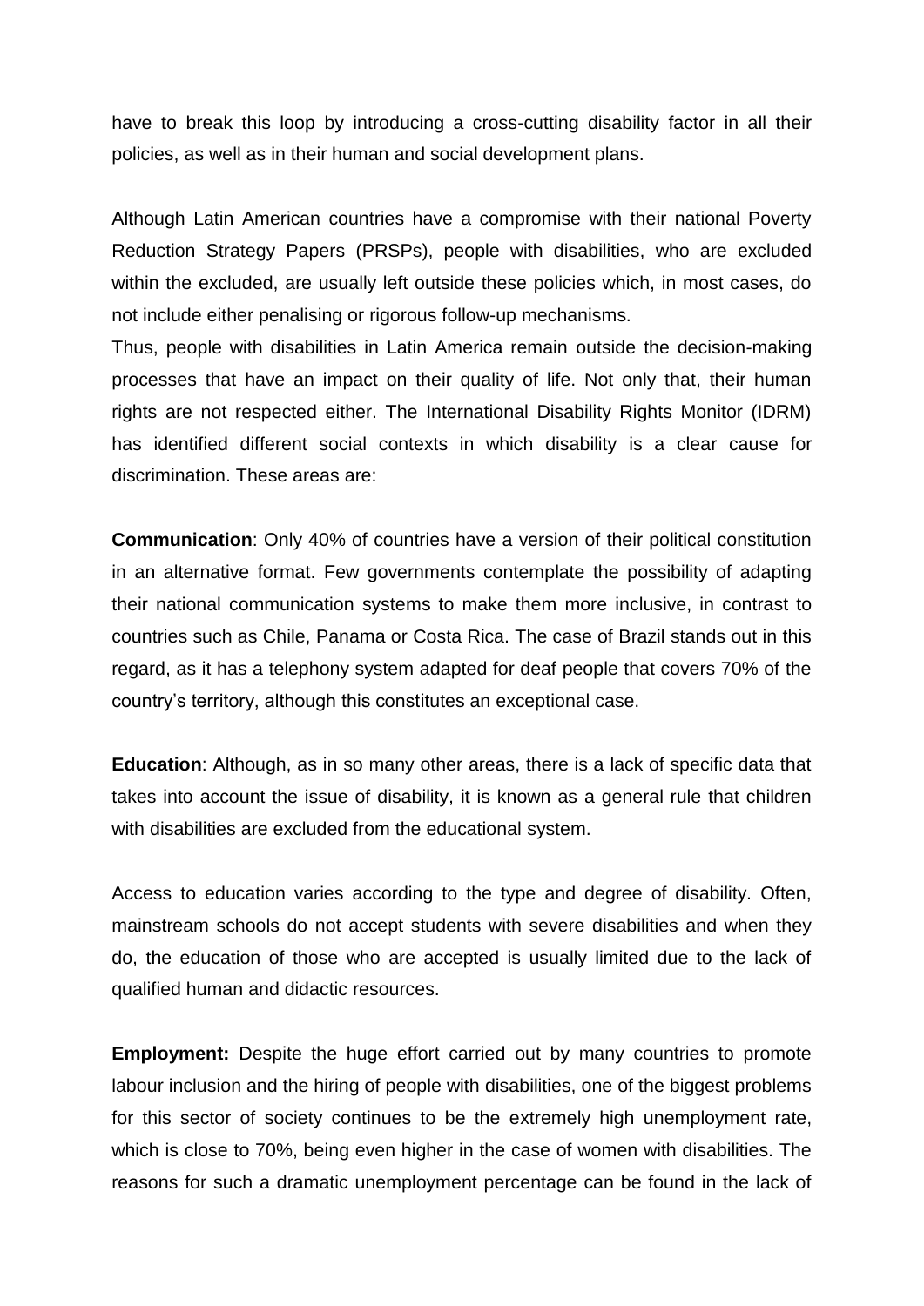have to break this loop by introducing a cross-cutting disability factor in all their policies, as well as in their human and social development plans.

Although Latin American countries have a compromise with their national Poverty Reduction Strategy Papers (PRSPs), people with disabilities, who are excluded within the excluded, are usually left outside these policies which, in most cases, do not include either penalising or rigorous follow-up mechanisms.

Thus, people with disabilities in Latin America remain outside the decision-making processes that have an impact on their quality of life. Not only that, their human rights are not respected either. The International Disability Rights Monitor (IDRM) has identified different social contexts in which disability is a clear cause for discrimination. These areas are:

**Communication**: Only 40% of countries have a version of their political constitution in an alternative format. Few governments contemplate the possibility of adapting their national communication systems to make them more inclusive, in contrast to countries such as Chile, Panama or Costa Rica. The case of Brazil stands out in this regard, as it has a telephony system adapted for deaf people that covers 70% of the country's territory, although this constitutes an exceptional case.

**Education**: Although, as in so many other areas, there is a lack of specific data that takes into account the issue of disability, it is known as a general rule that children with disabilities are excluded from the educational system.

Access to education varies according to the type and degree of disability. Often, mainstream schools do not accept students with severe disabilities and when they do, the education of those who are accepted is usually limited due to the lack of qualified human and didactic resources.

**Employment:** Despite the huge effort carried out by many countries to promote labour inclusion and the hiring of people with disabilities, one of the biggest problems for this sector of society continues to be the extremely high unemployment rate, which is close to 70%, being even higher in the case of women with disabilities. The reasons for such a dramatic unemployment percentage can be found in the lack of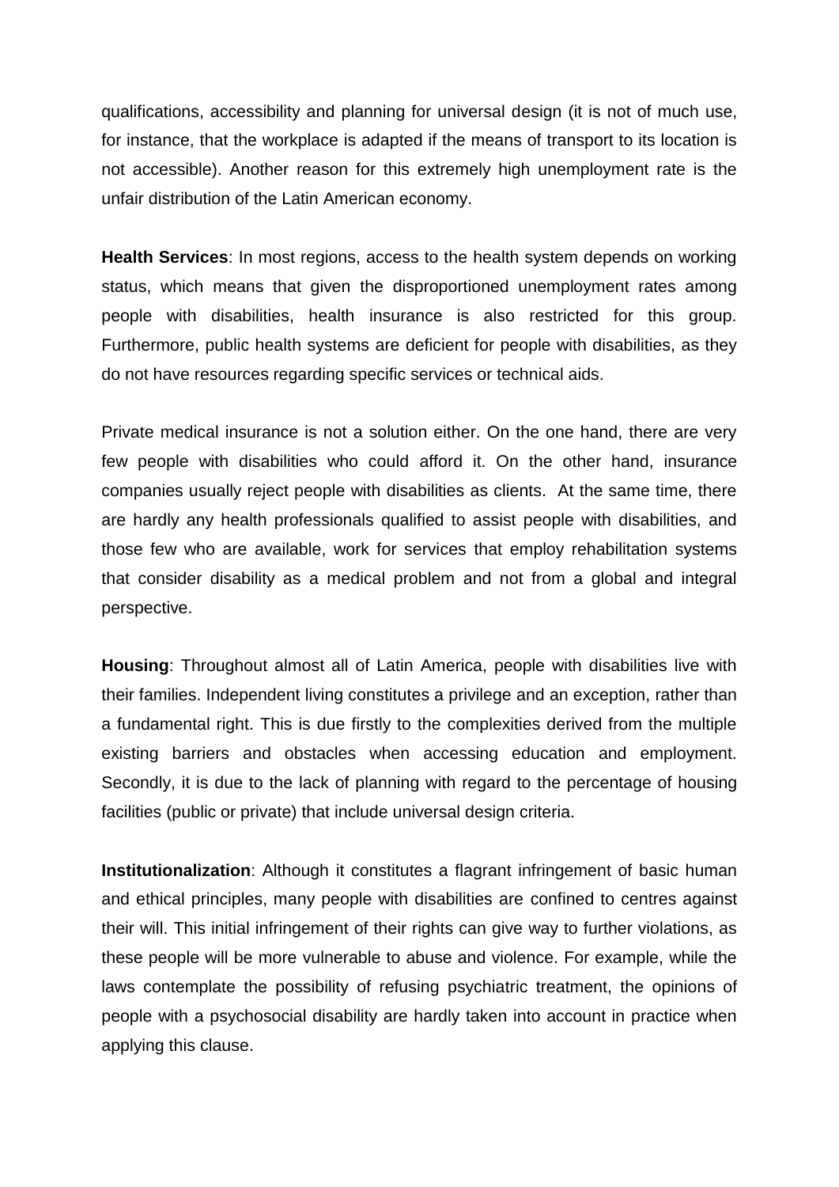qualifications, accessibility and planning for universal design (it is not of much use, for instance, that the workplace is adapted if the means of transport to its location is not accessible). Another reason for this extremely high unemployment rate is the unfair distribution of the Latin American economy.

**Health Services**: In most regions, access to the health system depends on working status, which means that given the disproportioned unemployment rates among people with disabilities, health insurance is also restricted for this group. Furthermore, public health systems are deficient for people with disabilities, as they do not have resources regarding specific services or technical aids.

Private medical insurance is not a solution either. On the one hand, there are very few people with disabilities who could afford it. On the other hand, insurance companies usually reject people with disabilities as clients. At the same time, there are hardly any health professionals qualified to assist people with disabilities, and those few who are available, work for services that employ rehabilitation systems that consider disability as a medical problem and not from a global and integral perspective.

**Housing**: Throughout almost all of Latin America, people with disabilities live with their families. Independent living constitutes a privilege and an exception, rather than a fundamental right. This is due firstly to the complexities derived from the multiple existing barriers and obstacles when accessing education and employment. Secondly, it is due to the lack of planning with regard to the percentage of housing facilities (public or private) that include universal design criteria.

**Institutionalization**: Although it constitutes a flagrant infringement of basic human and ethical principles, many people with disabilities are confined to centres against their will. This initial infringement of their rights can give way to further violations, as these people will be more vulnerable to abuse and violence. For example, while the laws contemplate the possibility of refusing psychiatric treatment, the opinions of people with a psychosocial disability are hardly taken into account in practice when applying this clause.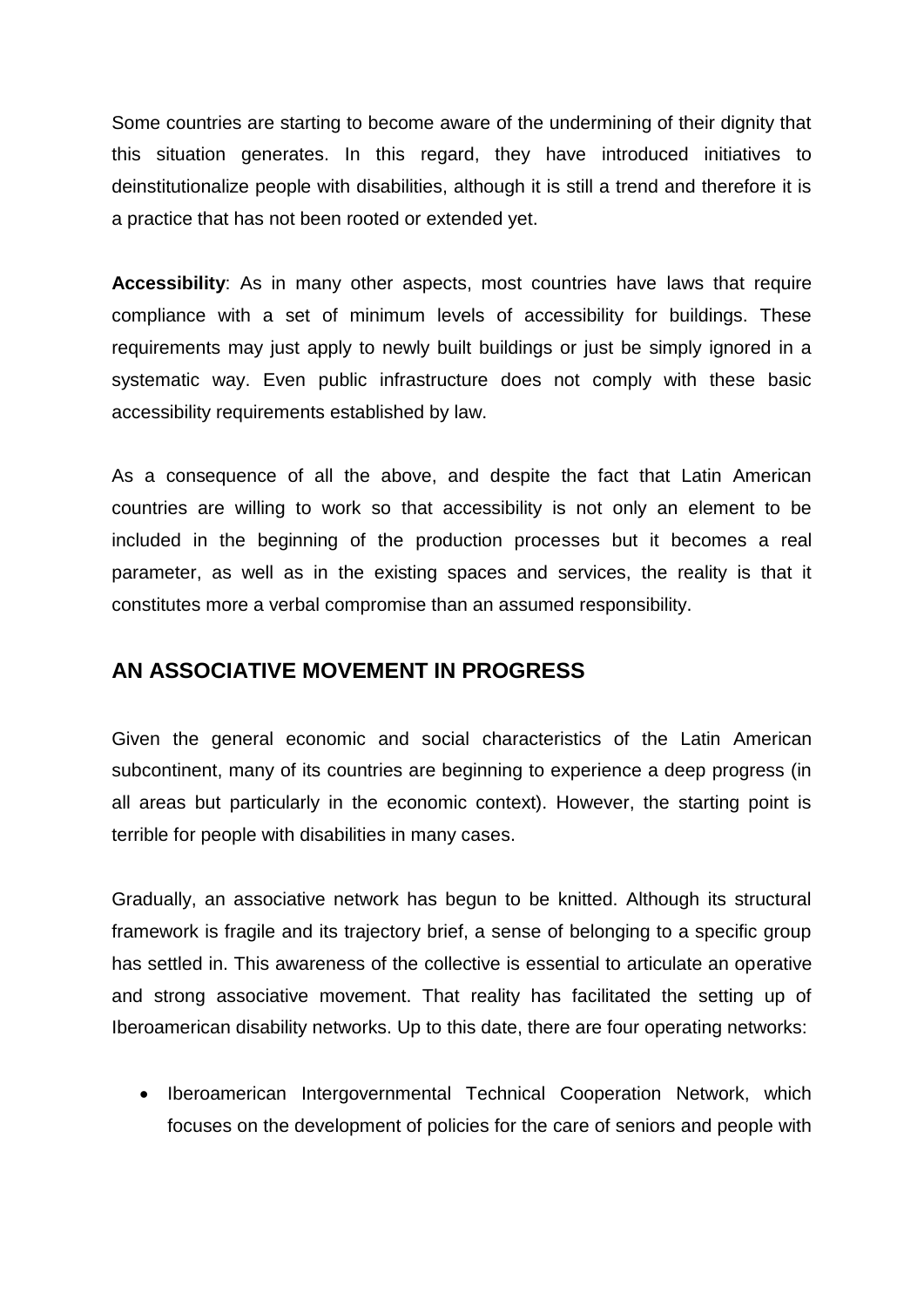Some countries are starting to become aware of the undermining of their dignity that this situation generates. In this regard, they have introduced initiatives to deinstitutionalize people with disabilities, although it is still a trend and therefore it is a practice that has not been rooted or extended yet.

**Accessibility**: As in many other aspects, most countries have laws that require compliance with a set of minimum levels of accessibility for buildings. These requirements may just apply to newly built buildings or just be simply ignored in a systematic way. Even public infrastructure does not comply with these basic accessibility requirements established by law.

As a consequence of all the above, and despite the fact that Latin American countries are willing to work so that accessibility is not only an element to be included in the beginning of the production processes but it becomes a real parameter, as well as in the existing spaces and services, the reality is that it constitutes more a verbal compromise than an assumed responsibility.

## AN ASSOCIATIVE MOVEMENT IN PROGRESS

Given the general economic and social characteristics of the Latin American subcontinent, many of its countries are beginning to experience a deep progress (in all areas but particularly in the economic context). However, the starting point is terrible for people with disabilities in many cases.

Gradually, an associative network has begun to be knitted. Although its structural framework is fragile and its trajectory brief, a sense of belonging to a specific group has settled in. This awareness of the collective is essential to articulate an operative and strong associative movement. That reality has facilitated the setting up of Iberoamerican disability networks. Up to this date, there are four operating networks:

- Iberoamerican Intergovernmental Technical Cooperation Network, which focuses on the development of policies for the care of seniors and people with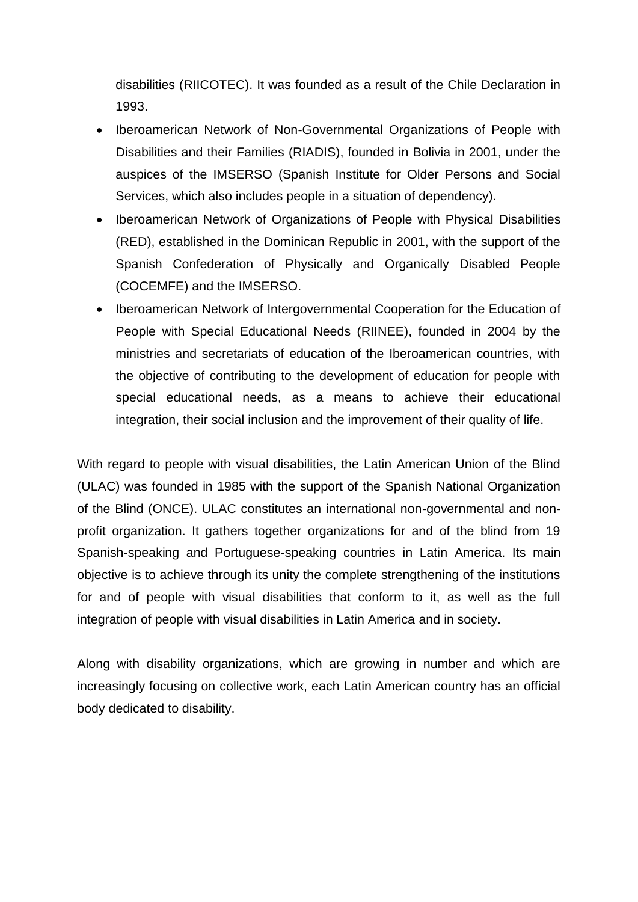disabilities (RIICOTEC). It was founded as a result of the Chile Declaration in 1993.

- Iberoamerican Network of Non-Governmental Organizations of People with Disabilities and their Families (RIADIS), founded in Bolivia in 2001, under the auspices of the IMSERSO (Spanish Institute for Older Persons and Social Services, which also includes people in a situation of dependency).
- Iberoamerican Network of Organizations of People with Physical Disabilities (RED), established in the Dominican Republic in 2001, with the support of the Spanish Confederation of Physically and Organically Disabled People (COCEMFE) and the IMSERSO.
- Iberoamerican Network of Intergovernmental Cooperation for the Education of People with Special Educational Needs (RIINEE), founded in 2004 by the ministries and secretariats of education of the Iberoamerican countries, with the objective of contributing to the development of education for people with special educational needs, as a means to achieve their educational integration, their social inclusion and the improvement of their quality of life.

With regard to people with visual disabilities, the Latin American Union of the Blind (ULAC) was founded in 1985 with the support of the Spanish National Organization of the Blind (ONCE). ULAC constitutes an international non-governmental and non-profit organization. It gathers together organizations for and of the blind from 19 Spanish-speaking and Portuguese-speaking countries in Latin America. Its main objective is to achieve through its unity the complete strengthening of the institutions for and of people with visual disabilities that conform to it, as well as the full integration of people with visual disabilities in Latin America and in society.

Along with disability organizations, which are growing in number and which are increasingly focusing on collective work, each Latin American country has an official body dedicated to disability.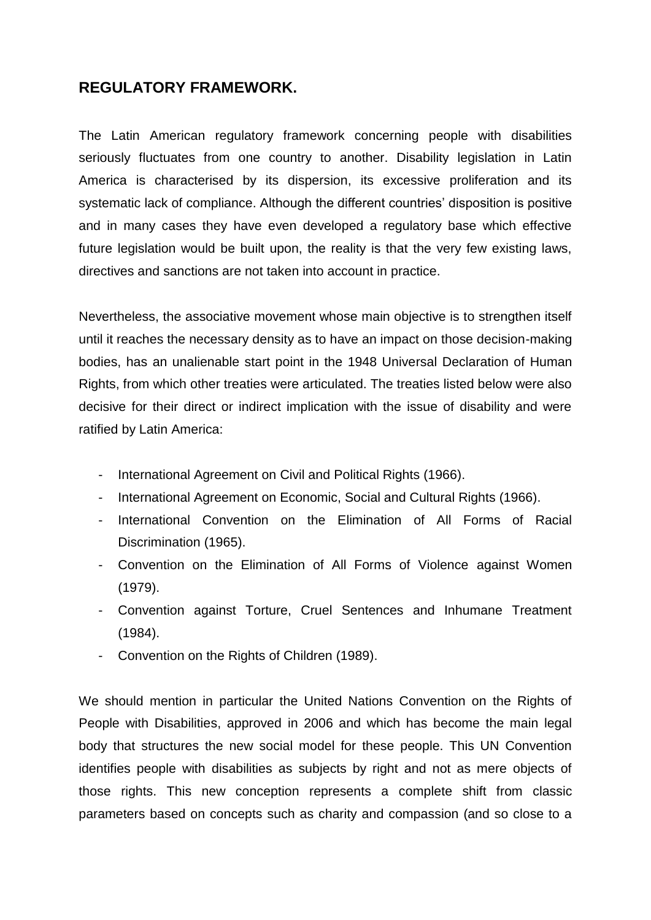## REGULATORY FRAMEWORK.

The Latin American regulatory framework concerning people with disabilities seriously fluctuates from one country to another. Disability legislation in Latin America is characterised by its dispersion, its excessive proliferation and its systematic lack of compliance. Although the different countries' disposition is positive and in many cases they have even developed a regulatory base which effective future legislation would be built upon, the reality is that the very few existing laws, directives and sanctions are not taken into account in practice.

Nevertheless, the associative movement whose main objective is to strengthen itself until it reaches the necessary density as to have an impact on those decision-making bodies, has an unalienable start point in the 1948 Universal Declaration of Human Rights, from which other treaties were articulated. The treaties listed below were also decisive for their direct or indirect implication with the issue of disability and were ratified by Latin America:

- International Agreement on Civil and Political Rights (1966).
- International Agreement on Economic, Social and Cultural Rights (1966).
- International Convention on the Elimination of All Forms of Racial Discrimination (1965).
- Convention on the Elimination of All Forms of Violence against Women (1979).
- Convention against Torture, Cruel Sentences and Inhumane Treatment (1984).
- Convention on the Rights of Children (1989).

We should mention in particular the United Nations Convention on the Rights of People with Disabilities, approved in 2006 and which has become the main legal body that structures the new social model for these people. This UN Convention identifies people with disabilities as subjects by right and not as mere objects of those rights. This new conception represents a complete shift from classic parameters based on concepts such as charity and compassion (and so close to a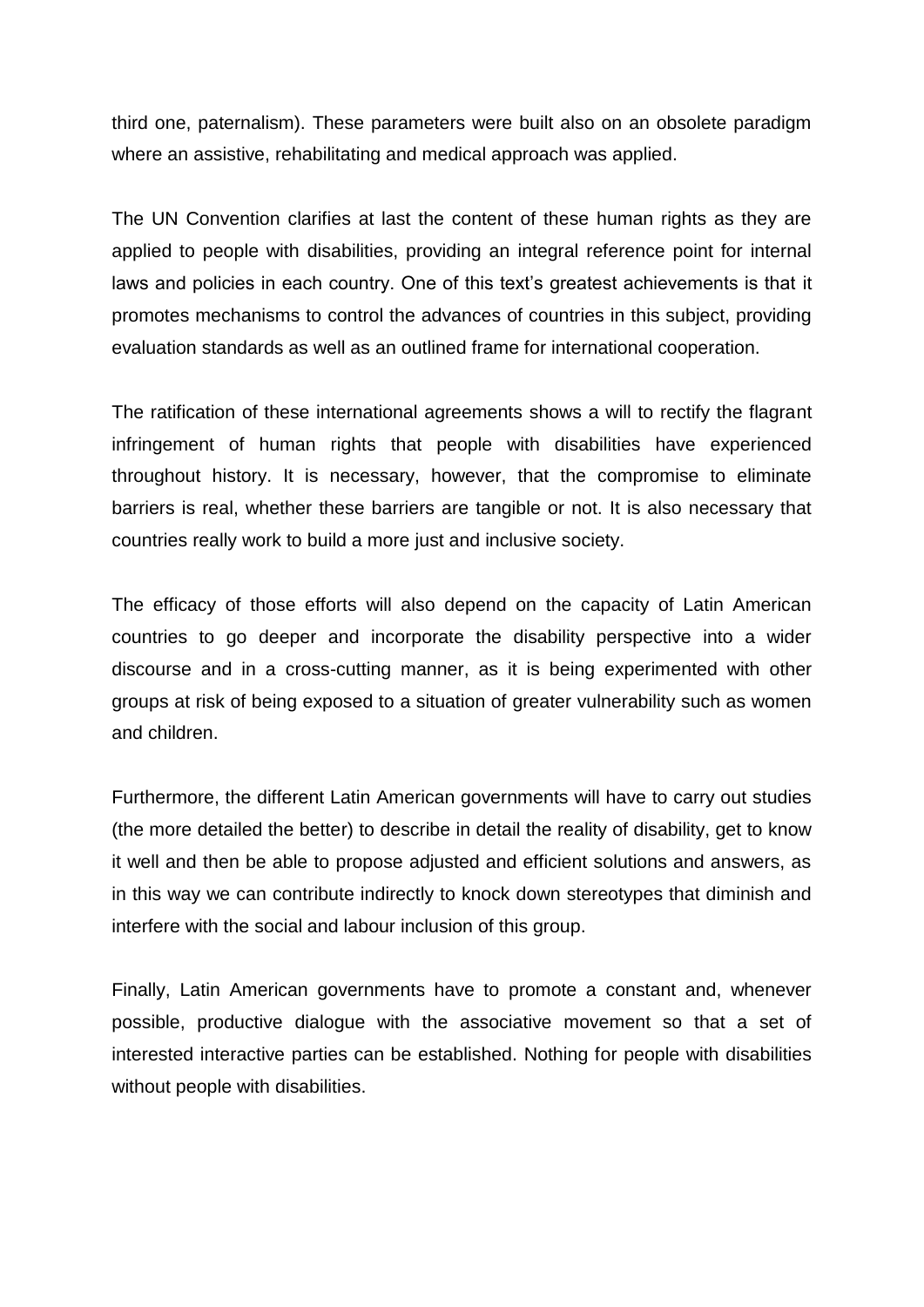third one, paternalism). These parameters were built also on an obsolete paradigm where an assistive, rehabilitating and medical approach was applied.

The UN Convention clarifies at last the content of these human rights as they are applied to people with disabilities, providing an integral reference point for internal laws and policies in each country. One of this text's greatest achievements is that it promotes mechanisms to control the advances of countries in this subject, providing evaluation standards as well as an outlined frame for international cooperation.

The ratification of these international agreements shows a will to rectify the flagrant infringement of human rights that people with disabilities have experienced throughout history. It is necessary, however, that the compromise to eliminate barriers is real, whether these barriers are tangible or not. It is also necessary that countries really work to build a more just and inclusive society.

The efficacy of those efforts will also depend on the capacity of Latin American countries to go deeper and incorporate the disability perspective into a wider discourse and in a cross-cutting manner, as it is being experimented with other groups at risk of being exposed to a situation of greater vulnerability such as women and children.

Furthermore, the different Latin American governments will have to carry out studies (the more detailed the better) to describe in detail the reality of disability, get to know it well and then be able to propose adjusted and efficient solutions and answers, as in this way we can contribute indirectly to knock down stereotypes that diminish and interfere with the social and labour inclusion of this group.

Finally, Latin American governments have to promote a constant and, whenever possible, productive dialogue with the associative movement so that a set of interested interactive parties can be established. Nothing for people with disabilities without people with disabilities.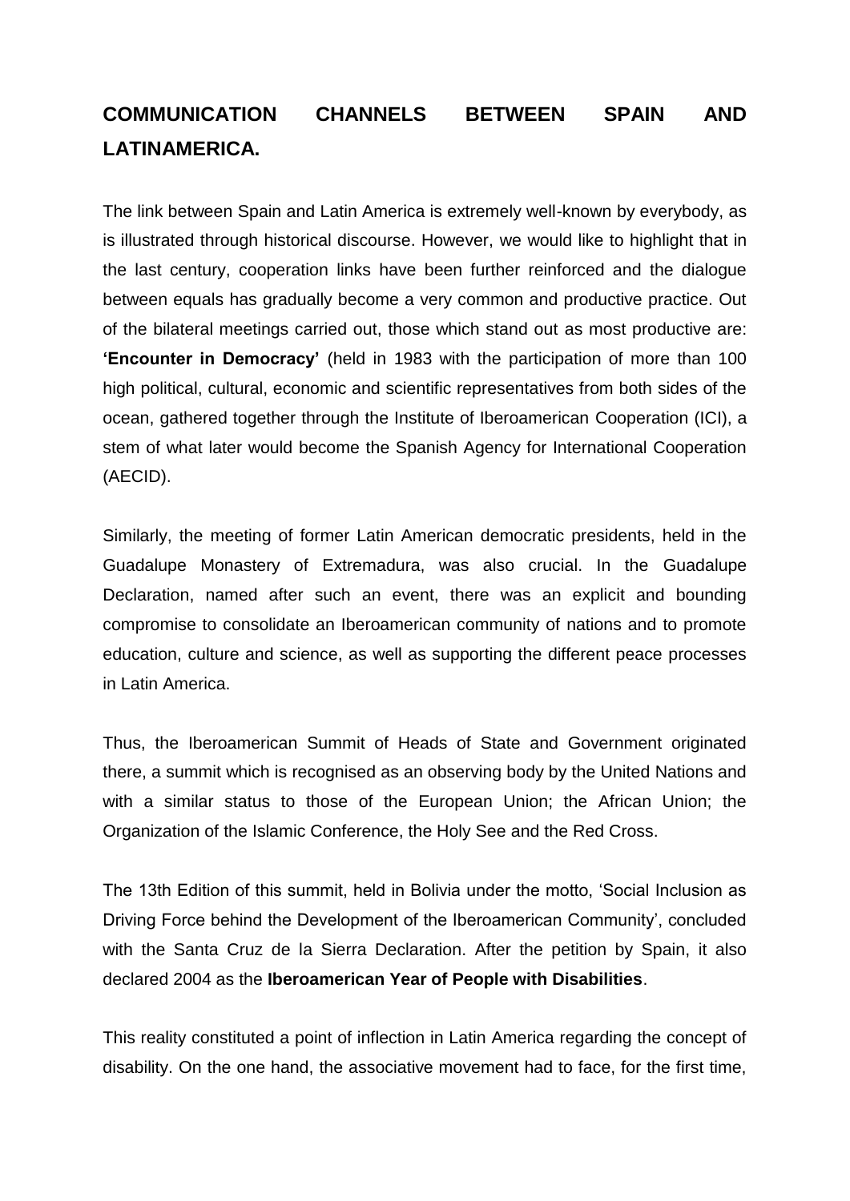## COMMUNICATION CHANNELS BETWEEN SPAIN AND LATINAMERICA.

The link between Spain and Latin America is extremely well-known by everybody, as is illustrated through historical discourse. However, we would like to highlight that in the last century, cooperation links have been further reinforced and the dialogue between equals has gradually become a very common and productive practice. Out of the bilateral meetings carried out, those which stand out as most productive are: **'Encounter in Democracy'** (held in 1983 with the participation of more than 100 high political, cultural, economic and scientific representatives from both sides of the ocean, gathered together through the Institute of Iberoamerican Cooperation (ICI), a stem of what later would become the Spanish Agency for International Cooperation (AECID).

Similarly, the meeting of former Latin American democratic presidents, held in the Guadalupe Monastery of Extremadura, was also crucial. In the Guadalupe Declaration, named after such an event, there was an explicit and bounding compromise to consolidate an Iberoamerican community of nations and to promote education, culture and science, as well as supporting the different peace processes in Latin America.

Thus, the Iberoamerican Summit of Heads of State and Government originated there, a summit which is recognised as an observing body by the United Nations and with a similar status to those of the European Union; the African Union; the Organization of the Islamic Conference, the Holy See and the Red Cross.

The 13th Edition of this summit, held in Bolivia under the motto, 'Social Inclusion as Driving Force behind the Development of the Iberoamerican Community', concluded with the Santa Cruz de la Sierra Declaration. After the petition by Spain, it also declared 2004 as the **Iberoamerican Year of People with Disabilities**.

This reality constituted a point of inflection in Latin America regarding the concept of disability. On the one hand, the associative movement had to face, for the first time,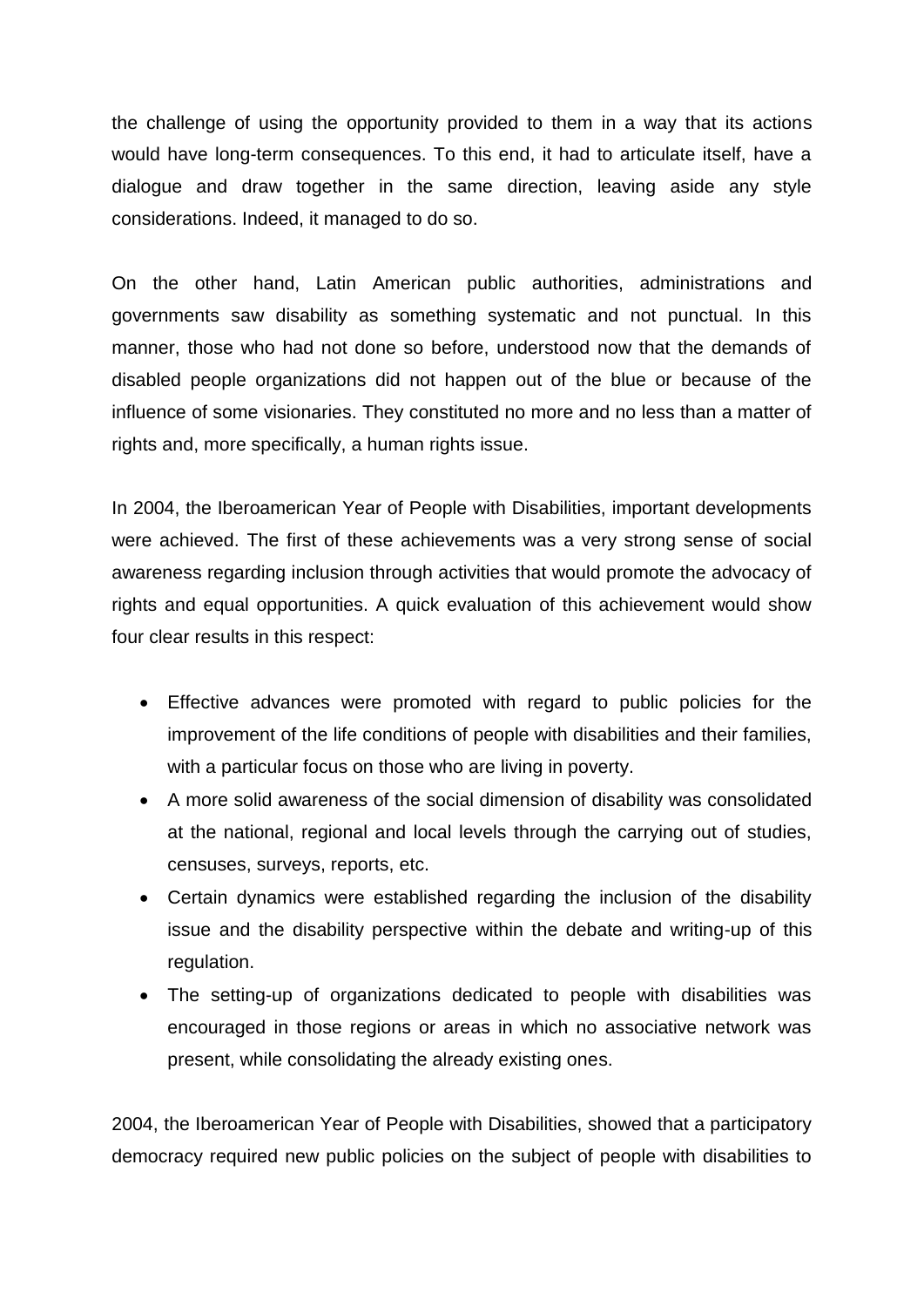the challenge of using the opportunity provided to them in a way that its actions would have long-term consequences. To this end, it had to articulate itself, have a dialogue and draw together in the same direction, leaving aside any style considerations. Indeed, it managed to do so.

On the other hand, Latin American public authorities, administrations and governments saw disability as something systematic and not punctual. In this manner, those who had not done so before, understood now that the demands of disabled people organizations did not happen out of the blue or because of the influence of some visionaries. They constituted no more and no less than a matter of rights and, more specifically, a human rights issue.

In 2004, the Iberoamerican Year of People with Disabilities, important developments were achieved. The first of these achievements was a very strong sense of social awareness regarding inclusion through activities that would promote the advocacy of rights and equal opportunities. A quick evaluation of this achievement would show four clear results in this respect:

- Effective advances were promoted with regard to public policies for the improvement of the life conditions of people with disabilities and their families, with a particular focus on those who are living in poverty.
- A more solid awareness of the social dimension of disability was consolidated at the national, regional and local levels through the carrying out of studies, censuses, surveys, reports, etc.
- Certain dynamics were established regarding the inclusion of the disability issue and the disability perspective within the debate and writing-up of this regulation.
- The setting-up of organizations dedicated to people with disabilities was encouraged in those regions or areas in which no associative network was present, while consolidating the already existing ones.

2004, the Iberoamerican Year of People with Disabilities, showed that a participatory democracy required new public policies on the subject of people with disabilities to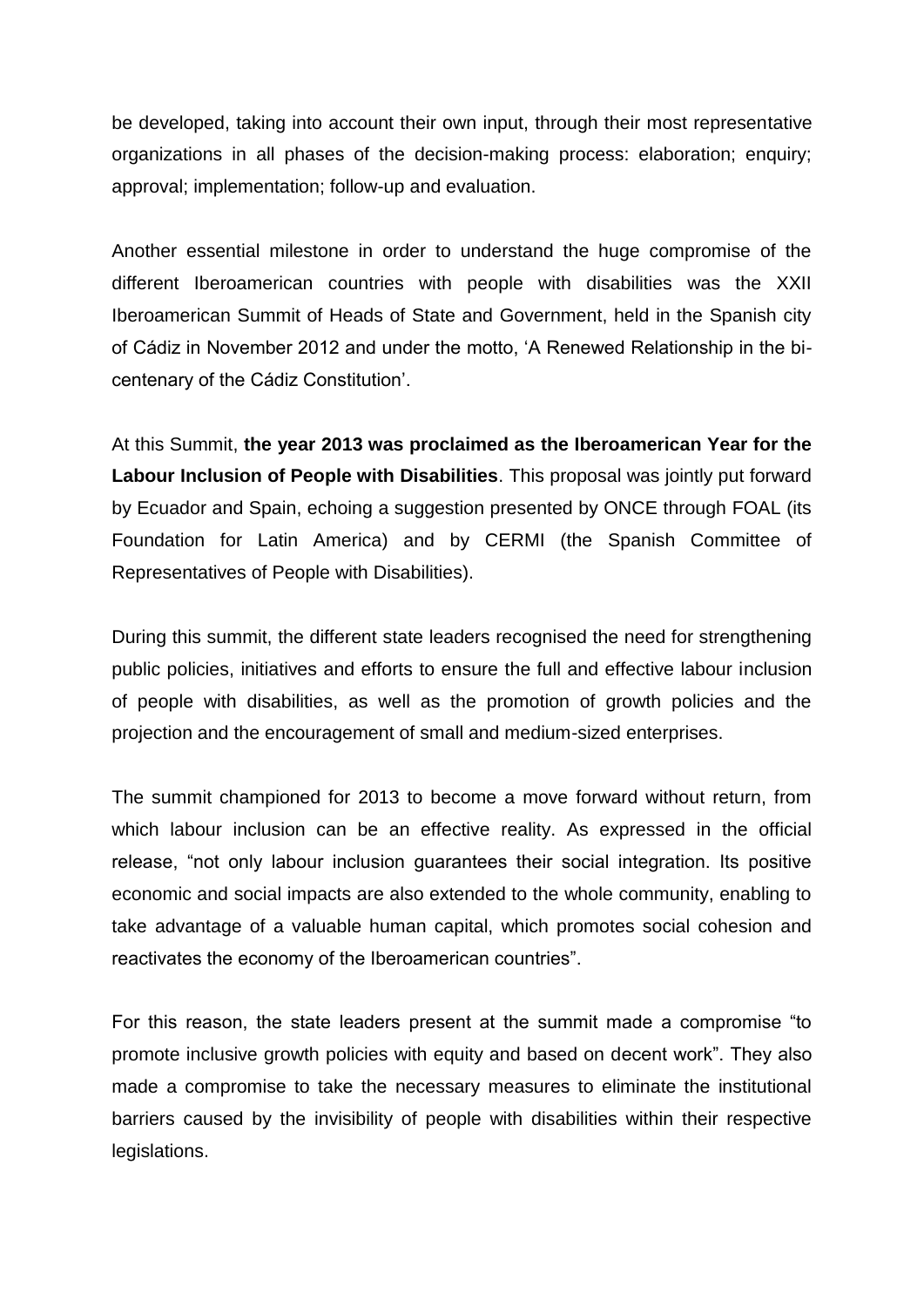be developed, taking into account their own input, through their most representative organizations in all phases of the decision-making process: elaboration; enquiry; approval; implementation; follow-up and evaluation.

Another essential milestone in order to understand the huge compromise of the different Iberoamerican countries with people with disabilities was the XXII Iberoamerican Summit of Heads of State and Government, held in the Spanish city of Cádiz in November 2012 and under the motto, 'A Renewed Relationship in the bi-centenary of the Cádiz Constitution'.

At this Summit, **the year 2013 was proclaimed as the Iberoamerican Year for the Labour Inclusion of People with Disabilities**. This proposal was jointly put forward by Ecuador and Spain, echoing a suggestion presented by ONCE through FOAL (its Foundation for Latin America) and by CERMI (the Spanish Committee of Representatives of People with Disabilities).

During this summit, the different state leaders recognised the need for strengthening public policies, initiatives and efforts to ensure the full and effective labour inclusion of people with disabilities, as well as the promotion of growth policies and the projection and the encouragement of small and medium-sized enterprises.

The summit championed for 2013 to become a move forward without return, from which labour inclusion can be an effective reality. As expressed in the official release, "not only labour inclusion guarantees their social integration. Its positive economic and social impacts are also extended to the whole community, enabling to take advantage of a valuable human capital, which promotes social cohesion and reactivates the economy of the Iberoamerican countries".

For this reason, the state leaders present at the summit made a compromise "to promote inclusive growth policies with equity and based on decent work". They also made a compromise to take the necessary measures to eliminate the institutional barriers caused by the invisibility of people with disabilities within their respective legislations.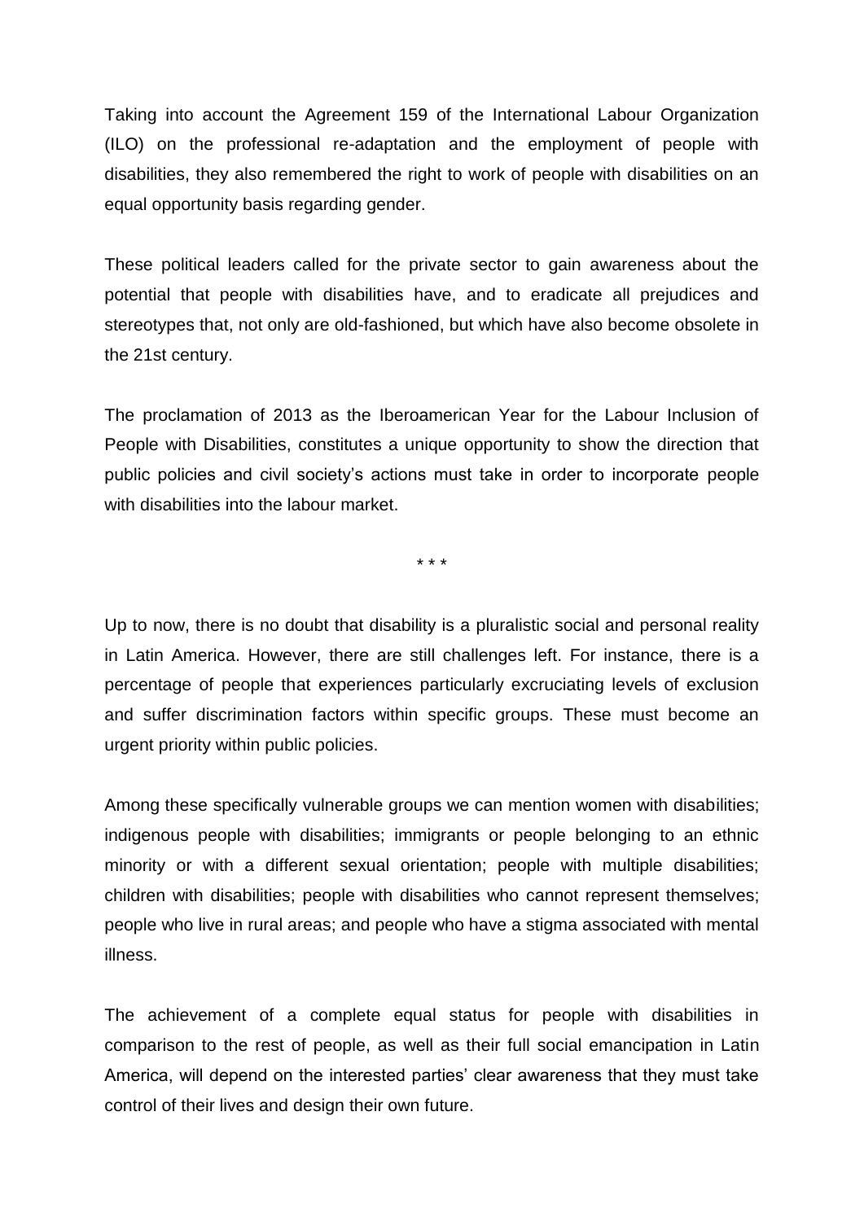Taking into account the Agreement 159 of the International Labour Organization (ILO) on the professional re-adaptation and the employment of people with disabilities, they also remembered the right to work of people with disabilities on an equal opportunity basis regarding gender.

These political leaders called for the private sector to gain awareness about the potential that people with disabilities have, and to eradicate all prejudices and stereotypes that, not only are old-fashioned, but which have also become obsolete in the 21st century.

The proclamation of 2013 as the Iberoamerican Year for the Labour Inclusion of People with Disabilities, constitutes a unique opportunity to show the direction that public policies and civil society's actions must take in order to incorporate people with disabilities into the labour market.

\* \* \*

Up to now, there is no doubt that disability is a pluralistic social and personal reality in Latin America. However, there are still challenges left. For instance, there is a percentage of people that experiences particularly excruciating levels of exclusion and suffer discrimination factors within specific groups. These must become an urgent priority within public policies.

Among these specifically vulnerable groups we can mention women with disabilities; indigenous people with disabilities; immigrants or people belonging to an ethnic minority or with a different sexual orientation; people with multiple disabilities; children with disabilities; people with disabilities who cannot represent themselves; people who live in rural areas; and people who have a stigma associated with mental illness.

The achievement of a complete equal status for people with disabilities in comparison to the rest of people, as well as their full social emancipation in Latin America, will depend on the interested parties' clear awareness that they must take control of their lives and design their own future.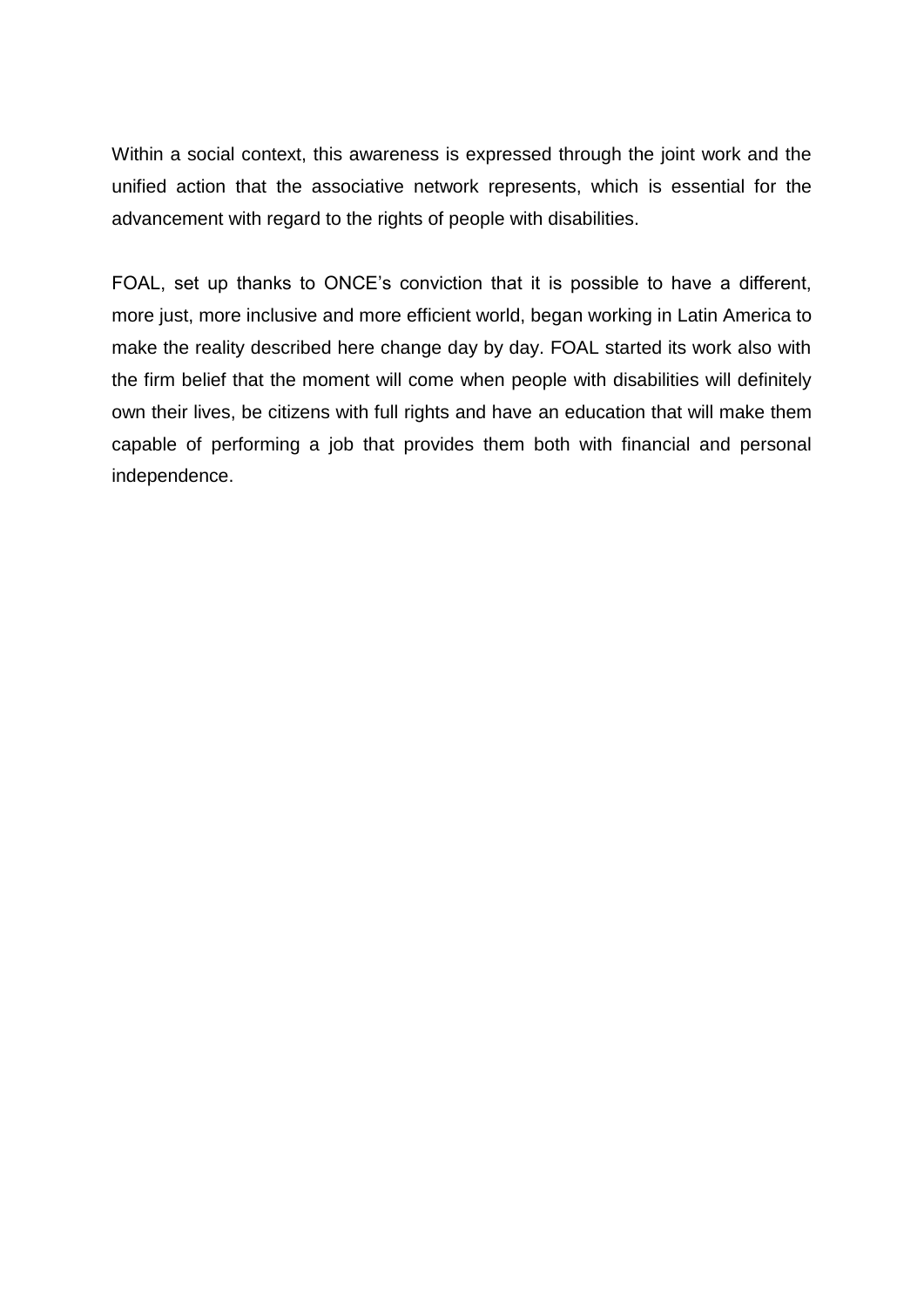Within a social context, this awareness is expressed through the joint work and the unified action that the associative network represents, which is essential for the advancement with regard to the rights of people with disabilities.

FOAL, set up thanks to ONCE's conviction that it is possible to have a different, more just, more inclusive and more efficient world, began working in Latin America to make the reality described here change day by day. FOAL started its work also with the firm belief that the moment will come when people with disabilities will definitely own their lives, be citizens with full rights and have an education that will make them capable of performing a job that provides them both with financial and personal independence.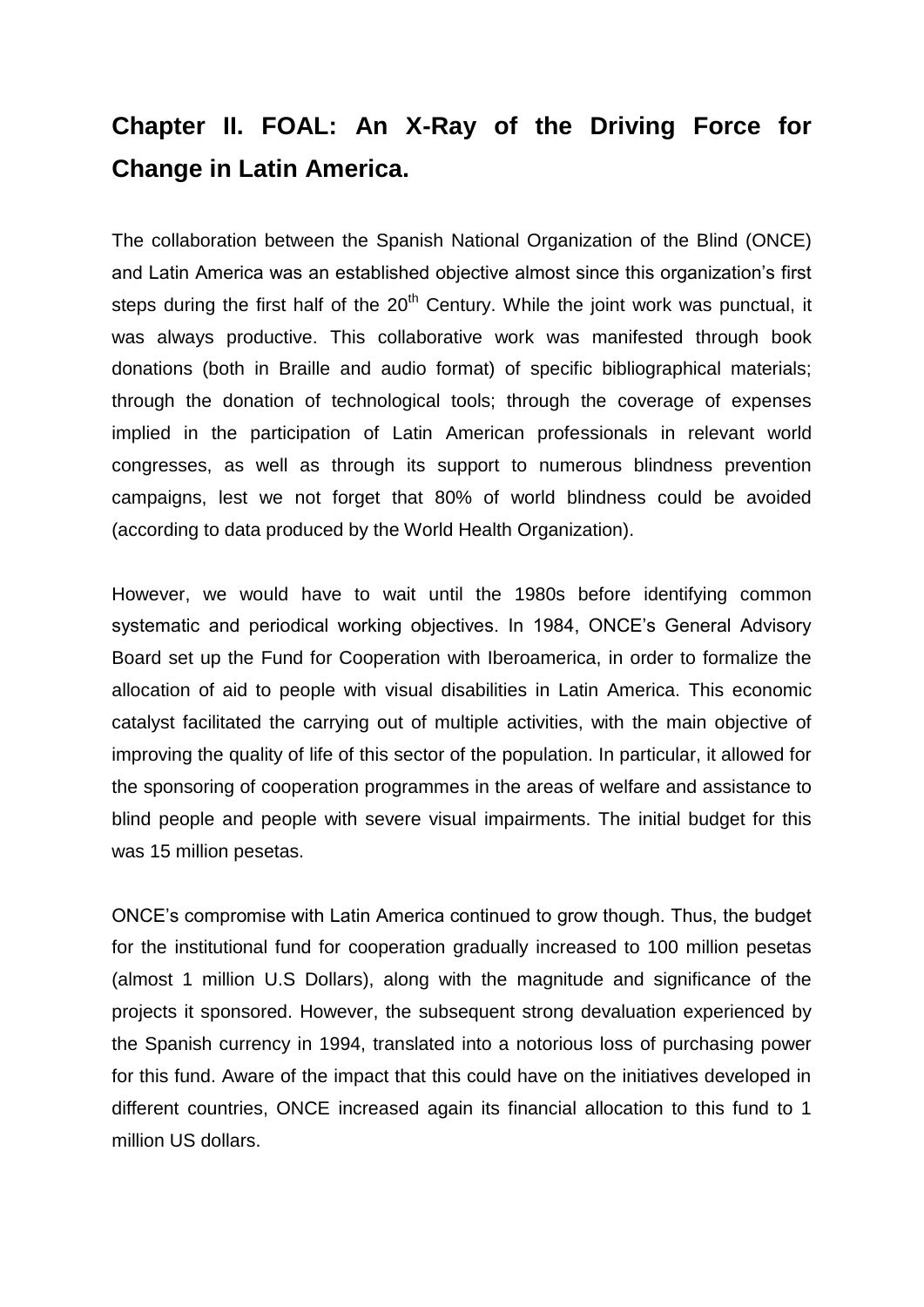## Chapter II. FOAL: An X-Ray of the Driving Force for Change in Latin America.

The collaboration between the Spanish National Organization of the Blind (ONCE) and Latin America was an established objective almost since this organization's first steps during the first half of the 20th Century. While the joint work was punctual, it was always productive. This collaborative work was manifested through book donations (both in Braille and audio format) of specific bibliographical materials; through the donation of technological tools; through the coverage of expenses implied in the participation of Latin American professionals in relevant world congresses, as well as through its support to numerous blindness prevention campaigns, lest we not forget that 80% of world blindness could be avoided (according to data produced by the World Health Organization).

However, we would have to wait until the 1980s before identifying common systematic and periodical working objectives. In 1984, ONCE's General Advisory Board set up the Fund for Cooperation with Iberoamerica, in order to formalize the allocation of aid to people with visual disabilities in Latin America. This economic catalyst facilitated the carrying out of multiple activities, with the main objective of improving the quality of life of this sector of the population. In particular, it allowed for the sponsoring of cooperation programmes in the areas of welfare and assistance to blind people and people with severe visual impairments. The initial budget for this was 15 million pesetas.

ONCE's compromise with Latin America continued to grow though. Thus, the budget for the institutional fund for cooperation gradually increased to 100 million pesetas (almost 1 million U.S Dollars), along with the magnitude and significance of the projects it sponsored. However, the subsequent strong devaluation experienced by the Spanish currency in 1994, translated into a notorious loss of purchasing power for this fund. Aware of the impact that this could have on the initiatives developed in different countries, ONCE increased again its financial allocation to this fund to 1 million US dollars.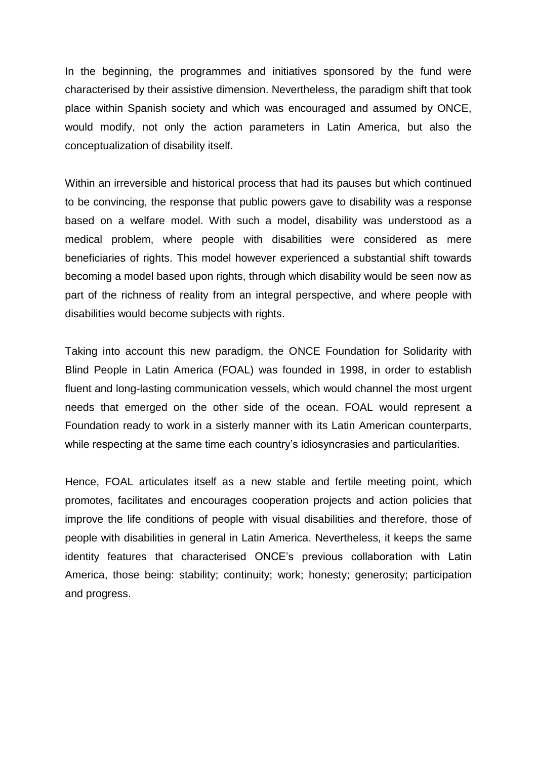In the beginning, the programmes and initiatives sponsored by the fund were characterised by their assistive dimension. Nevertheless, the paradigm shift that took place within Spanish society and which was encouraged and assumed by ONCE, would modify, not only the action parameters in Latin America, but also the conceptualization of disability itself.

Within an irreversible and historical process that had its pauses but which continued to be convincing, the response that public powers gave to disability was a response based on a welfare model. With such a model, disability was understood as a medical problem, where people with disabilities were considered as mere beneficiaries of rights. This model however experienced a substantial shift towards becoming a model based upon rights, through which disability would be seen now as part of the richness of reality from an integral perspective, and where people with disabilities would become subjects with rights.

Taking into account this new paradigm, the ONCE Foundation for Solidarity with Blind People in Latin America (FOAL) was founded in 1998, in order to establish fluent and long-lasting communication vessels, which would channel the most urgent needs that emerged on the other side of the ocean. FOAL would represent a Foundation ready to work in a sisterly manner with its Latin American counterparts, while respecting at the same time each country's idiosyncrasies and particularities.

Hence, FOAL articulates itself as a new stable and fertile meeting point, which promotes, facilitates and encourages cooperation projects and action policies that improve the life conditions of people with visual disabilities and therefore, those of people with disabilities in general in Latin America. Nevertheless, it keeps the same identity features that characterised ONCE's previous collaboration with Latin America, those being: stability; continuity; work; honesty; generosity; participation and progress.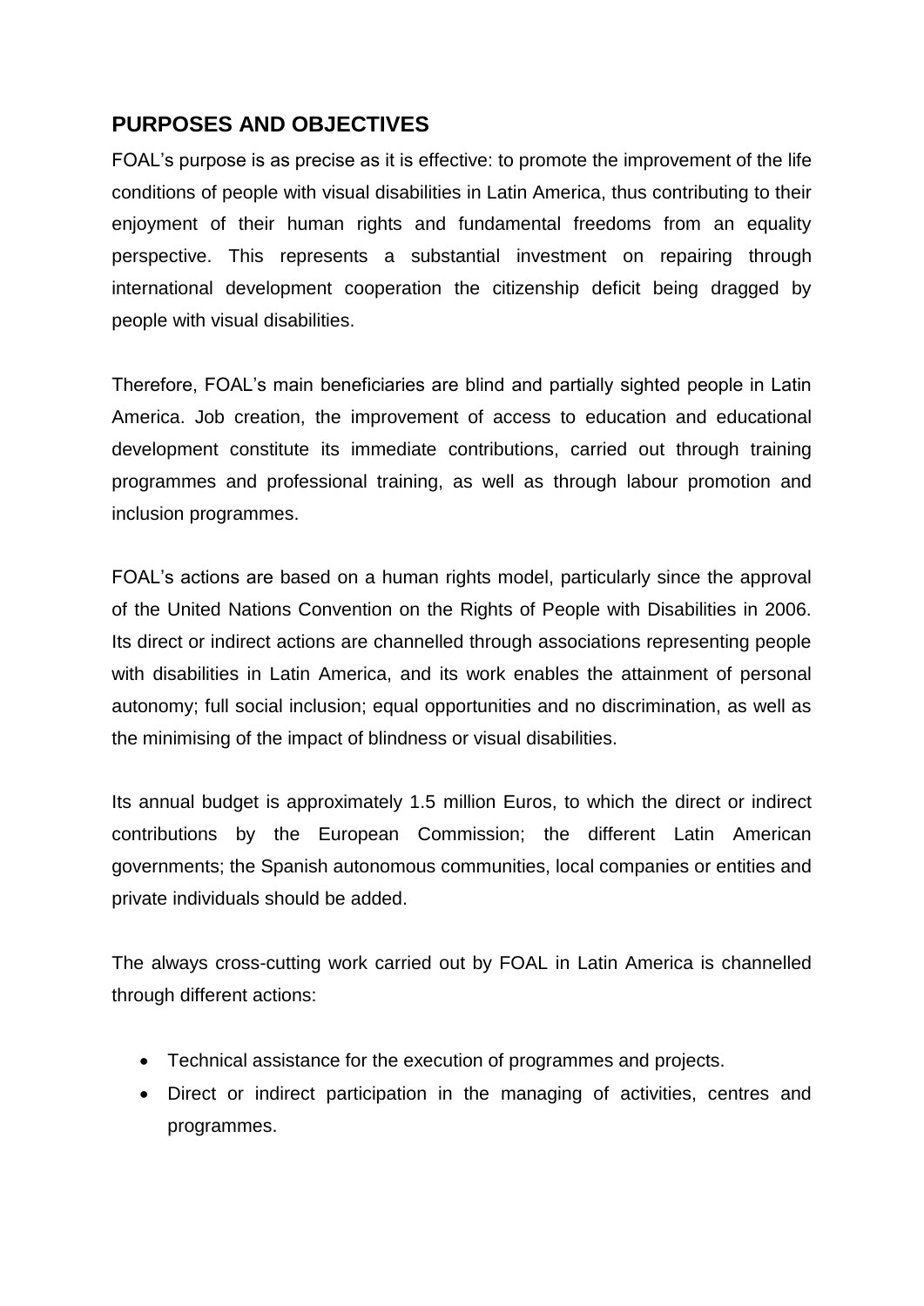## PURPOSES AND OBJECTIVES

FOAL's purpose is as precise as it is effective: to promote the improvement of the life conditions of people with visual disabilities in Latin America, thus contributing to their enjoyment of their human rights and fundamental freedoms from an equality perspective. This represents a substantial investment on repairing through international development cooperation the citizenship deficit being dragged by people with visual disabilities.

Therefore, FOAL's main beneficiaries are blind and partially sighted people in Latin America. Job creation, the improvement of access to education and educational development constitute its immediate contributions, carried out through training programmes and professional training, as well as through labour promotion and inclusion programmes.

FOAL's actions are based on a human rights model, particularly since the approval of the United Nations Convention on the Rights of People with Disabilities in 2006. Its direct or indirect actions are channelled through associations representing people with disabilities in Latin America, and its work enables the attainment of personal autonomy; full social inclusion; equal opportunities and no discrimination, as well as the minimising of the impact of blindness or visual disabilities.

Its annual budget is approximately 1.5 million Euros, to which the direct or indirect contributions by the European Commission; the different Latin American governments; the Spanish autonomous communities, local companies or entities and private individuals should be added.

The always cross-cutting work carried out by FOAL in Latin America is channelled through different actions:

- Technical assistance for the execution of programmes and projects.
- Direct or indirect participation in the managing of activities, centres and programmes.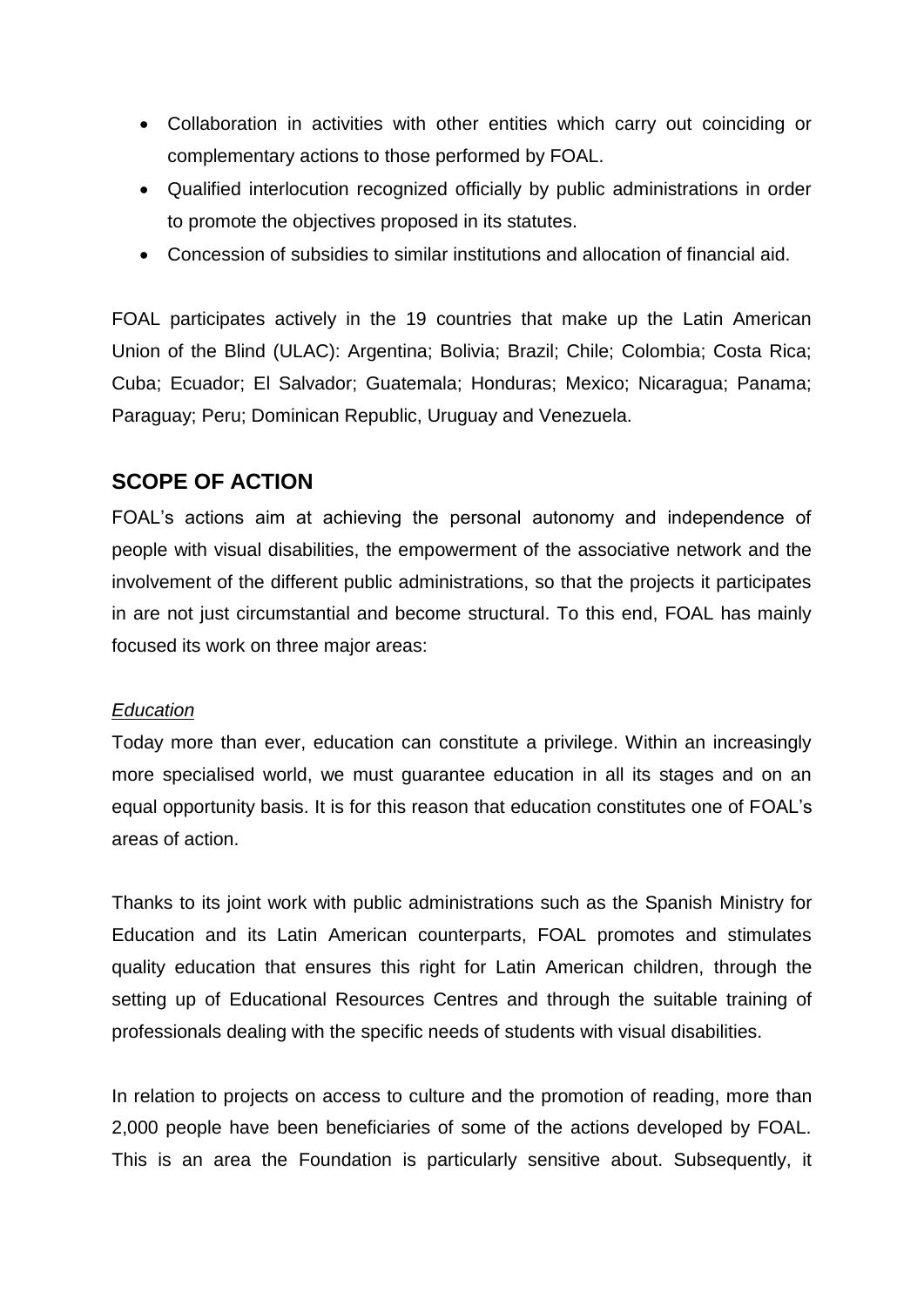- Collaboration in activities with other entities which carry out coinciding or complementary actions to those performed by FOAL.
- Qualified interlocution recognized officially by public administrations in order to promote the objectives proposed in its statutes.
- Concession of subsidies to similar institutions and allocation of financial aid.

FOAL participates actively in the 19 countries that make up the Latin American Union of the Blind (ULAC): Argentina; Bolivia; Brazil; Chile; Colombia; Costa Rica; Cuba; Ecuador; El Salvador; Guatemala; Honduras; Mexico; Nicaragua; Panama; Paraguay; Peru; Dominican Republic, Uruguay and Venezuela.

## SCOPE OF ACTION

FOAL's actions aim at achieving the personal autonomy and independence of people with visual disabilities, the empowerment of the associative network and the involvement of the different public administrations, so that the projects it participates in are not just circumstantial and become structural. To this end, FOAL has mainly focused its work on three major areas:

*Education*

Today more than ever, education can constitute a privilege. Within an increasingly more specialised world, we must guarantee education in all its stages and on an equal opportunity basis. It is for this reason that education constitutes one of FOAL's areas of action.

Thanks to its joint work with public administrations such as the Spanish Ministry for Education and its Latin American counterparts, FOAL promotes and stimulates quality education that ensures this right for Latin American children, through the setting up of Educational Resources Centres and through the suitable training of professionals dealing with the specific needs of students with visual disabilities.

In relation to projects on access to culture and the promotion of reading, more than 2,000 people have been beneficiaries of some of the actions developed by FOAL. This is an area the Foundation is particularly sensitive about. Subsequently, it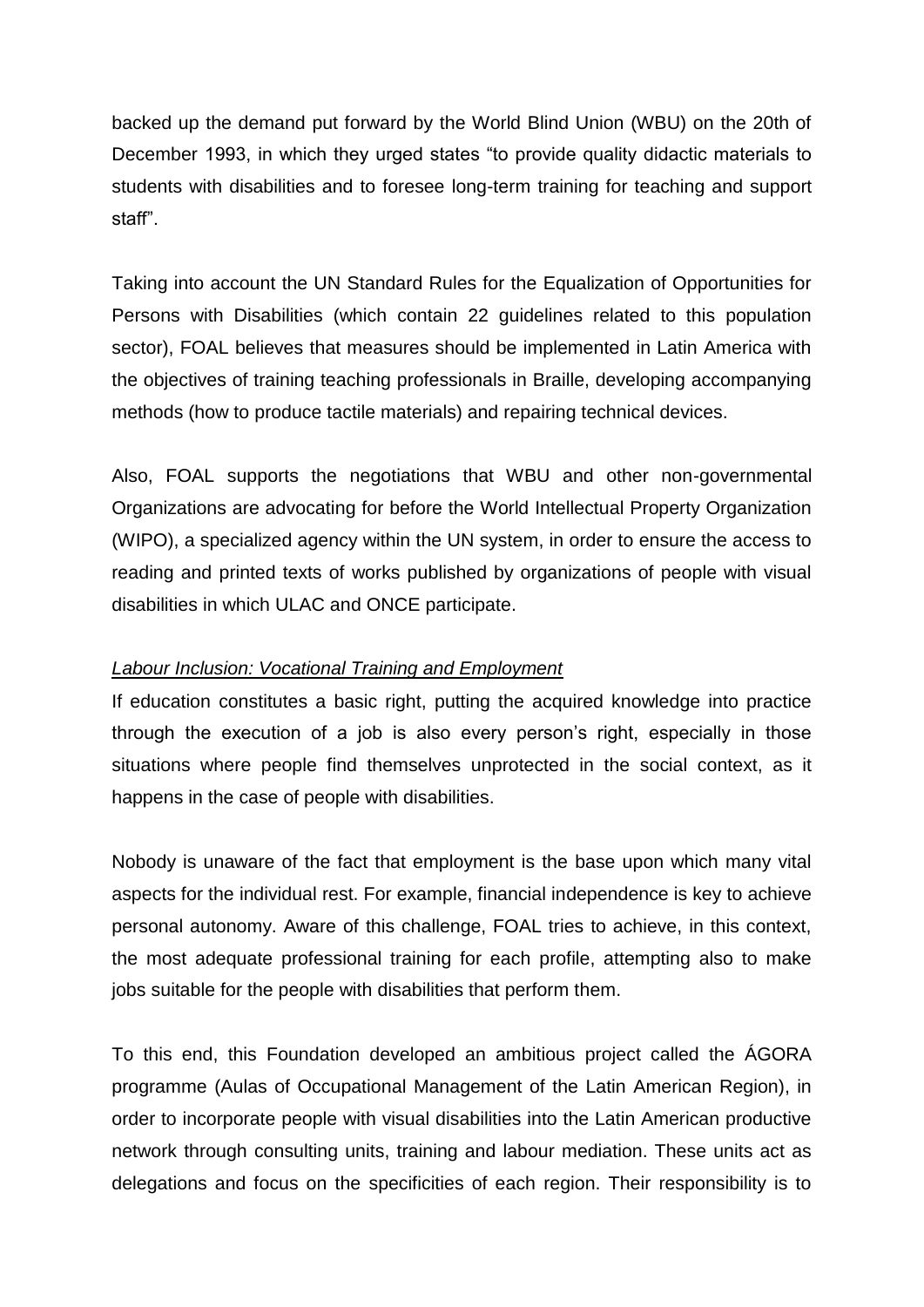backed up the demand put forward by the World Blind Union (WBU) on the 20th of December 1993, in which they urged states "to provide quality didactic materials to students with disabilities and to foresee long-term training for teaching and support staff".

Taking into account the UN Standard Rules for the Equalization of Opportunities for Persons with Disabilities (which contain 22 guidelines related to this population sector), FOAL believes that measures should be implemented in Latin America with the objectives of training teaching professionals in Braille, developing accompanying methods (how to produce tactile materials) and repairing technical devices.

Also, FOAL supports the negotiations that WBU and other non-governmental Organizations are advocating for before the World Intellectual Property Organization (WIPO), a specialized agency within the UN system, in order to ensure the access to reading and printed texts of works published by organizations of people with visual disabilities in which ULAC and ONCE participate.

*Labour Inclusion: Vocational Training and Employment*

If education constitutes a basic right, putting the acquired knowledge into practice through the execution of a job is also every person's right, especially in those situations where people find themselves unprotected in the social context, as it happens in the case of people with disabilities.

Nobody is unaware of the fact that employment is the base upon which many vital aspects for the individual rest. For example, financial independence is key to achieve personal autonomy. Aware of this challenge, FOAL tries to achieve, in this context, the most adequate professional training for each profile, attempting also to make jobs suitable for the people with disabilities that perform them.

To this end, this Foundation developed an ambitious project called the ÁGORA programme (Aulas of Occupational Management of the Latin American Region), in order to incorporate people with visual disabilities into the Latin American productive network through consulting units, training and labour mediation. These units act as delegations and focus on the specificities of each region. Their responsibility is to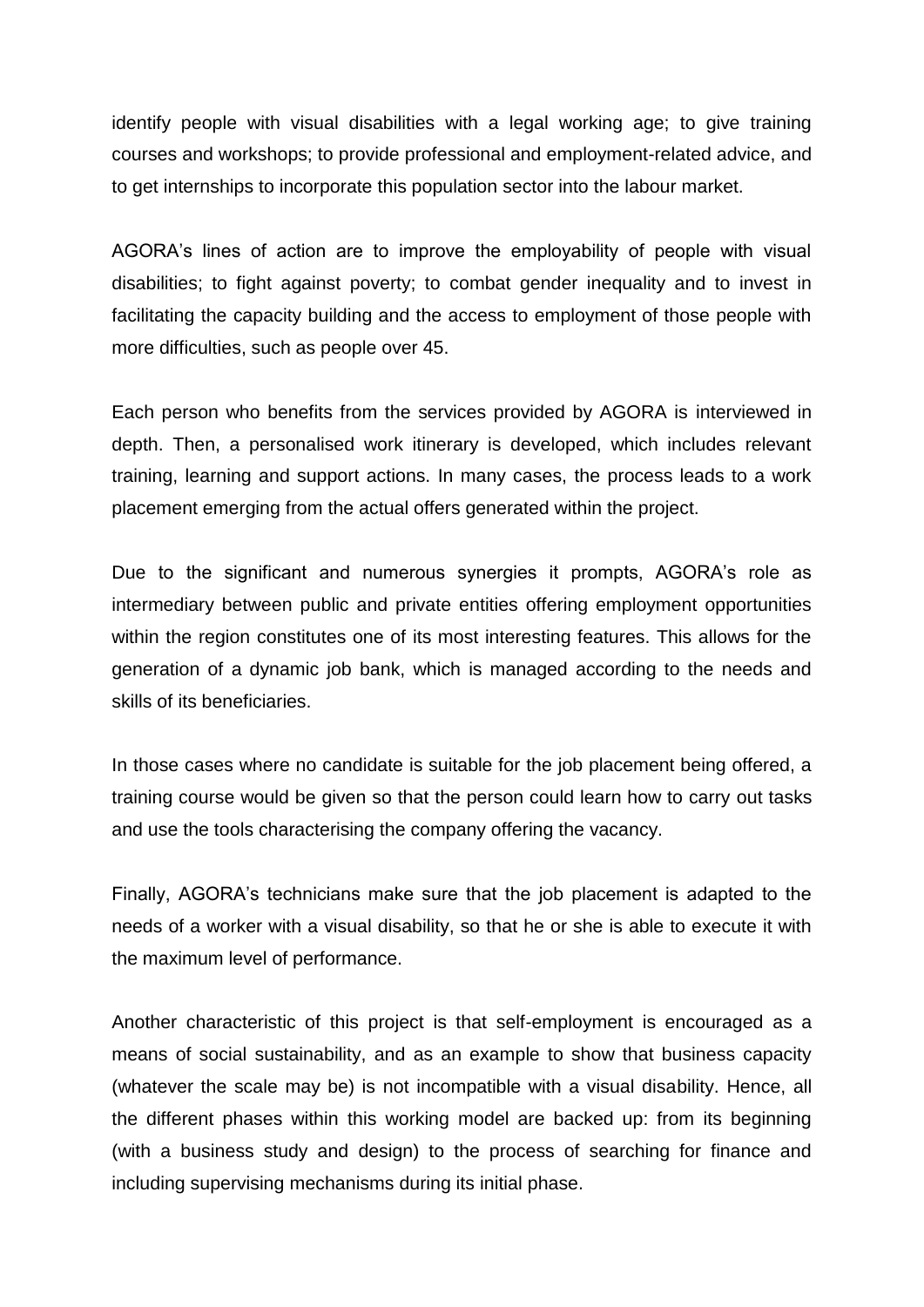identify people with visual disabilities with a legal working age; to give training courses and workshops; to provide professional and employment-related advice, and to get internships to incorporate this population sector into the labour market.

AGORA's lines of action are to improve the employability of people with visual disabilities; to fight against poverty; to combat gender inequality and to invest in facilitating the capacity building and the access to employment of those people with more difficulties, such as people over 45.

Each person who benefits from the services provided by AGORA is interviewed in depth. Then, a personalised work itinerary is developed, which includes relevant training, learning and support actions. In many cases, the process leads to a work placement emerging from the actual offers generated within the project.

Due to the significant and numerous synergies it prompts, AGORA's role as intermediary between public and private entities offering employment opportunities within the region constitutes one of its most interesting features. This allows for the generation of a dynamic job bank, which is managed according to the needs and skills of its beneficiaries.

In those cases where no candidate is suitable for the job placement being offered, a training course would be given so that the person could learn how to carry out tasks and use the tools characterising the company offering the vacancy.

Finally, AGORA's technicians make sure that the job placement is adapted to the needs of a worker with a visual disability, so that he or she is able to execute it with the maximum level of performance.

Another characteristic of this project is that self-employment is encouraged as a means of social sustainability, and as an example to show that business capacity (whatever the scale may be) is not incompatible with a visual disability. Hence, all the different phases within this working model are backed up: from its beginning (with a business study and design) to the process of searching for finance and including supervising mechanisms during its initial phase.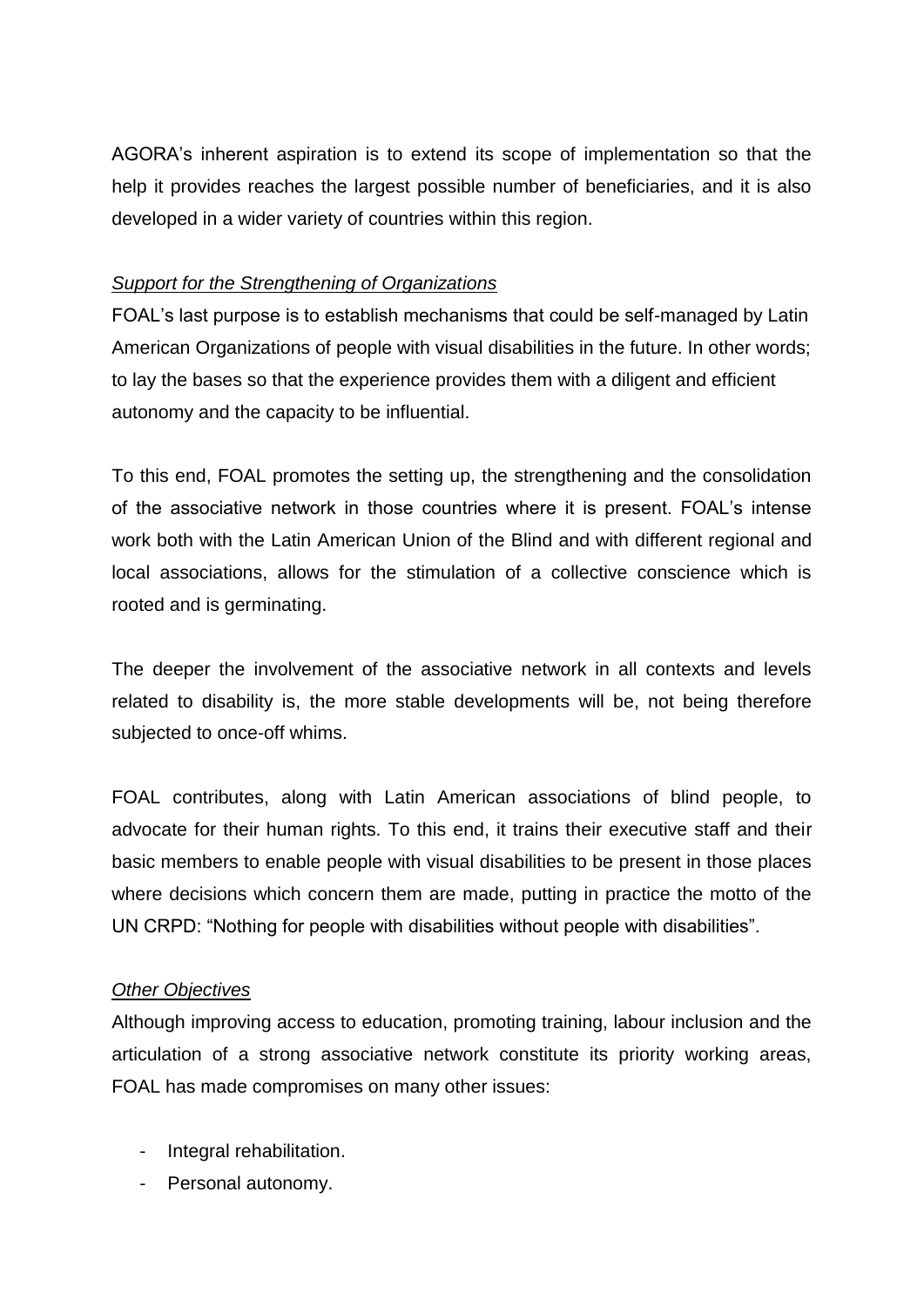AGORA's inherent aspiration is to extend its scope of implementation so that the help it provides reaches the largest possible number of beneficiaries, and it is also developed in a wider variety of countries within this region.

*Support for the Strengthening of Organizations*

FOAL's last purpose is to establish mechanisms that could be self-managed by Latin American Organizations of people with visual disabilities in the future. In other words; to lay the bases so that the experience provides them with a diligent and efficient autonomy and the capacity to be influential.

To this end, FOAL promotes the setting up, the strengthening and the consolidation of the associative network in those countries where it is present. FOAL's intense work both with the Latin American Union of the Blind and with different regional and local associations, allows for the stimulation of a collective conscience which is rooted and is germinating.

The deeper the involvement of the associative network in all contexts and levels related to disability is, the more stable developments will be, not being therefore subjected to once-off whims.

FOAL contributes, along with Latin American associations of blind people, to advocate for their human rights. To this end, it trains their executive staff and their basic members to enable people with visual disabilities to be present in those places where decisions which concern them are made, putting in practice the motto of the UN CRPD: "Nothing for people with disabilities without people with disabilities".

*Other Objectives*

Although improving access to education, promoting training, labour inclusion and the articulation of a strong associative network constitute its priority working areas, FOAL has made compromises on many other issues:

- Integral rehabilitation.
- Personal autonomy.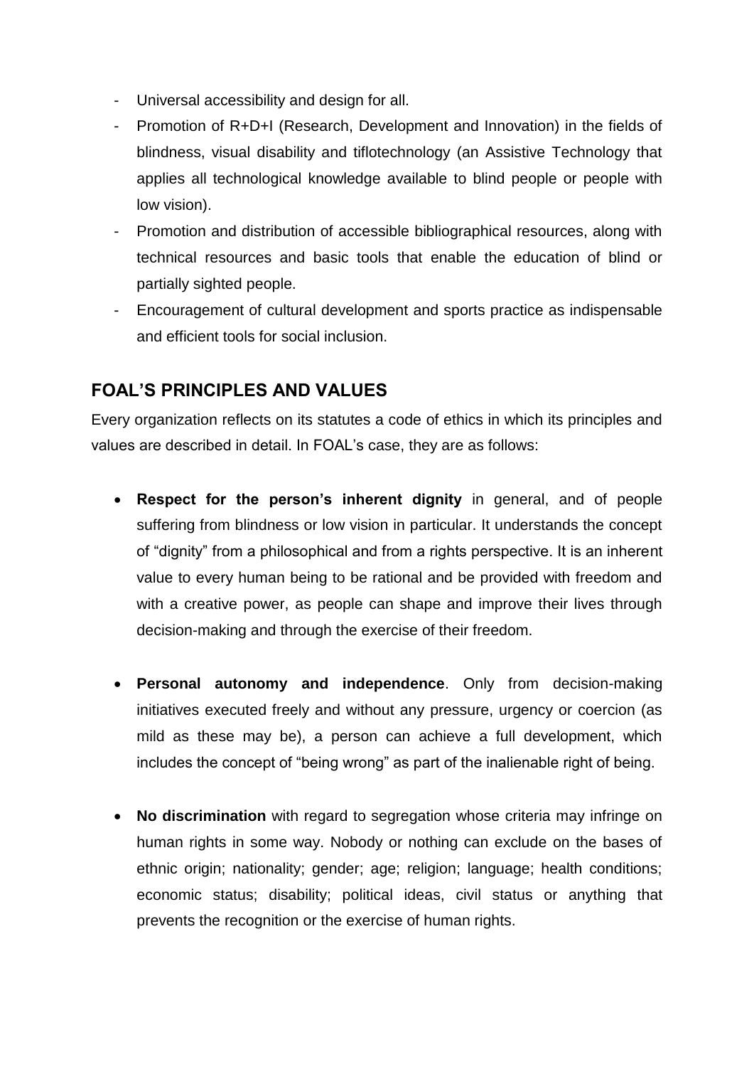- Universal accessibility and design for all.
- Promotion of R+D+I (Research, Development and Innovation) in the fields of blindness, visual disability and tiflotechnology (an Assistive Technology that applies all technological knowledge available to blind people or people with low vision).
- Promotion and distribution of accessible bibliographical resources, along with technical resources and basic tools that enable the education of blind or partially sighted people.
- Encouragement of cultural development and sports practice as indispensable and efficient tools for social inclusion.

## FOAL'S PRINCIPLES AND VALUES

Every organization reflects on its statutes a code of ethics in which its principles and values are described in detail. In FOAL's case, they are as follows:

- **Respect for the person's inherent dignity** in general, and of people suffering from blindness or low vision in particular. It understands the concept of "dignity" from a philosophical and from a rights perspective. It is an inherent value to every human being to be rational and be provided with freedom and with a creative power, as people can shape and improve their lives through decision-making and through the exercise of their freedom.

- **Personal autonomy and independence**. Only from decision-making initiatives executed freely and without any pressure, urgency or coercion (as mild as these may be), a person can achieve a full development, which includes the concept of "being wrong" as part of the inalienable right of being.

- **No discrimination** with regard to segregation whose criteria may infringe on human rights in some way. Nobody or nothing can exclude on the bases of ethnic origin; nationality; gender; age; religion; language; health conditions; economic status; disability; political ideas, civil status or anything that prevents the recognition or the exercise of human rights.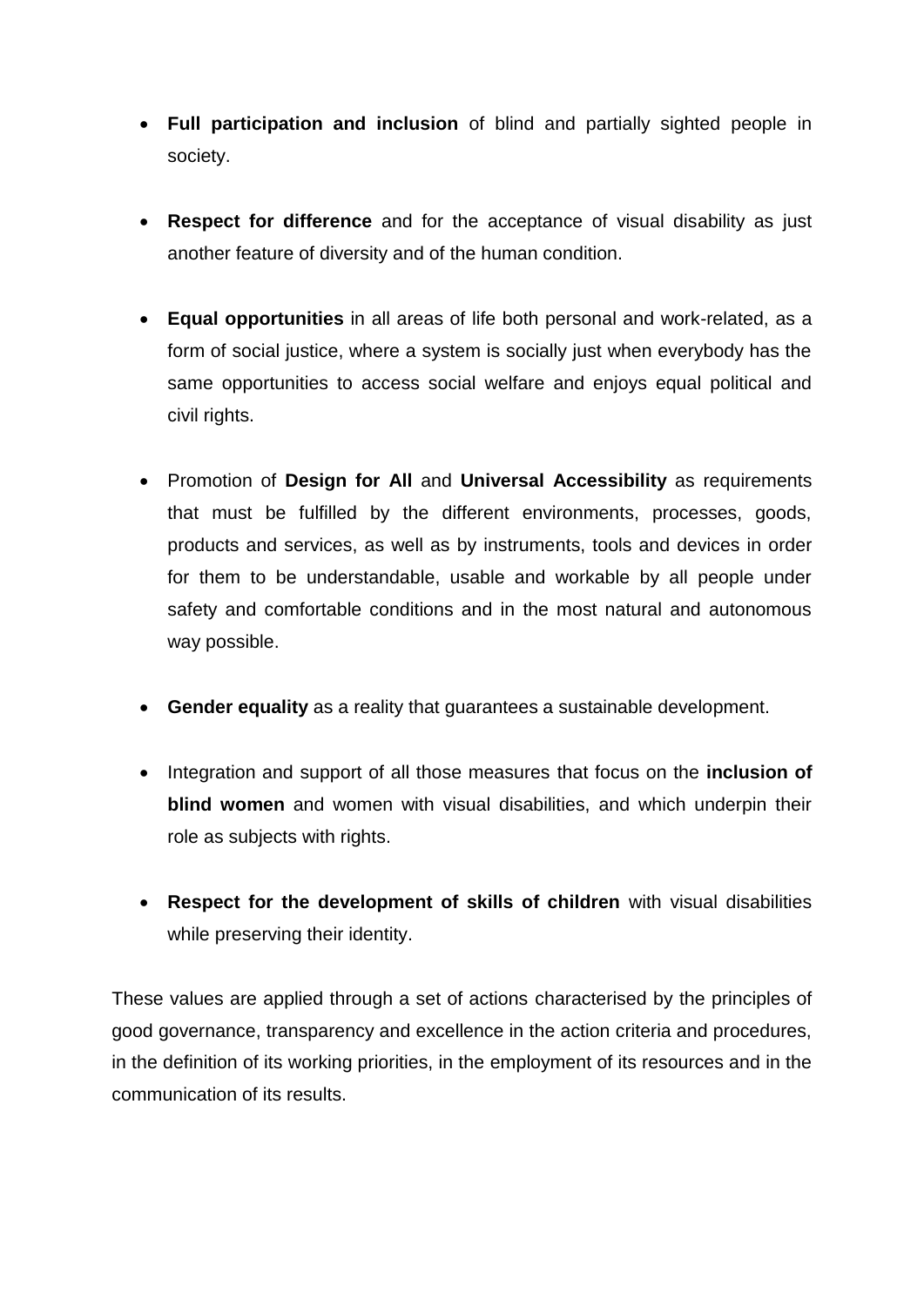- **Full participation and inclusion** of blind and partially sighted people in society.

- **Respect for difference** and for the acceptance of visual disability as just another feature of diversity and of the human condition.

- **Equal opportunities** in all areas of life both personal and work-related, as a form of social justice, where a system is socially just when everybody has the same opportunities to access social welfare and enjoys equal political and civil rights.

- Promotion of **Design for All** and **Universal Accessibility** as requirements that must be fulfilled by the different environments, processes, goods, products and services, as well as by instruments, tools and devices in order for them to be understandable, usable and workable by all people under safety and comfortable conditions and in the most natural and autonomous way possible.

- **Gender equality** as a reality that guarantees a sustainable development.

- Integration and support of all those measures that focus on the **inclusion of blind women** and women with visual disabilities, and which underpin their role as subjects with rights.

- **Respect for the development of skills of children** with visual disabilities while preserving their identity.

These values are applied through a set of actions characterised by the principles of good governance, transparency and excellence in the action criteria and procedures, in the definition of its working priorities, in the employment of its resources and in the communication of its results.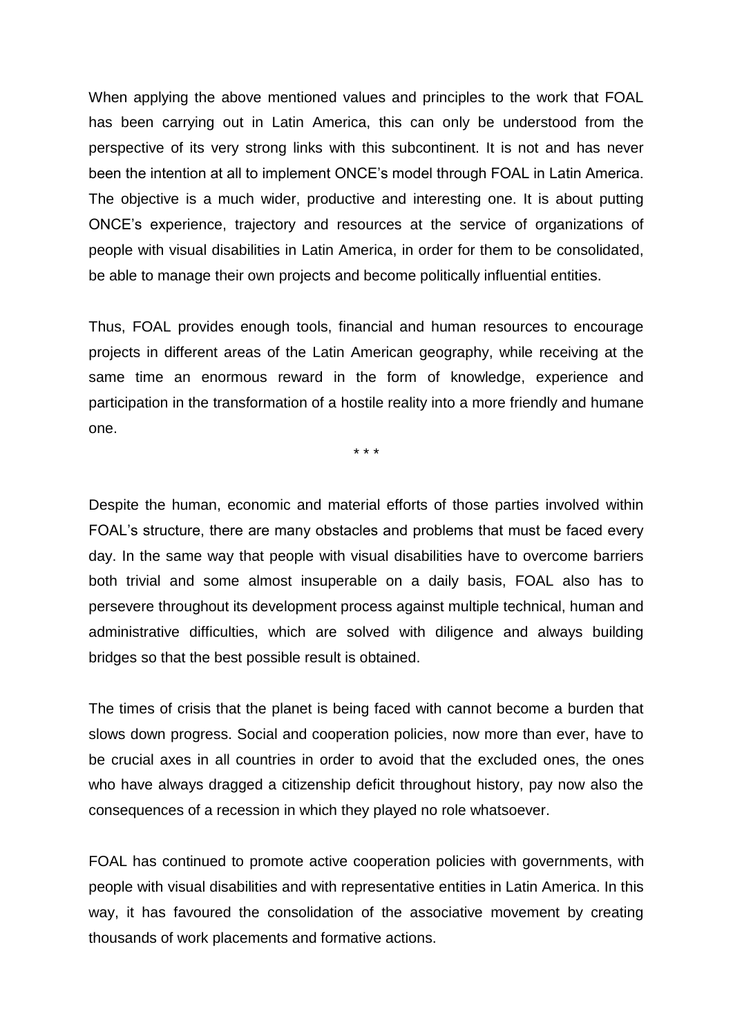When applying the above mentioned values and principles to the work that FOAL has been carrying out in Latin America, this can only be understood from the perspective of its very strong links with this subcontinent. It is not and has never been the intention at all to implement ONCE's model through FOAL in Latin America. The objective is a much wider, productive and interesting one. It is about putting ONCE's experience, trajectory and resources at the service of organizations of people with visual disabilities in Latin America, in order for them to be consolidated, be able to manage their own projects and become politically influential entities.

Thus, FOAL provides enough tools, financial and human resources to encourage projects in different areas of the Latin American geography, while receiving at the same time an enormous reward in the form of knowledge, experience and participation in the transformation of a hostile reality into a more friendly and humane one.

\* \* \*

Despite the human, economic and material efforts of those parties involved within FOAL's structure, there are many obstacles and problems that must be faced every day. In the same way that people with visual disabilities have to overcome barriers both trivial and some almost insuperable on a daily basis, FOAL also has to persevere throughout its development process against multiple technical, human and administrative difficulties, which are solved with diligence and always building bridges so that the best possible result is obtained.

The times of crisis that the planet is being faced with cannot become a burden that slows down progress. Social and cooperation policies, now more than ever, have to be crucial axes in all countries in order to avoid that the excluded ones, the ones who have always dragged a citizenship deficit throughout history, pay now also the consequences of a recession in which they played no role whatsoever.

FOAL has continued to promote active cooperation policies with governments, with people with visual disabilities and with representative entities in Latin America. In this way, it has favoured the consolidation of the associative movement by creating thousands of work placements and formative actions.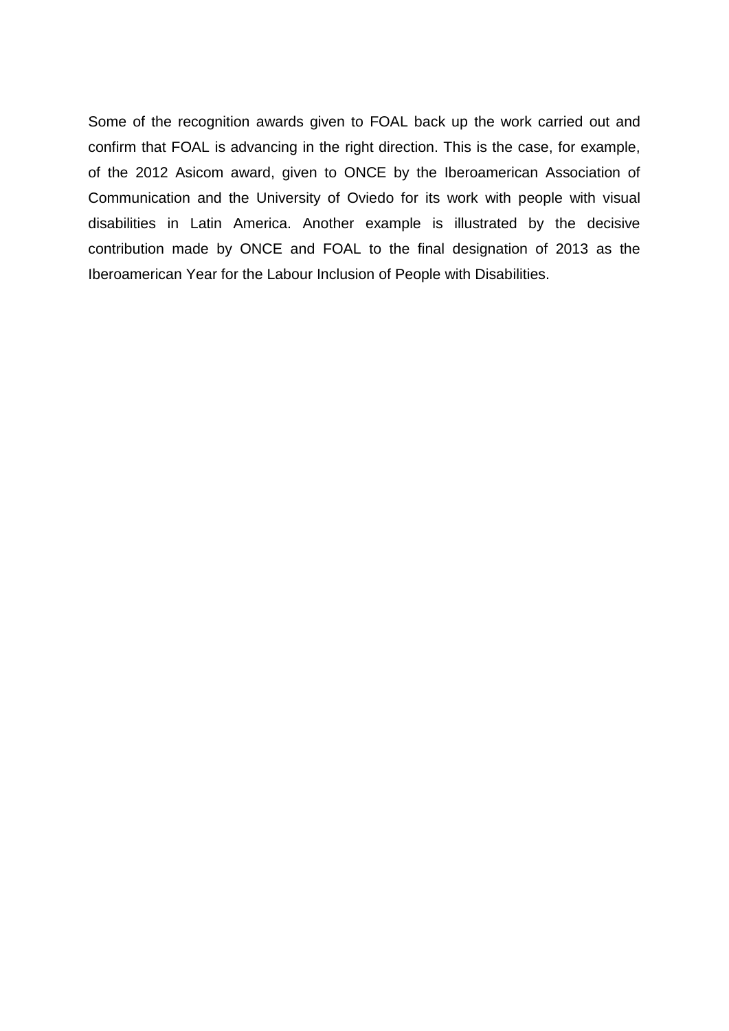Some of the recognition awards given to FOAL back up the work carried out and confirm that FOAL is advancing in the right direction. This is the case, for example, of the 2012 Asicom award, given to ONCE by the Iberoamerican Association of Communication and the University of Oviedo for its work with people with visual disabilities in Latin America. Another example is illustrated by the decisive contribution made by ONCE and FOAL to the final designation of 2013 as the Iberoamerican Year for the Labour Inclusion of People with Disabilities.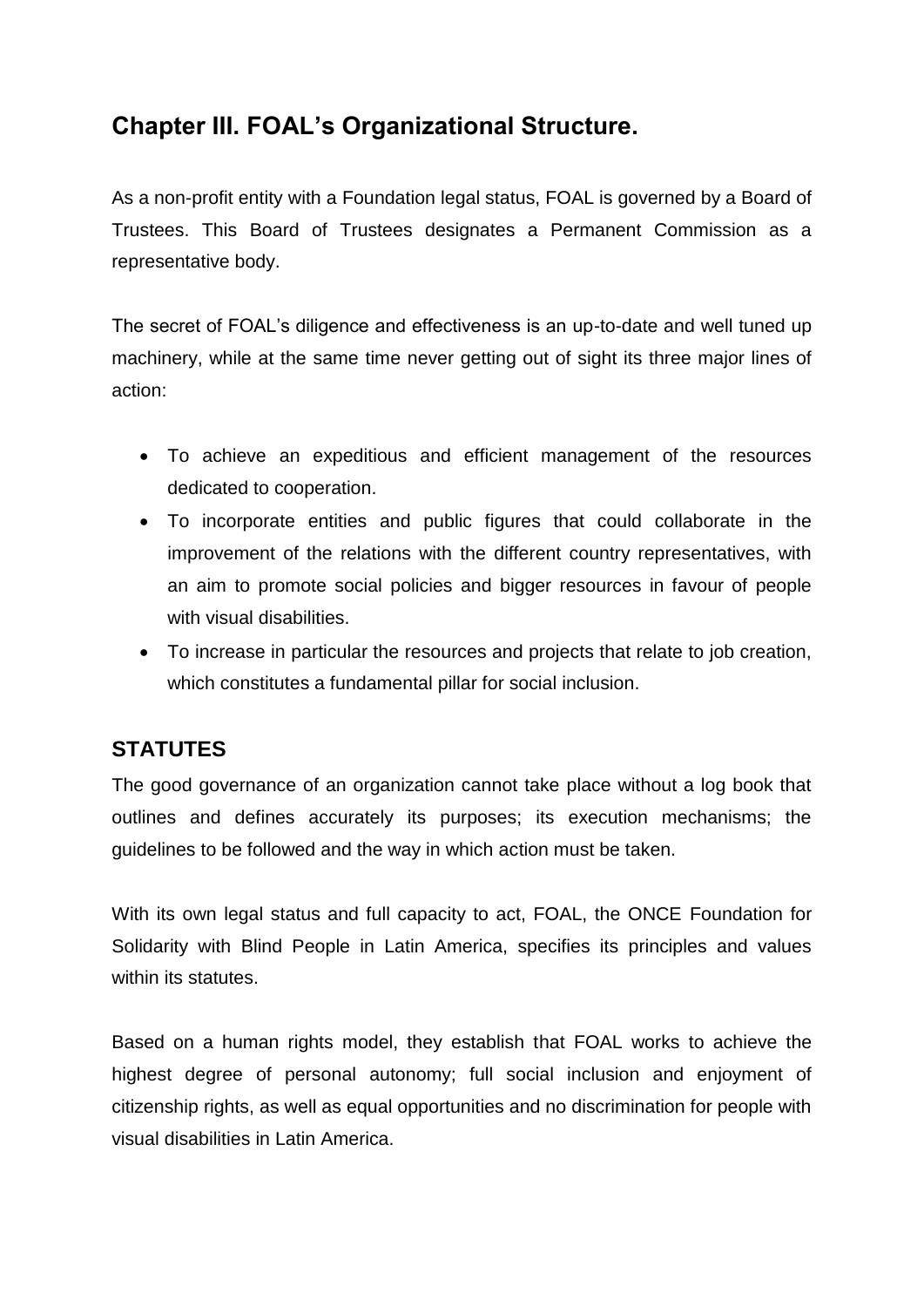## Chapter III. FOAL's Organizational Structure.

As a non-profit entity with a Foundation legal status, FOAL is governed by a Board of Trustees. This Board of Trustees designates a Permanent Commission as a representative body.

The secret of FOAL's diligence and effectiveness is an up-to-date and well tuned up machinery, while at the same time never getting out of sight its three major lines of action:

- To achieve an expeditious and efficient management of the resources dedicated to cooperation.
- To incorporate entities and public figures that could collaborate in the improvement of the relations with the different country representatives, with an aim to promote social policies and bigger resources in favour of people with visual disabilities.
- To increase in particular the resources and projects that relate to job creation, which constitutes a fundamental pillar for social inclusion.

### STATUTES

The good governance of an organization cannot take place without a log book that outlines and defines accurately its purposes; its execution mechanisms; the guidelines to be followed and the way in which action must be taken.

With its own legal status and full capacity to act, FOAL, the ONCE Foundation for Solidarity with Blind People in Latin America, specifies its principles and values within its statutes.

Based on a human rights model, they establish that FOAL works to achieve the highest degree of personal autonomy; full social inclusion and enjoyment of citizenship rights, as well as equal opportunities and no discrimination for people with visual disabilities in Latin America.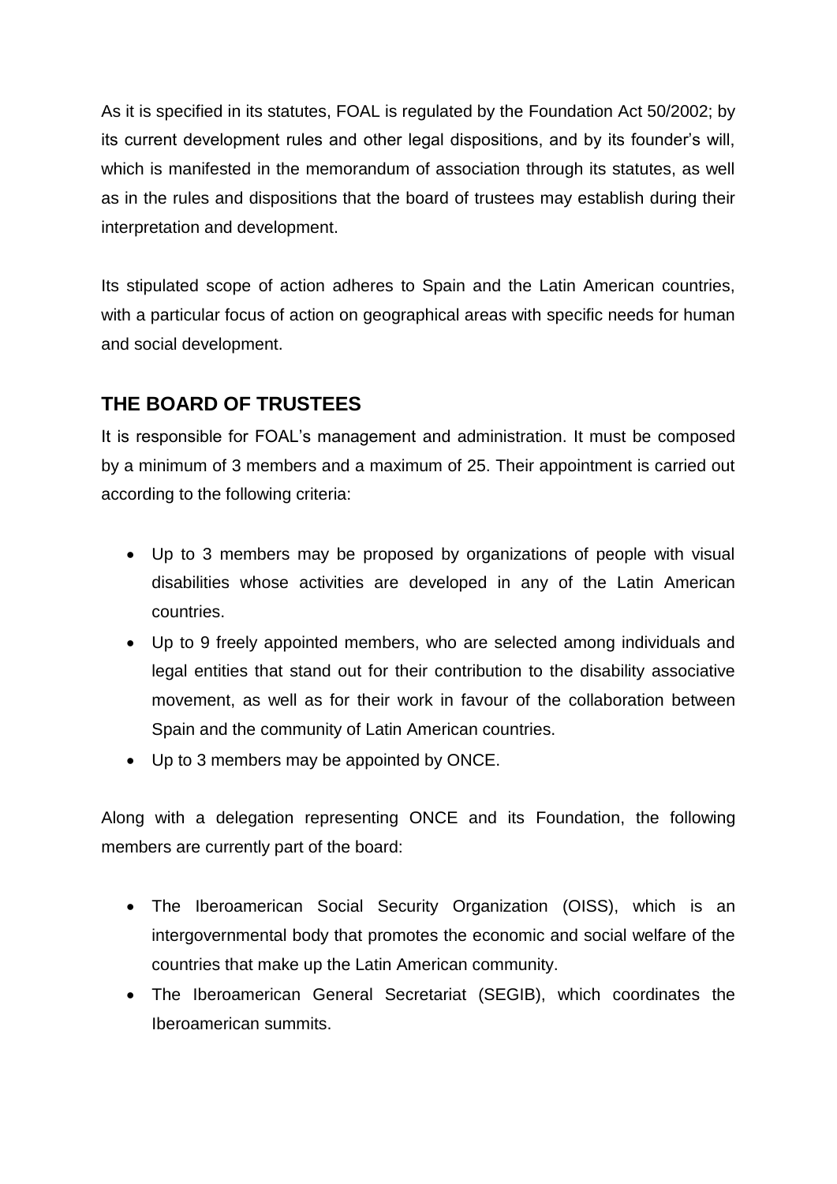As it is specified in its statutes, FOAL is regulated by the Foundation Act 50/2002; by its current development rules and other legal dispositions, and by its founder's will, which is manifested in the memorandum of association through its statutes, as well as in the rules and dispositions that the board of trustees may establish during their interpretation and development.

Its stipulated scope of action adheres to Spain and the Latin American countries, with a particular focus of action on geographical areas with specific needs for human and social development.

## THE BOARD OF TRUSTEES

It is responsible for FOAL's management and administration. It must be composed by a minimum of 3 members and a maximum of 25. Their appointment is carried out according to the following criteria:

- Up to 3 members may be proposed by organizations of people with visual disabilities whose activities are developed in any of the Latin American countries.
- Up to 9 freely appointed members, who are selected among individuals and legal entities that stand out for their contribution to the disability associative movement, as well as for their work in favour of the collaboration between Spain and the community of Latin American countries.
- Up to 3 members may be appointed by ONCE.

Along with a delegation representing ONCE and its Foundation, the following members are currently part of the board:

- The Iberoamerican Social Security Organization (OISS), which is an intergovernmental body that promotes the economic and social welfare of the countries that make up the Latin American community.
- The Iberoamerican General Secretariat (SEGIB), which coordinates the Iberoamerican summits.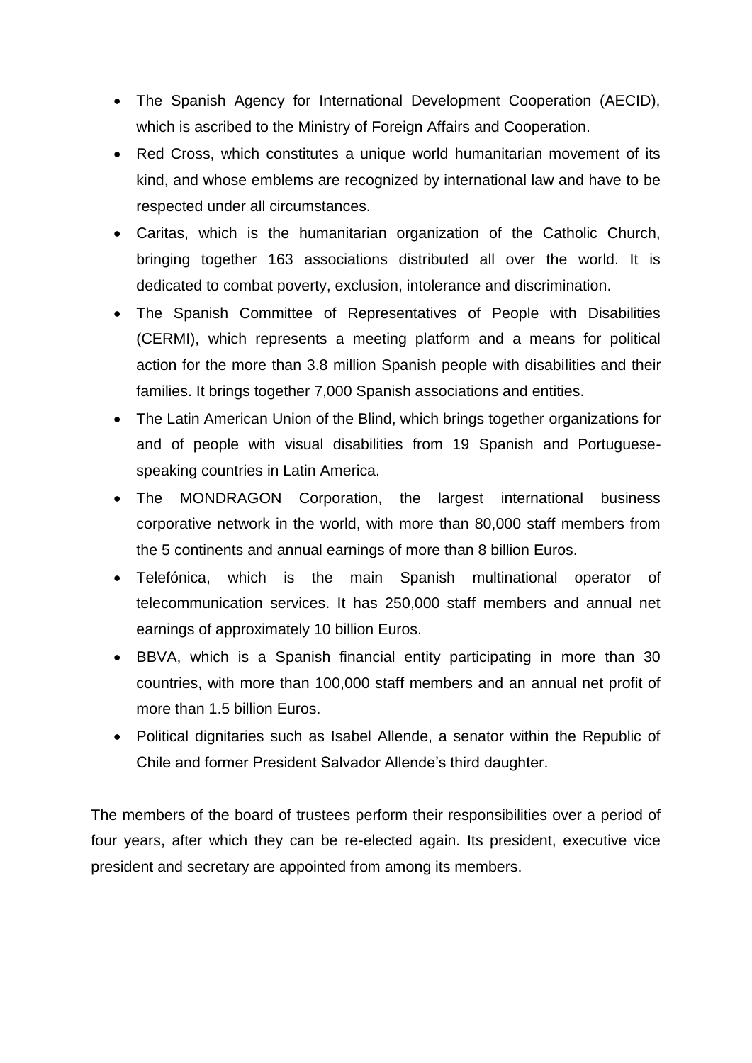- The Spanish Agency for International Development Cooperation (AECID), which is ascribed to the Ministry of Foreign Affairs and Cooperation.
- Red Cross, which constitutes a unique world humanitarian movement of its kind, and whose emblems are recognized by international law and have to be respected under all circumstances.
- Caritas, which is the humanitarian organization of the Catholic Church, bringing together 163 associations distributed all over the world. It is dedicated to combat poverty, exclusion, intolerance and discrimination.
- The Spanish Committee of Representatives of People with Disabilities (CERMI), which represents a meeting platform and a means for political action for the more than 3.8 million Spanish people with disabilities and their families. It brings together 7,000 Spanish associations and entities.
- The Latin American Union of the Blind, which brings together organizations for and of people with visual disabilities from 19 Spanish and Portuguese-speaking countries in Latin America.
- The MONDRAGON Corporation, the largest international business corporative network in the world, with more than 80,000 staff members from the 5 continents and annual earnings of more than 8 billion Euros.
- Telefónica, which is the main Spanish multinational operator of telecommunication services. It has 250,000 staff members and annual net earnings of approximately 10 billion Euros.
- BBVA, which is a Spanish financial entity participating in more than 30 countries, with more than 100,000 staff members and an annual net profit of more than 1.5 billion Euros.
- Political dignitaries such as Isabel Allende, a senator within the Republic of Chile and former President Salvador Allende's third daughter.

The members of the board of trustees perform their responsibilities over a period of four years, after which they can be re-elected again. Its president, executive vice president and secretary are appointed from among its members.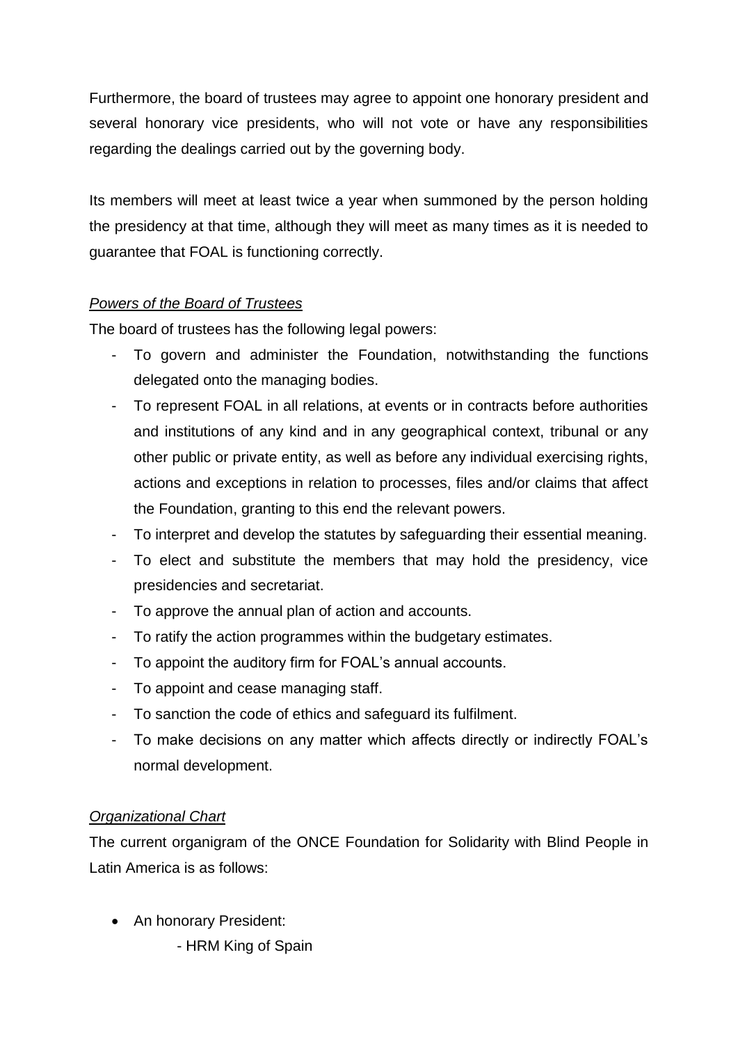Furthermore, the board of trustees may agree to appoint one honorary president and several honorary vice presidents, who will not vote or have any responsibilities regarding the dealings carried out by the governing body.

Its members will meet at least twice a year when summoned by the person holding the presidency at that time, although they will meet as many times as it is needed to guarantee that FOAL is functioning correctly.

*Powers of the Board of Trustees*

The board of trustees has the following legal powers:

- To govern and administer the Foundation, notwithstanding the functions delegated onto the managing bodies.
- To represent FOAL in all relations, at events or in contracts before authorities and institutions of any kind and in any geographical context, tribunal or any other public or private entity, as well as before any individual exercising rights, actions and exceptions in relation to processes, files and/or claims that affect the Foundation, granting to this end the relevant powers.
- To interpret and develop the statutes by safeguarding their essential meaning.
- To elect and substitute the members that may hold the presidency, vice presidencies and secretariat.
- To approve the annual plan of action and accounts.
- To ratify the action programmes within the budgetary estimates.
- To appoint the auditory firm for FOAL's annual accounts.
- To appoint and cease managing staff.
- To sanction the code of ethics and safeguard its fulfilment.
- To make decisions on any matter which affects directly or indirectly FOAL's normal development.

*Organizational Chart*

The current organigram of the ONCE Foundation for Solidarity with Blind People in Latin America is as follows:

- An honorary President:
  - HRM King of Spain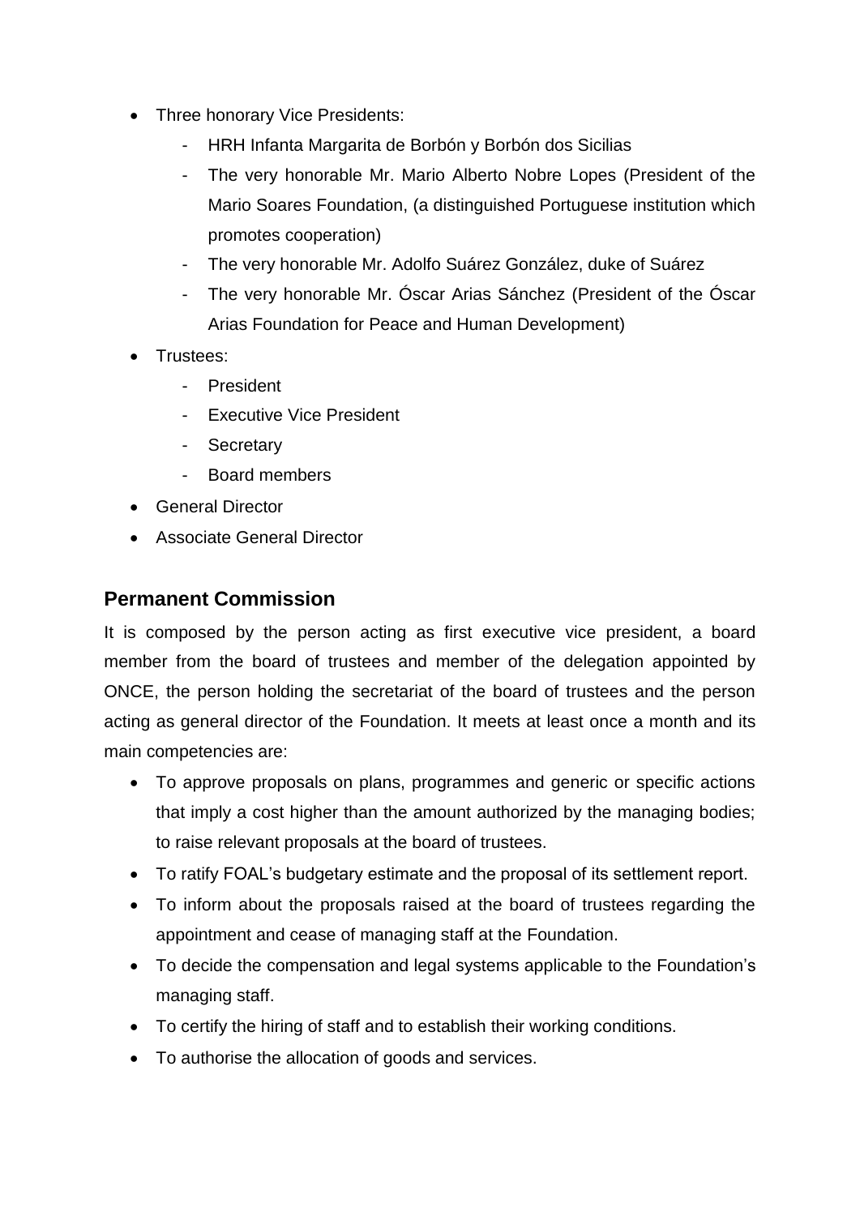- Three honorary Vice Presidents:
    - HRH Infanta Margarita de Borbón y Borbón dos Sicilias
    - The very honorable Mr. Mario Alberto Nobre Lopes (President of the Mario Soares Foundation, (a distinguished Portuguese institution which promotes cooperation)
    - The very honorable Mr. Adolfo Suárez González, duke of Suárez
    - The very honorable Mr. Óscar Arias Sánchez (President of the Óscar Arias Foundation for Peace and Human Development)
- Trustees:
    - President
    - Executive Vice President
    - Secretary
    - Board members
- General Director
- Associate General Director

## Permanent Commission

It is composed by the person acting as first executive vice president, a board member from the board of trustees and member of the delegation appointed by ONCE, the person holding the secretariat of the board of trustees and the person acting as general director of the Foundation. It meets at least once a month and its main competencies are:

- To approve proposals on plans, programmes and generic or specific actions that imply a cost higher than the amount authorized by the managing bodies; to raise relevant proposals at the board of trustees.
- To ratify FOAL's budgetary estimate and the proposal of its settlement report.
- To inform about the proposals raised at the board of trustees regarding the appointment and cease of managing staff at the Foundation.
- To decide the compensation and legal systems applicable to the Foundation's managing staff.
- To certify the hiring of staff and to establish their working conditions.
- To authorise the allocation of goods and services.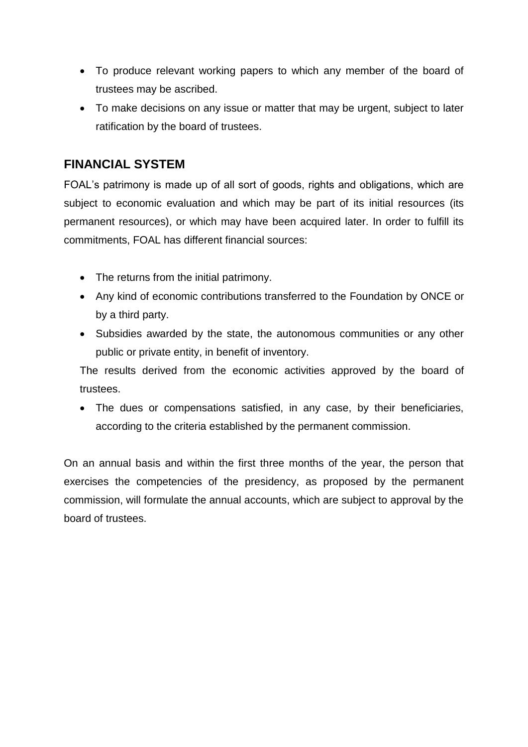- To produce relevant working papers to which any member of the board of trustees may be ascribed.
- To make decisions on any issue or matter that may be urgent, subject to later ratification by the board of trustees.

## FINANCIAL SYSTEM

FOAL's patrimony is made up of all sort of goods, rights and obligations, which are subject to economic evaluation and which may be part of its initial resources (its permanent resources), or which may have been acquired later. In order to fulfill its commitments, FOAL has different financial sources:

- The returns from the initial patrimony.
- Any kind of economic contributions transferred to the Foundation by ONCE or by a third party.
- Subsidies awarded by the state, the autonomous communities or any other public or private entity, in benefit of inventory.

  The results derived from the economic activities approved by the board of trustees.
- The dues or compensations satisfied, in any case, by their beneficiaries, according to the criteria established by the permanent commission.

On an annual basis and within the first three months of the year, the person that exercises the competencies of the presidency, as proposed by the permanent commission, will formulate the annual accounts, which are subject to approval by the board of trustees.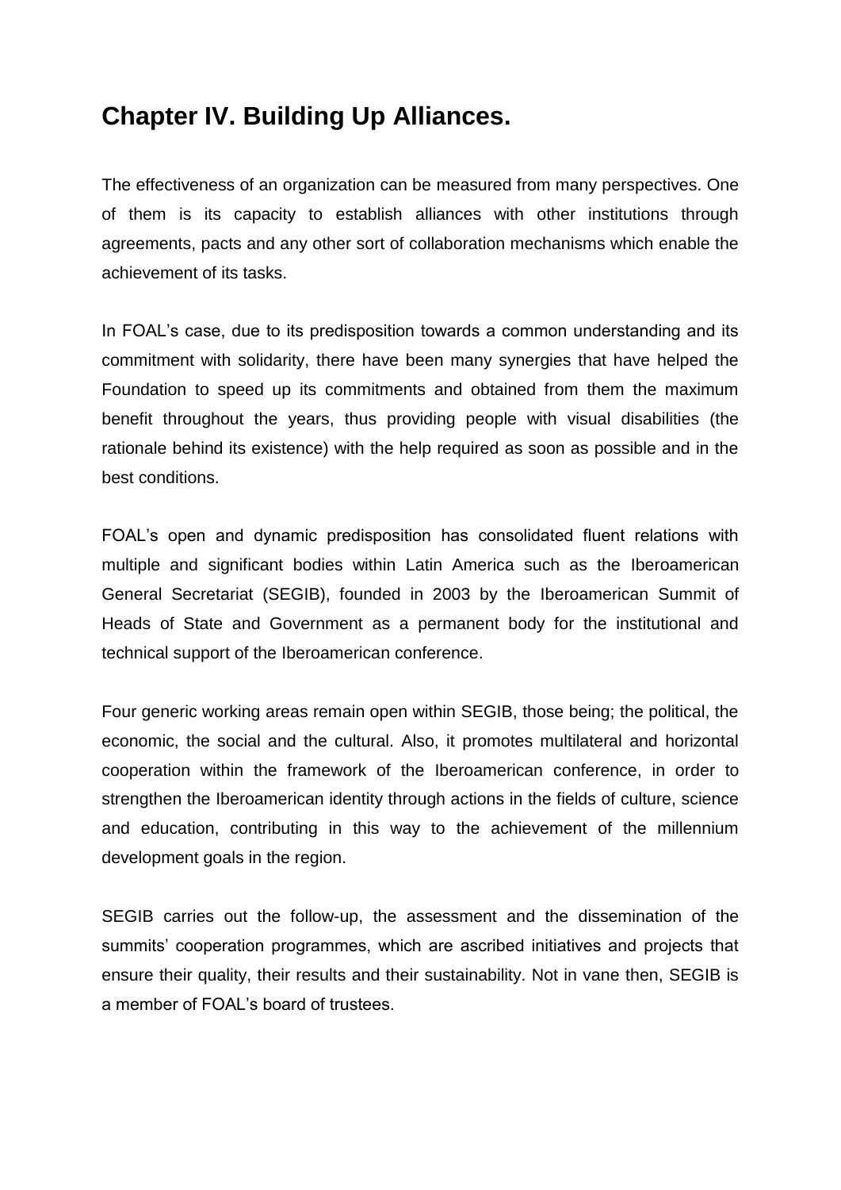# Chapter IV. Building Up Alliances.

The effectiveness of an organization can be measured from many perspectives. One of them is its capacity to establish alliances with other institutions through agreements, pacts and any other sort of collaboration mechanisms which enable the achievement of its tasks.

In FOAL's case, due to its predisposition towards a common understanding and its commitment with solidarity, there have been many synergies that have helped the Foundation to speed up its commitments and obtained from them the maximum benefit throughout the years, thus providing people with visual disabilities (the rationale behind its existence) with the help required as soon as possible and in the best conditions.

FOAL's open and dynamic predisposition has consolidated fluent relations with multiple and significant bodies within Latin America such as the Iberoamerican General Secretariat (SEGIB), founded in 2003 by the Iberoamerican Summit of Heads of State and Government as a permanent body for the institutional and technical support of the Iberoamerican conference.

Four generic working areas remain open within SEGIB, those being; the political, the economic, the social and the cultural. Also, it promotes multilateral and horizontal cooperation within the framework of the Iberoamerican conference, in order to strengthen the Iberoamerican identity through actions in the fields of culture, science and education, contributing in this way to the achievement of the millennium development goals in the region.

SEGIB carries out the follow-up, the assessment and the dissemination of the summits' cooperation programmes, which are ascribed initiatives and projects that ensure their quality, their results and their sustainability. Not in vane then, SEGIB is a member of FOAL's board of trustees.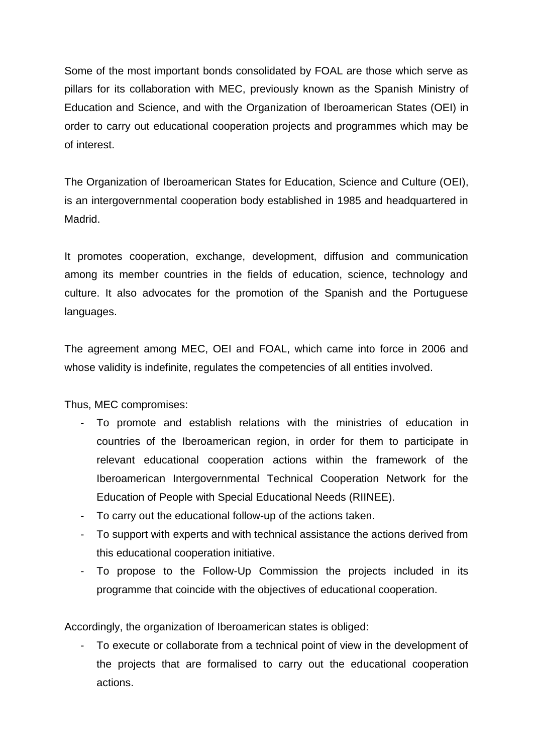Some of the most important bonds consolidated by FOAL are those which serve as pillars for its collaboration with MEC, previously known as the Spanish Ministry of Education and Science, and with the Organization of Iberoamerican States (OEI) in order to carry out educational cooperation projects and programmes which may be of interest.

The Organization of Iberoamerican States for Education, Science and Culture (OEI), is an intergovernmental cooperation body established in 1985 and headquartered in Madrid.

It promotes cooperation, exchange, development, diffusion and communication among its member countries in the fields of education, science, technology and culture. It also advocates for the promotion of the Spanish and the Portuguese languages.

The agreement among MEC, OEI and FOAL, which came into force in 2006 and whose validity is indefinite, regulates the competencies of all entities involved.

Thus, MEC compromises:

- To promote and establish relations with the ministries of education in countries of the Iberoamerican region, in order for them to participate in relevant educational cooperation actions within the framework of the Iberoamerican Intergovernmental Technical Cooperation Network for the Education of People with Special Educational Needs (RIINEE).
- To carry out the educational follow-up of the actions taken.
- To support with experts and with technical assistance the actions derived from this educational cooperation initiative.
- To propose to the Follow-Up Commission the projects included in its programme that coincide with the objectives of educational cooperation.

Accordingly, the organization of Iberoamerican states is obliged:

- To execute or collaborate from a technical point of view in the development of the projects that are formalised to carry out the educational cooperation actions.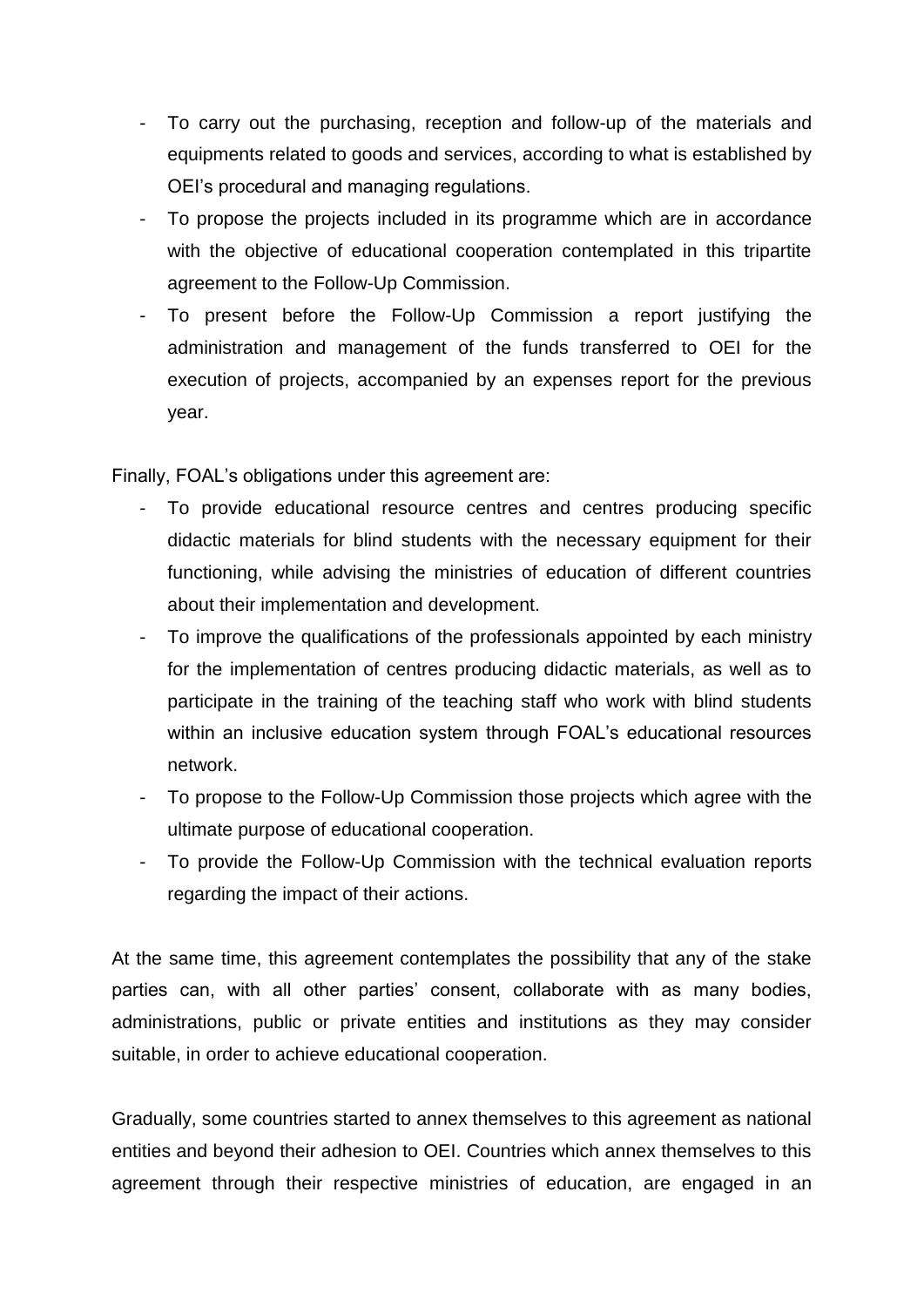- To carry out the purchasing, reception and follow-up of the materials and equipments related to goods and services, according to what is established by OEI's procedural and managing regulations.
- To propose the projects included in its programme which are in accordance with the objective of educational cooperation contemplated in this tripartite agreement to the Follow-Up Commission.
- To present before the Follow-Up Commission a report justifying the administration and management of the funds transferred to OEI for the execution of projects, accompanied by an expenses report for the previous year.

Finally, FOAL's obligations under this agreement are:

- To provide educational resource centres and centres producing specific didactic materials for blind students with the necessary equipment for their functioning, while advising the ministries of education of different countries about their implementation and development.
- To improve the qualifications of the professionals appointed by each ministry for the implementation of centres producing didactic materials, as well as to participate in the training of the teaching staff who work with blind students within an inclusive education system through FOAL's educational resources network.
- To propose to the Follow-Up Commission those projects which agree with the ultimate purpose of educational cooperation.
- To provide the Follow-Up Commission with the technical evaluation reports regarding the impact of their actions.

At the same time, this agreement contemplates the possibility that any of the stake parties can, with all other parties' consent, collaborate with as many bodies, administrations, public or private entities and institutions as they may consider suitable, in order to achieve educational cooperation.

Gradually, some countries started to annex themselves to this agreement as national entities and beyond their adhesion to OEI. Countries which annex themselves to this agreement through their respective ministries of education, are engaged in an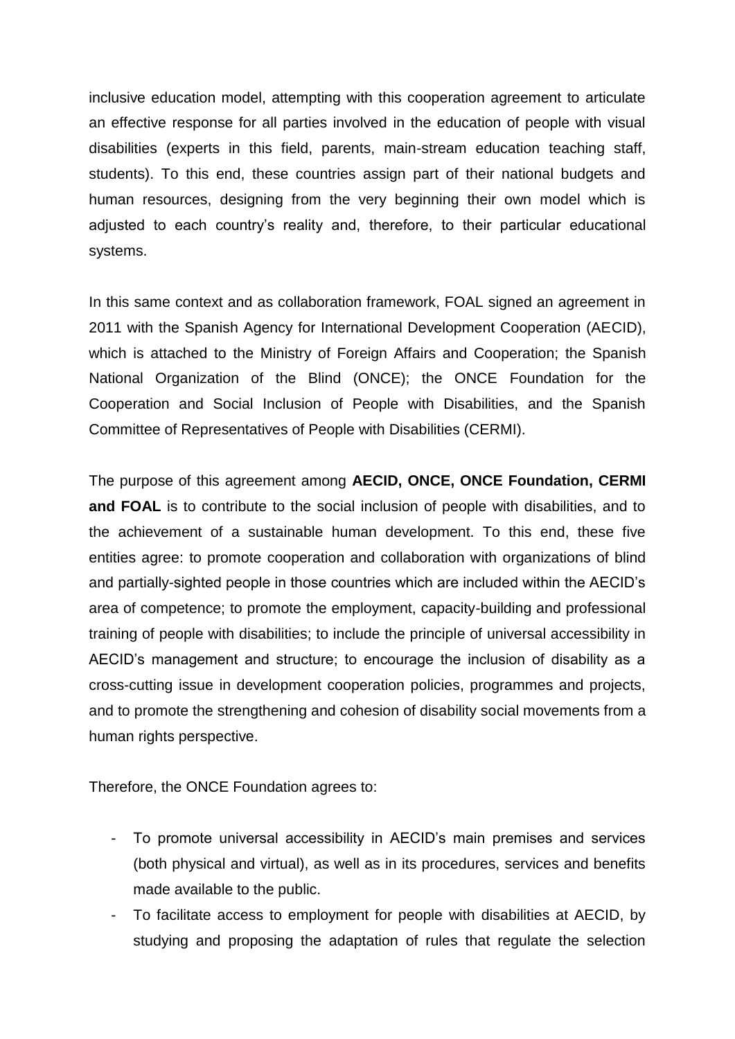inclusive education model, attempting with this cooperation agreement to articulate an effective response for all parties involved in the education of people with visual disabilities (experts in this field, parents, main-stream education teaching staff, students). To this end, these countries assign part of their national budgets and human resources, designing from the very beginning their own model which is adjusted to each country's reality and, therefore, to their particular educational systems.

In this same context and as collaboration framework, FOAL signed an agreement in 2011 with the Spanish Agency for International Development Cooperation (AECID), which is attached to the Ministry of Foreign Affairs and Cooperation; the Spanish National Organization of the Blind (ONCE); the ONCE Foundation for the Cooperation and Social Inclusion of People with Disabilities, and the Spanish Committee of Representatives of People with Disabilities (CERMI).

The purpose of this agreement among **AECID, ONCE, ONCE Foundation, CERMI and FOAL** is to contribute to the social inclusion of people with disabilities, and to the achievement of a sustainable human development. To this end, these five entities agree: to promote cooperation and collaboration with organizations of blind and partially-sighted people in those countries which are included within the AECID's area of competence; to promote the employment, capacity-building and professional training of people with disabilities; to include the principle of universal accessibility in AECID's management and structure; to encourage the inclusion of disability as a cross-cutting issue in development cooperation policies, programmes and projects, and to promote the strengthening and cohesion of disability social movements from a human rights perspective.

Therefore, the ONCE Foundation agrees to:

- To promote universal accessibility in AECID's main premises and services (both physical and virtual), as well as in its procedures, services and benefits made available to the public.
- To facilitate access to employment for people with disabilities at AECID, by studying and proposing the adaptation of rules that regulate the selection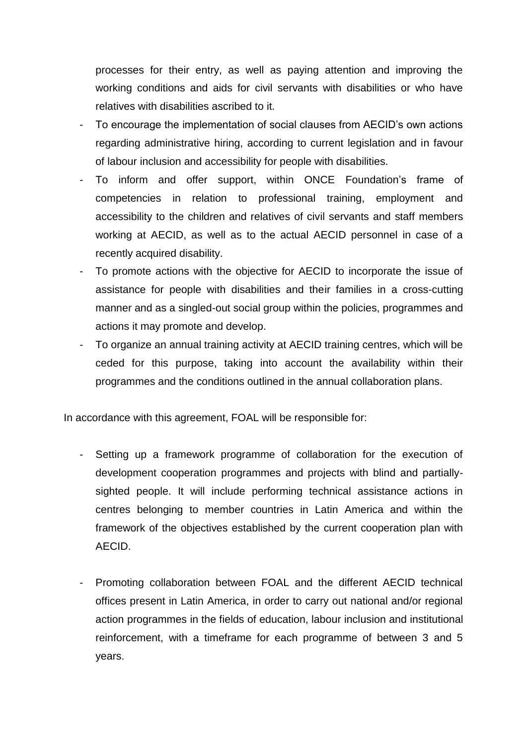processes for their entry, as well as paying attention and improving the working conditions and aids for civil servants with disabilities or who have relatives with disabilities ascribed to it.

- To encourage the implementation of social clauses from AECID's own actions regarding administrative hiring, according to current legislation and in favour of labour inclusion and accessibility for people with disabilities.
- To inform and offer support, within ONCE Foundation's frame of competencies in relation to professional training, employment and accessibility to the children and relatives of civil servants and staff members working at AECID, as well as to the actual AECID personnel in case of a recently acquired disability.
- To promote actions with the objective for AECID to incorporate the issue of assistance for people with disabilities and their families in a cross-cutting manner and as a singled-out social group within the policies, programmes and actions it may promote and develop.
- To organize an annual training activity at AECID training centres, which will be ceded for this purpose, taking into account the availability within their programmes and the conditions outlined in the annual collaboration plans.

In accordance with this agreement, FOAL will be responsible for:

- Setting up a framework programme of collaboration for the execution of development cooperation programmes and projects with blind and partially-sighted people. It will include performing technical assistance actions in centres belonging to member countries in Latin America and within the framework of the objectives established by the current cooperation plan with AECID.

- Promoting collaboration between FOAL and the different AECID technical offices present in Latin America, in order to carry out national and/or regional action programmes in the fields of education, labour inclusion and institutional reinforcement, with a timeframe for each programme of between 3 and 5 years.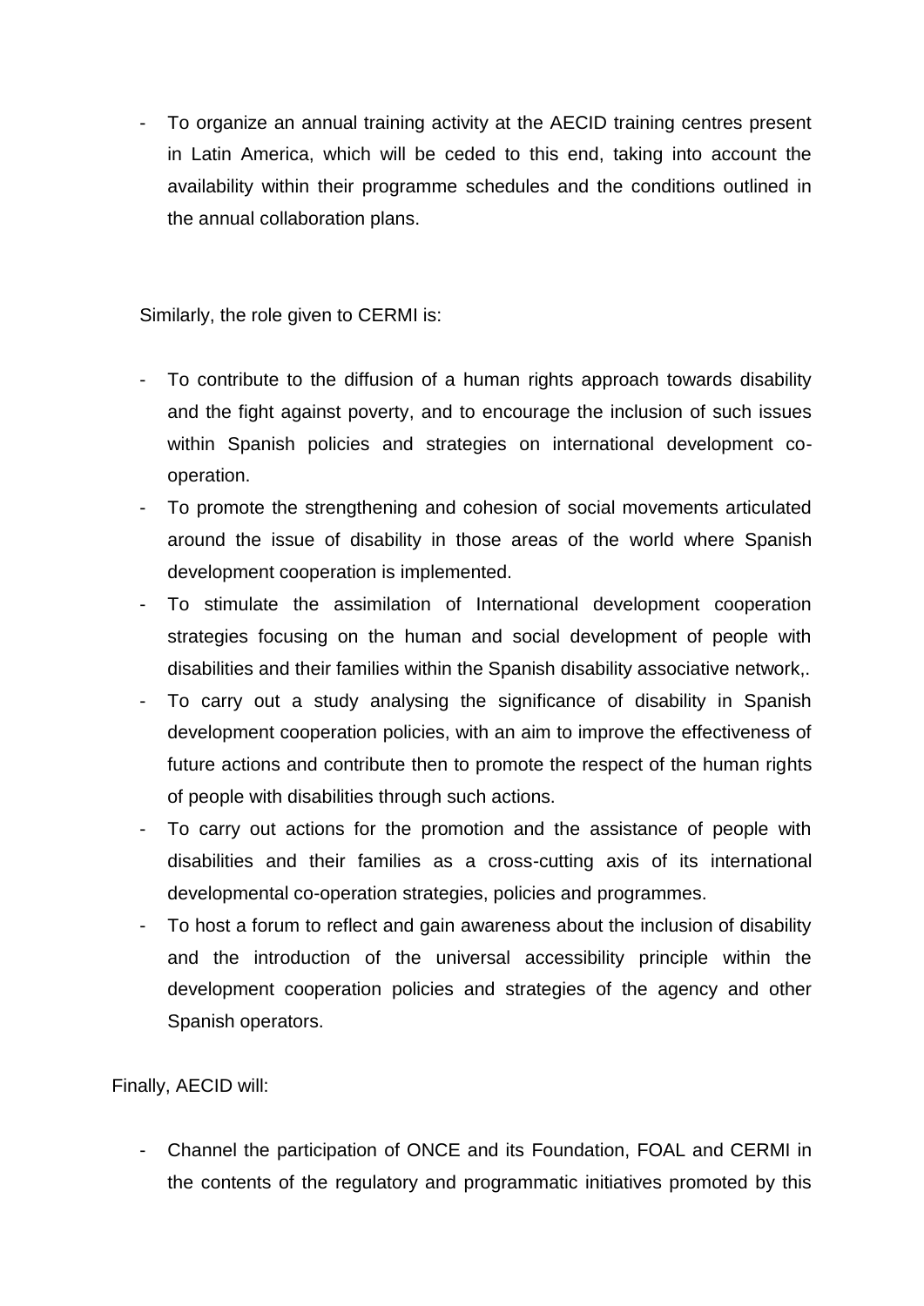- To organize an annual training activity at the AECID training centres present in Latin America, which will be ceded to this end, taking into account the availability within their programme schedules and the conditions outlined in the annual collaboration plans.

Similarly, the role given to CERMI is:

- To contribute to the diffusion of a human rights approach towards disability and the fight against poverty, and to encourage the inclusion of such issues within Spanish policies and strategies on international development co-operation.
- To promote the strengthening and cohesion of social movements articulated around the issue of disability in those areas of the world where Spanish development cooperation is implemented.
- To stimulate the assimilation of International development cooperation strategies focusing on the human and social development of people with disabilities and their families within the Spanish disability associative network,.
- To carry out a study analysing the significance of disability in Spanish development cooperation policies, with an aim to improve the effectiveness of future actions and contribute then to promote the respect of the human rights of people with disabilities through such actions.
- To carry out actions for the promotion and the assistance of people with disabilities and their families as a cross-cutting axis of its international developmental co-operation strategies, policies and programmes.
- To host a forum to reflect and gain awareness about the inclusion of disability and the introduction of the universal accessibility principle within the development cooperation policies and strategies of the agency and other Spanish operators.

Finally, AECID will:

- Channel the participation of ONCE and its Foundation, FOAL and CERMI in the contents of the regulatory and programmatic initiatives promoted by this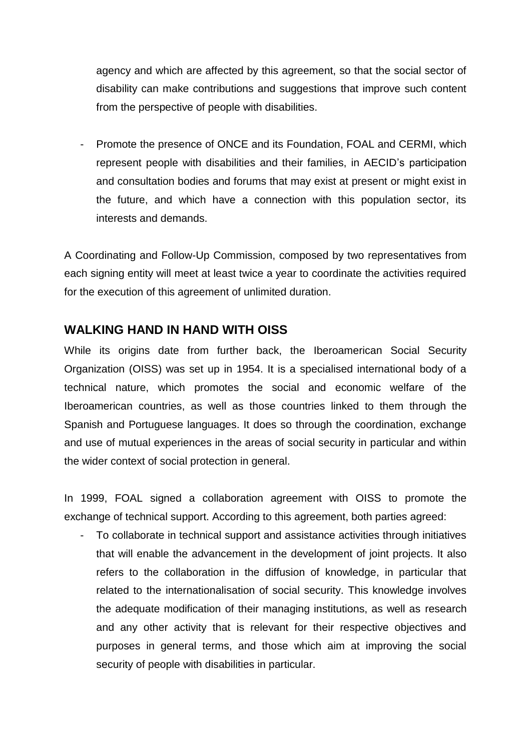agency and which are affected by this agreement, so that the social sector of disability can make contributions and suggestions that improve such content from the perspective of people with disabilities.

- Promote the presence of ONCE and its Foundation, FOAL and CERMI, which represent people with disabilities and their families, in AECID's participation and consultation bodies and forums that may exist at present or might exist in the future, and which have a connection with this population sector, its interests and demands.

A Coordinating and Follow-Up Commission, composed by two representatives from each signing entity will meet at least twice a year to coordinate the activities required for the execution of this agreement of unlimited duration.

## WALKING HAND IN HAND WITH OISS

While its origins date from further back, the Iberoamerican Social Security Organization (OISS) was set up in 1954. It is a specialised international body of a technical nature, which promotes the social and economic welfare of the Iberoamerican countries, as well as those countries linked to them through the Spanish and Portuguese languages. It does so through the coordination, exchange and use of mutual experiences in the areas of social security in particular and within the wider context of social protection in general.

In 1999, FOAL signed a collaboration agreement with OISS to promote the exchange of technical support. According to this agreement, both parties agreed:

- To collaborate in technical support and assistance activities through initiatives that will enable the advancement in the development of joint projects. It also refers to the collaboration in the diffusion of knowledge, in particular that related to the internationalisation of social security. This knowledge involves the adequate modification of their managing institutions, as well as research and any other activity that is relevant for their respective objectives and purposes in general terms, and those which aim at improving the social security of people with disabilities in particular.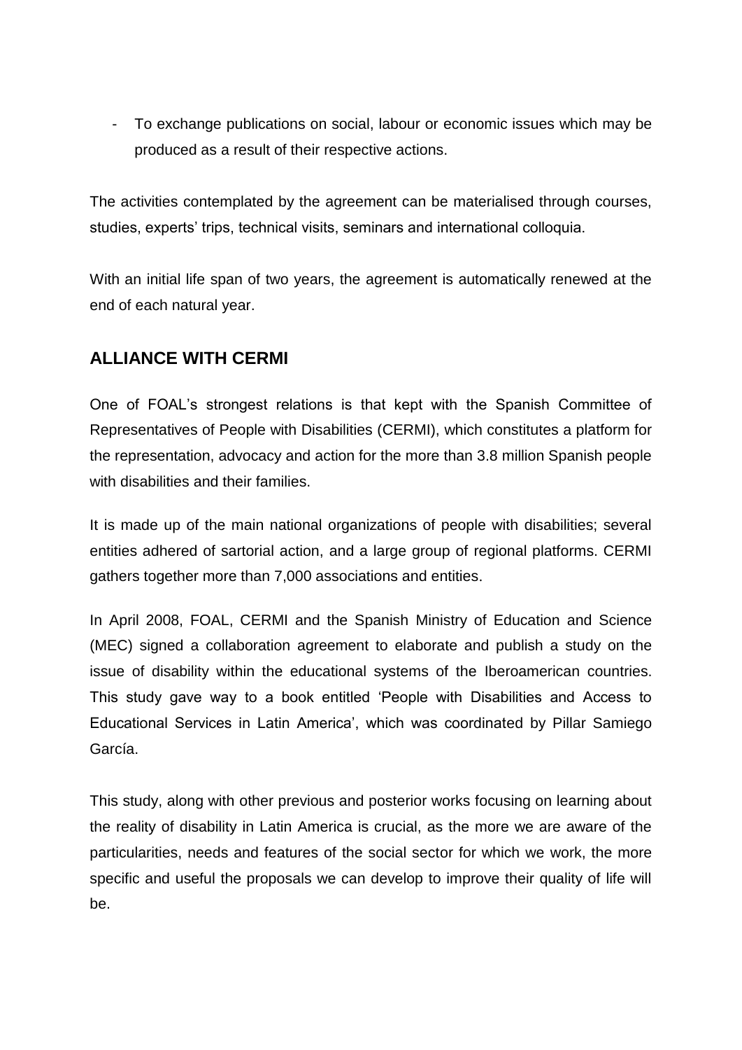- To exchange publications on social, labour or economic issues which may be produced as a result of their respective actions.

The activities contemplated by the agreement can be materialised through courses, studies, experts' trips, technical visits, seminars and international colloquia.

With an initial life span of two years, the agreement is automatically renewed at the end of each natural year.

## ALLIANCE WITH CERMI

One of FOAL's strongest relations is that kept with the Spanish Committee of Representatives of People with Disabilities (CERMI), which constitutes a platform for the representation, advocacy and action for the more than 3.8 million Spanish people with disabilities and their families.

It is made up of the main national organizations of people with disabilities; several entities adhered of sartorial action, and a large group of regional platforms. CERMI gathers together more than 7,000 associations and entities.

In April 2008, FOAL, CERMI and the Spanish Ministry of Education and Science (MEC) signed a collaboration agreement to elaborate and publish a study on the issue of disability within the educational systems of the Iberoamerican countries. This study gave way to a book entitled 'People with Disabilities and Access to Educational Services in Latin America', which was coordinated by Pillar Samiego García.

This study, along with other previous and posterior works focusing on learning about the reality of disability in Latin America is crucial, as the more we are aware of the particularities, needs and features of the social sector for which we work, the more specific and useful the proposals we can develop to improve their quality of life will be.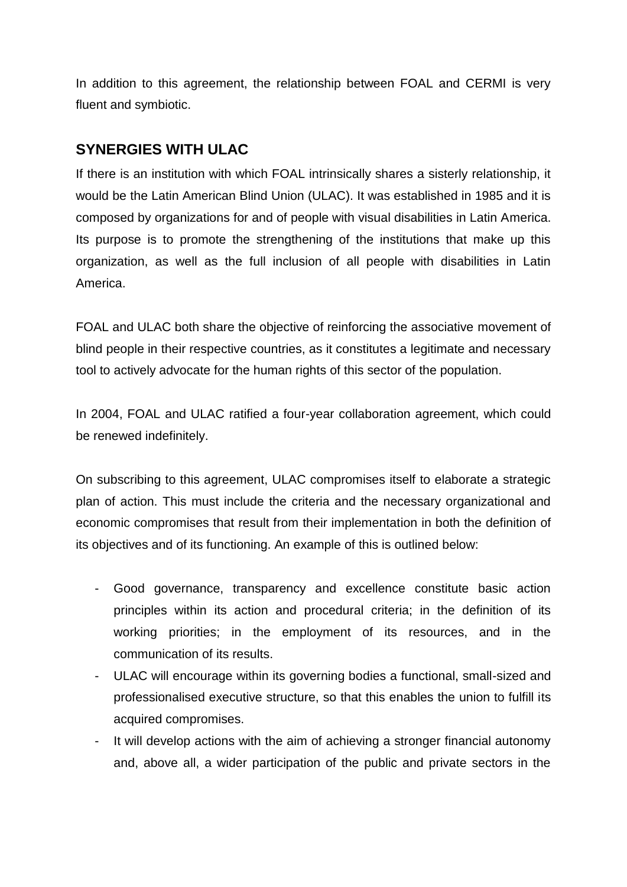In addition to this agreement, the relationship between FOAL and CERMI is very fluent and symbiotic.

## SYNERGIES WITH ULAC

If there is an institution with which FOAL intrinsically shares a sisterly relationship, it would be the Latin American Blind Union (ULAC). It was established in 1985 and it is composed by organizations for and of people with visual disabilities in Latin America. Its purpose is to promote the strengthening of the institutions that make up this organization, as well as the full inclusion of all people with disabilities in Latin America.

FOAL and ULAC both share the objective of reinforcing the associative movement of blind people in their respective countries, as it constitutes a legitimate and necessary tool to actively advocate for the human rights of this sector of the population.

In 2004, FOAL and ULAC ratified a four-year collaboration agreement, which could be renewed indefinitely.

On subscribing to this agreement, ULAC compromises itself to elaborate a strategic plan of action. This must include the criteria and the necessary organizational and economic compromises that result from their implementation in both the definition of its objectives and of its functioning. An example of this is outlined below:

- Good governance, transparency and excellence constitute basic action principles within its action and procedural criteria; in the definition of its working priorities; in the employment of its resources, and in the communication of its results.
- ULAC will encourage within its governing bodies a functional, small-sized and professionalised executive structure, so that this enables the union to fulfill its acquired compromises.
- It will develop actions with the aim of achieving a stronger financial autonomy and, above all, a wider participation of the public and private sectors in the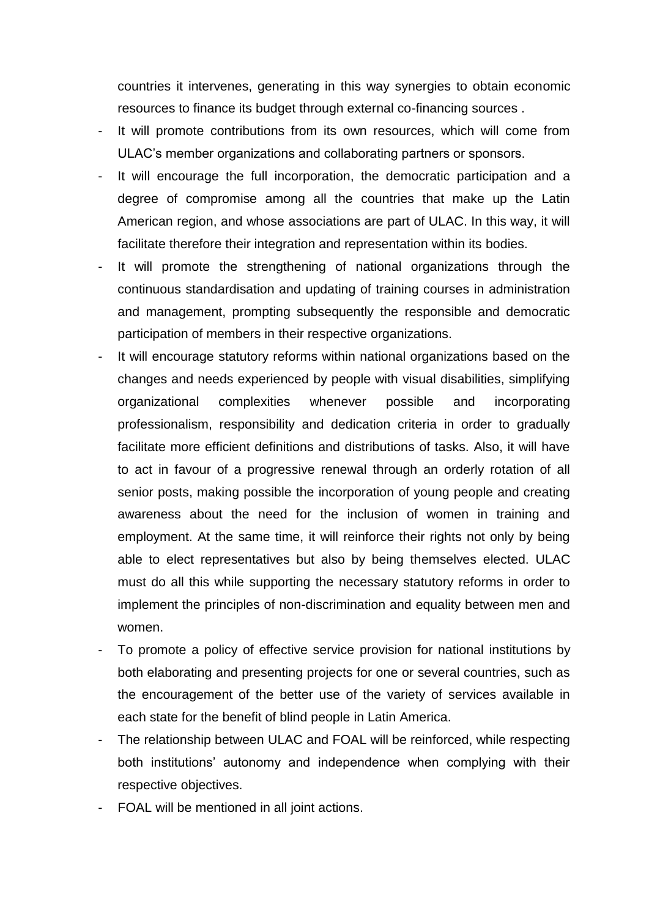countries it intervenes, generating in this way synergies to obtain economic resources to finance its budget through external co-financing sources .

- It will promote contributions from its own resources, which will come from ULAC's member organizations and collaborating partners or sponsors.
- It will encourage the full incorporation, the democratic participation and a degree of compromise among all the countries that make up the Latin American region, and whose associations are part of ULAC. In this way, it will facilitate therefore their integration and representation within its bodies.
- It will promote the strengthening of national organizations through the continuous standardisation and updating of training courses in administration and management, prompting subsequently the responsible and democratic participation of members in their respective organizations.
- It will encourage statutory reforms within national organizations based on the changes and needs experienced by people with visual disabilities, simplifying organizational complexities whenever possible and incorporating professionalism, responsibility and dedication criteria in order to gradually facilitate more efficient definitions and distributions of tasks. Also, it will have to act in favour of a progressive renewal through an orderly rotation of all senior posts, making possible the incorporation of young people and creating awareness about the need for the inclusion of women in training and employment. At the same time, it will reinforce their rights not only by being able to elect representatives but also by being themselves elected. ULAC must do all this while supporting the necessary statutory reforms in order to implement the principles of non-discrimination and equality between men and women.
- To promote a policy of effective service provision for national institutions by both elaborating and presenting projects for one or several countries, such as the encouragement of the better use of the variety of services available in each state for the benefit of blind people in Latin America.
- The relationship between ULAC and FOAL will be reinforced, while respecting both institutions' autonomy and independence when complying with their respective objectives.
- FOAL will be mentioned in all joint actions.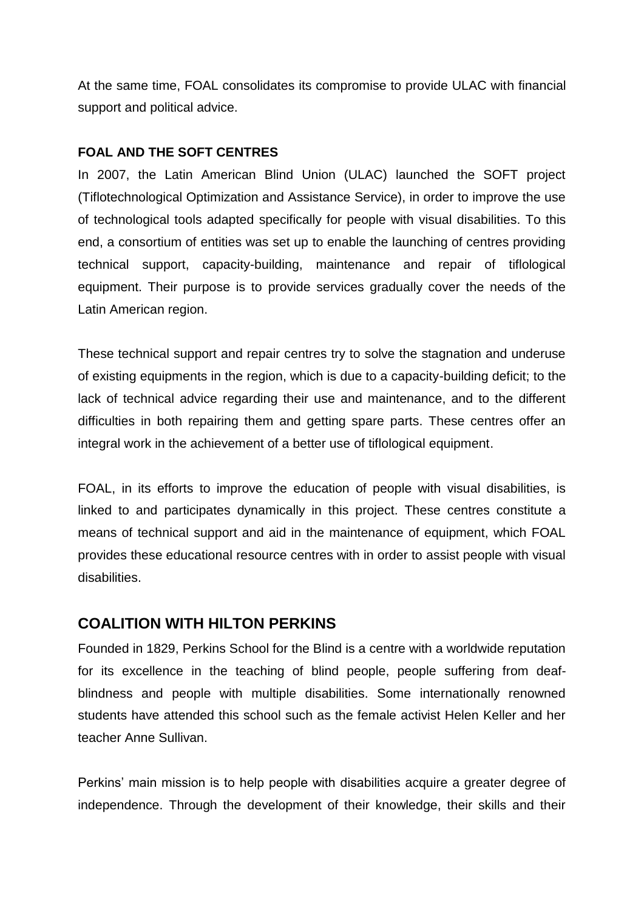At the same time, FOAL consolidates its compromise to provide ULAC with financial support and political advice.

### FOAL AND THE SOFT CENTRES

In 2007, the Latin American Blind Union (ULAC) launched the SOFT project (Tiflotechnological Optimization and Assistance Service), in order to improve the use of technological tools adapted specifically for people with visual disabilities. To this end, a consortium of entities was set up to enable the launching of centres providing technical support, capacity-building, maintenance and repair of tiflological equipment. Their purpose is to provide services gradually cover the needs of the Latin American region.

These technical support and repair centres try to solve the stagnation and underuse of existing equipments in the region, which is due to a capacity-building deficit; to the lack of technical advice regarding their use and maintenance, and to the different difficulties in both repairing them and getting spare parts. These centres offer an integral work in the achievement of a better use of tiflological equipment.

FOAL, in its efforts to improve the education of people with visual disabilities, is linked to and participates dynamically in this project. These centres constitute a means of technical support and aid in the maintenance of equipment, which FOAL provides these educational resource centres with in order to assist people with visual disabilities.

## COALITION WITH HILTON PERKINS

Founded in 1829, Perkins School for the Blind is a centre with a worldwide reputation for its excellence in the teaching of blind people, people suffering from deaf-blindness and people with multiple disabilities. Some internationally renowned students have attended this school such as the female activist Helen Keller and her teacher Anne Sullivan.

Perkins' main mission is to help people with disabilities acquire a greater degree of independence. Through the development of their knowledge, their skills and their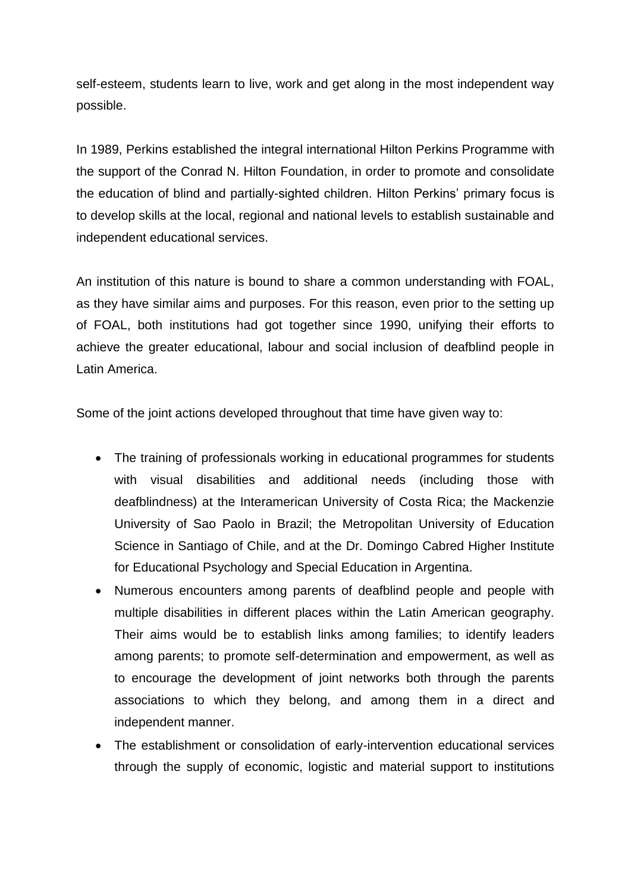self-esteem, students learn to live, work and get along in the most independent way possible.

In 1989, Perkins established the integral international Hilton Perkins Programme with the support of the Conrad N. Hilton Foundation, in order to promote and consolidate the education of blind and partially-sighted children. Hilton Perkins' primary focus is to develop skills at the local, regional and national levels to establish sustainable and independent educational services.

An institution of this nature is bound to share a common understanding with FOAL, as they have similar aims and purposes. For this reason, even prior to the setting up of FOAL, both institutions had got together since 1990, unifying their efforts to achieve the greater educational, labour and social inclusion of deafblind people in Latin America.

Some of the joint actions developed throughout that time have given way to:

- The training of professionals working in educational programmes for students with visual disabilities and additional needs (including those with deafblindness) at the Interamerican University of Costa Rica; the Mackenzie University of Sao Paolo in Brazil; the Metropolitan University of Education Science in Santiago of Chile, and at the Dr. Domingo Cabred Higher Institute for Educational Psychology and Special Education in Argentina.
- Numerous encounters among parents of deafblind people and people with multiple disabilities in different places within the Latin American geography. Their aims would be to establish links among families; to identify leaders among parents; to promote self-determination and empowerment, as well as to encourage the development of joint networks both through the parents associations to which they belong, and among them in a direct and independent manner.
- The establishment or consolidation of early-intervention educational services through the supply of economic, logistic and material support to institutions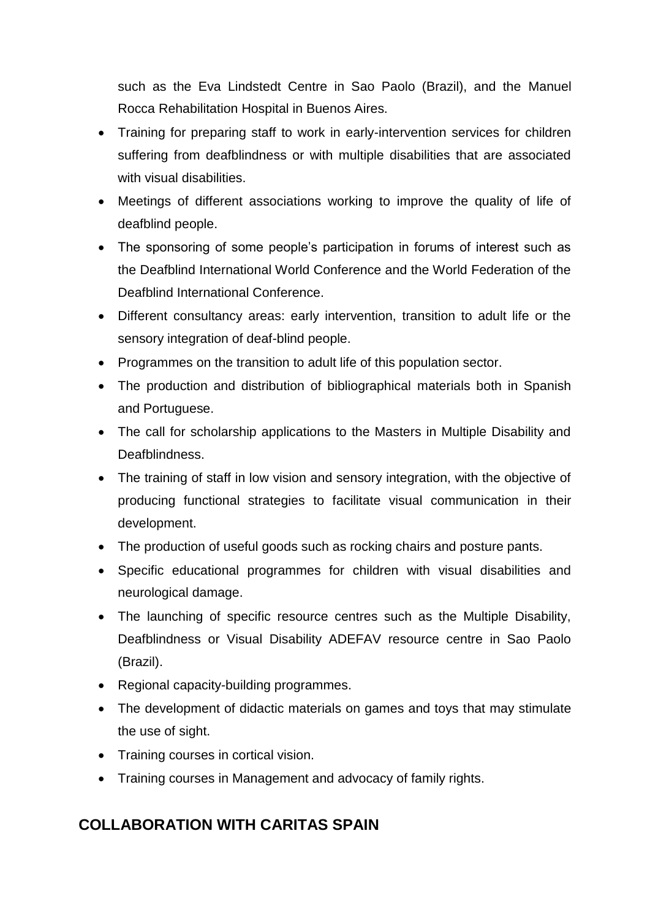such as the Eva Lindstedt Centre in Sao Paolo (Brazil), and the Manuel Rocca Rehabilitation Hospital in Buenos Aires.

- Training for preparing staff to work in early-intervention services for children suffering from deafblindness or with multiple disabilities that are associated with visual disabilities.
- Meetings of different associations working to improve the quality of life of deafblind people.
- The sponsoring of some people's participation in forums of interest such as the Deafblind International World Conference and the World Federation of the Deafblind International Conference.
- Different consultancy areas: early intervention, transition to adult life or the sensory integration of deaf-blind people.
- Programmes on the transition to adult life of this population sector.
- The production and distribution of bibliographical materials both in Spanish and Portuguese.
- The call for scholarship applications to the Masters in Multiple Disability and Deafblindness.
- The training of staff in low vision and sensory integration, with the objective of producing functional strategies to facilitate visual communication in their development.
- The production of useful goods such as rocking chairs and posture pants.
- Specific educational programmes for children with visual disabilities and neurological damage.
- The launching of specific resource centres such as the Multiple Disability, Deafblindness or Visual Disability ADEFAV resource centre in Sao Paolo (Brazil).
- Regional capacity-building programmes.
- The development of didactic materials on games and toys that may stimulate the use of sight.
- Training courses in cortical vision.
- Training courses in Management and advocacy of family rights.

## COLLABORATION WITH CARITAS SPAIN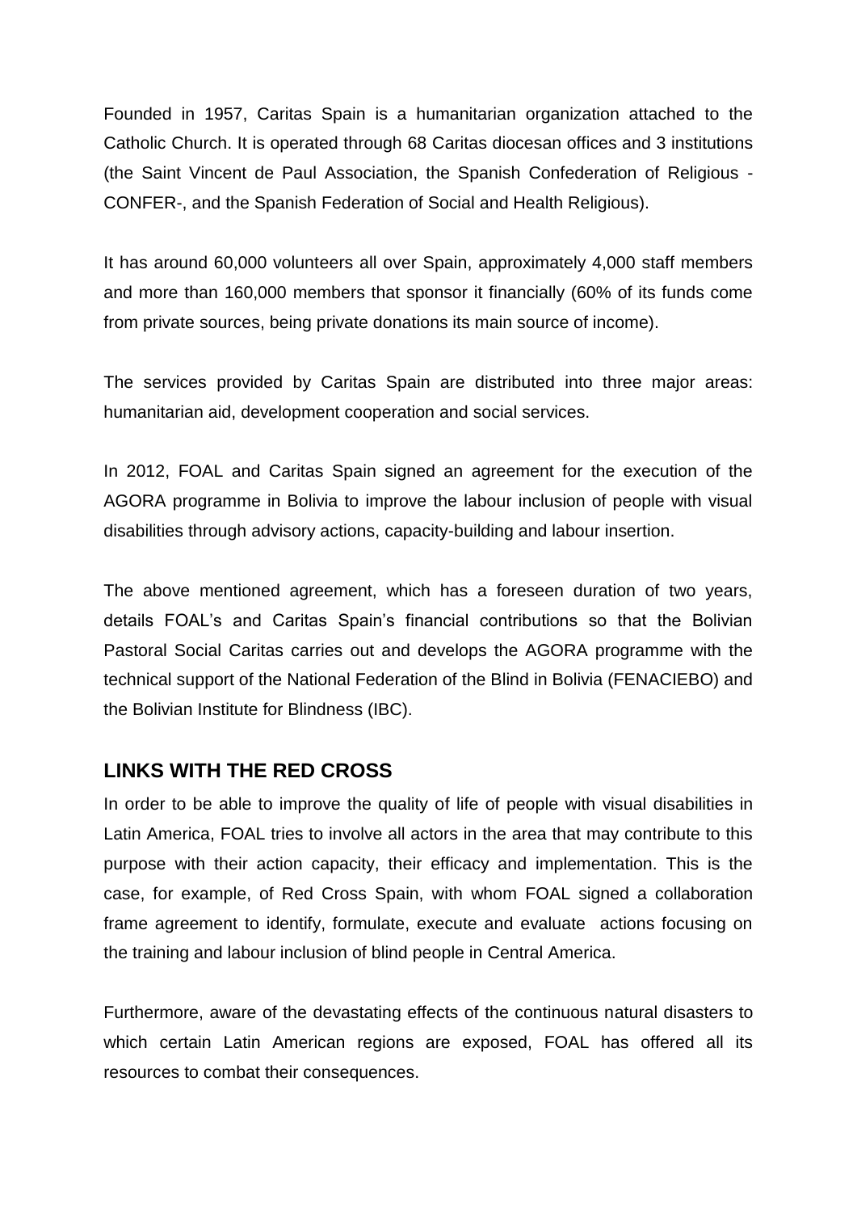Founded in 1957, Caritas Spain is a humanitarian organization attached to the Catholic Church. It is operated through 68 Caritas diocesan offices and 3 institutions (the Saint Vincent de Paul Association, the Spanish Confederation of Religious -CONFER-, and the Spanish Federation of Social and Health Religious).

It has around 60,000 volunteers all over Spain, approximately 4,000 staff members and more than 160,000 members that sponsor it financially (60% of its funds come from private sources, being private donations its main source of income).

The services provided by Caritas Spain are distributed into three major areas: humanitarian aid, development cooperation and social services.

In 2012, FOAL and Caritas Spain signed an agreement for the execution of the AGORA programme in Bolivia to improve the labour inclusion of people with visual disabilities through advisory actions, capacity-building and labour insertion.

The above mentioned agreement, which has a foreseen duration of two years, details FOAL's and Caritas Spain's financial contributions so that the Bolivian Pastoral Social Caritas carries out and develops the AGORA programme with the technical support of the National Federation of the Blind in Bolivia (FENACIEBO) and the Bolivian Institute for Blindness (IBC).

## LINKS WITH THE RED CROSS

In order to be able to improve the quality of life of people with visual disabilities in Latin America, FOAL tries to involve all actors in the area that may contribute to this purpose with their action capacity, their efficacy and implementation. This is the case, for example, of Red Cross Spain, with whom FOAL signed a collaboration frame agreement to identify, formulate, execute and evaluate actions focusing on the training and labour inclusion of blind people in Central America.

Furthermore, aware of the devastating effects of the continuous natural disasters to which certain Latin American regions are exposed, FOAL has offered all its resources to combat their consequences.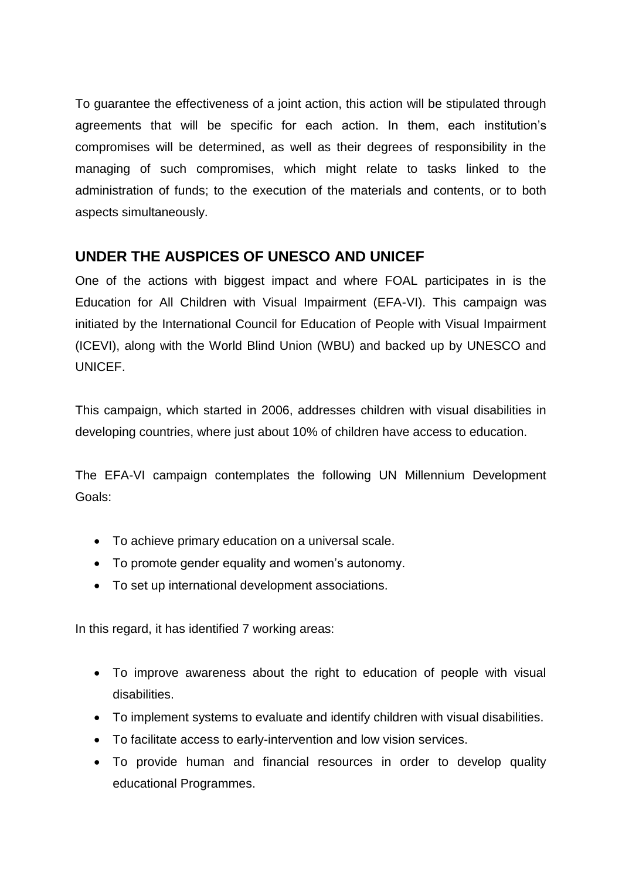To guarantee the effectiveness of a joint action, this action will be stipulated through agreements that will be specific for each action. In them, each institution's compromises will be determined, as well as their degrees of responsibility in the managing of such compromises, which might relate to tasks linked to the administration of funds; to the execution of the materials and contents, or to both aspects simultaneously.

## UNDER THE AUSPICES OF UNESCO AND UNICEF

One of the actions with biggest impact and where FOAL participates in is the Education for All Children with Visual Impairment (EFA-VI). This campaign was initiated by the International Council for Education of People with Visual Impairment (ICEVI), along with the World Blind Union (WBU) and backed up by UNESCO and UNICEF.

This campaign, which started in 2006, addresses children with visual disabilities in developing countries, where just about 10% of children have access to education.

The EFA-VI campaign contemplates the following UN Millennium Development Goals:

- To achieve primary education on a universal scale.
- To promote gender equality and women's autonomy.
- To set up international development associations.

In this regard, it has identified 7 working areas:

- To improve awareness about the right to education of people with visual disabilities.
- To implement systems to evaluate and identify children with visual disabilities.
- To facilitate access to early-intervention and low vision services.
- To provide human and financial resources in order to develop quality educational Programmes.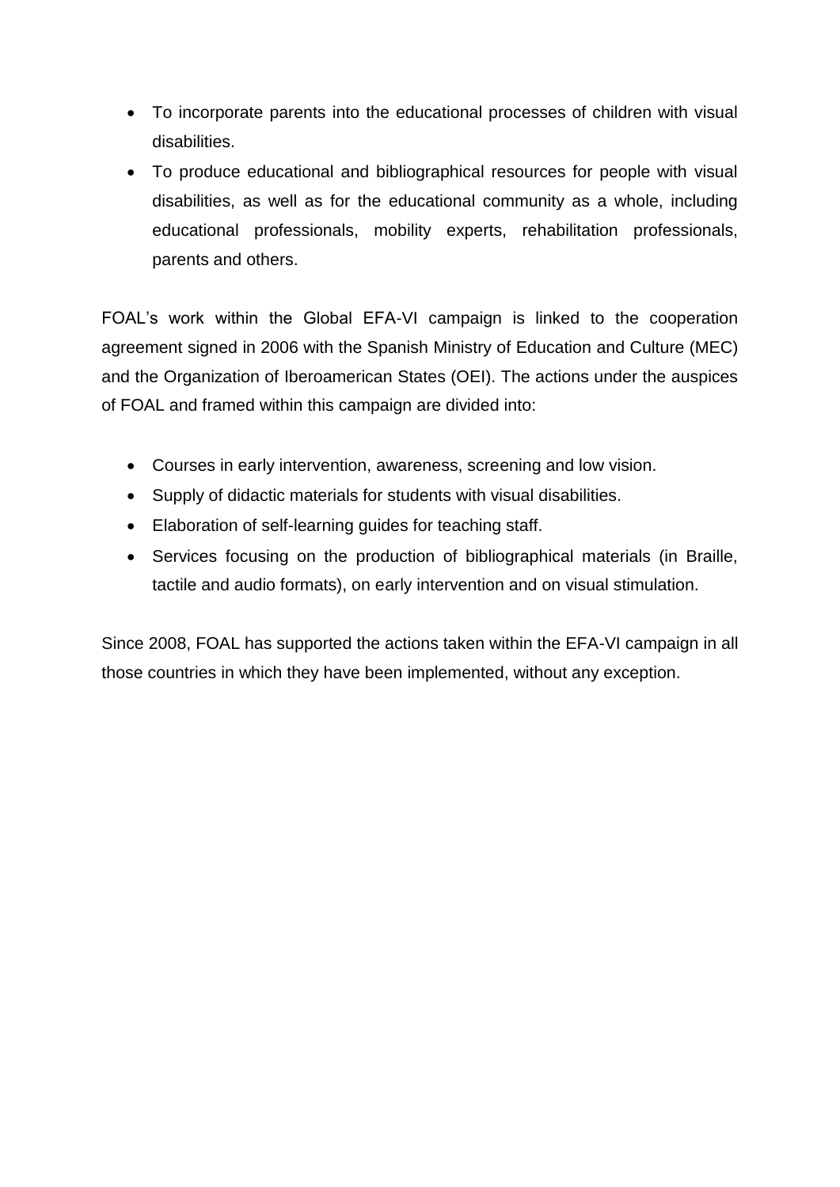- To incorporate parents into the educational processes of children with visual disabilities.
- To produce educational and bibliographical resources for people with visual disabilities, as well as for the educational community as a whole, including educational professionals, mobility experts, rehabilitation professionals, parents and others.

FOAL's work within the Global EFA-VI campaign is linked to the cooperation agreement signed in 2006 with the Spanish Ministry of Education and Culture (MEC) and the Organization of Iberoamerican States (OEI). The actions under the auspices of FOAL and framed within this campaign are divided into:

- Courses in early intervention, awareness, screening and low vision.
- Supply of didactic materials for students with visual disabilities.
- Elaboration of self-learning guides for teaching staff.
- Services focusing on the production of bibliographical materials (in Braille, tactile and audio formats), on early intervention and on visual stimulation.

Since 2008, FOAL has supported the actions taken within the EFA-VI campaign in all those countries in which they have been implemented, without any exception.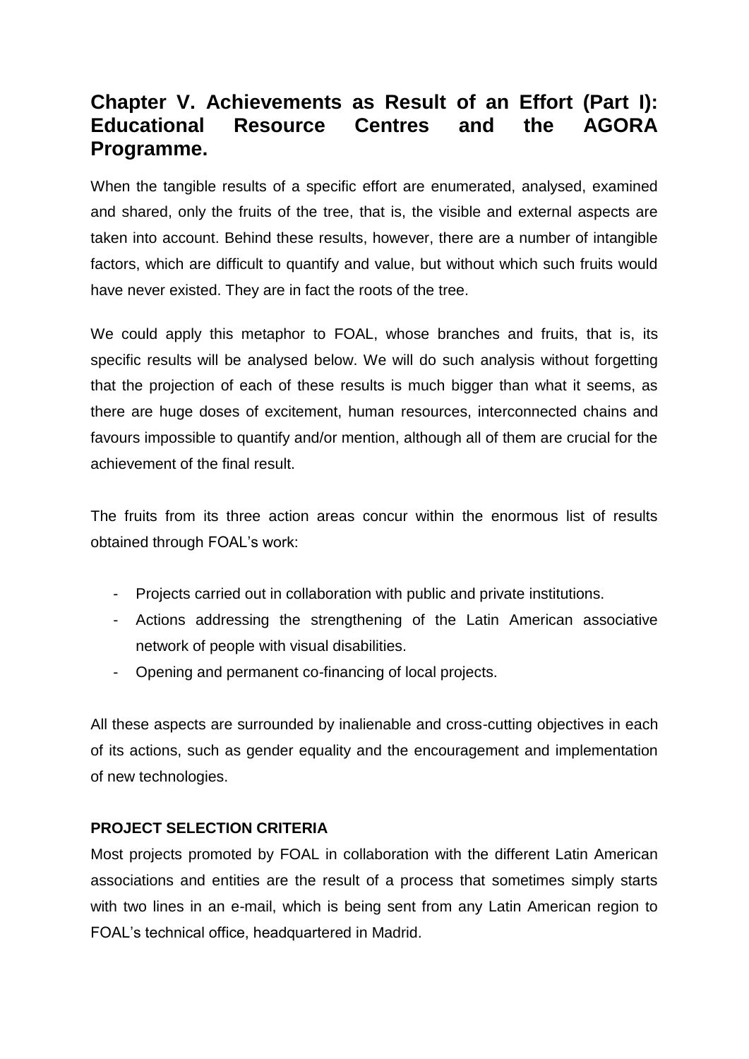# Chapter V. Achievements as Result of an Effort (Part I): Educational Resource Centres and the AGORA Programme.

When the tangible results of a specific effort are enumerated, analysed, examined and shared, only the fruits of the tree, that is, the visible and external aspects are taken into account. Behind these results, however, there are a number of intangible factors, which are difficult to quantify and value, but without which such fruits would have never existed. They are in fact the roots of the tree.

We could apply this metaphor to FOAL, whose branches and fruits, that is, its specific results will be analysed below. We will do such analysis without forgetting that the projection of each of these results is much bigger than what it seems, as there are huge doses of excitement, human resources, interconnected chains and favours impossible to quantify and/or mention, although all of them are crucial for the achievement of the final result.

The fruits from its three action areas concur within the enormous list of results obtained through FOAL's work:

- Projects carried out in collaboration with public and private institutions.
- Actions addressing the strengthening of the Latin American associative network of people with visual disabilities.
- Opening and permanent co-financing of local projects.

All these aspects are surrounded by inalienable and cross-cutting objectives in each of its actions, such as gender equality and the encouragement and implementation of new technologies.

**PROJECT SELECTION CRITERIA**

Most projects promoted by FOAL in collaboration with the different Latin American associations and entities are the result of a process that sometimes simply starts with two lines in an e-mail, which is being sent from any Latin American region to FOAL's technical office, headquartered in Madrid.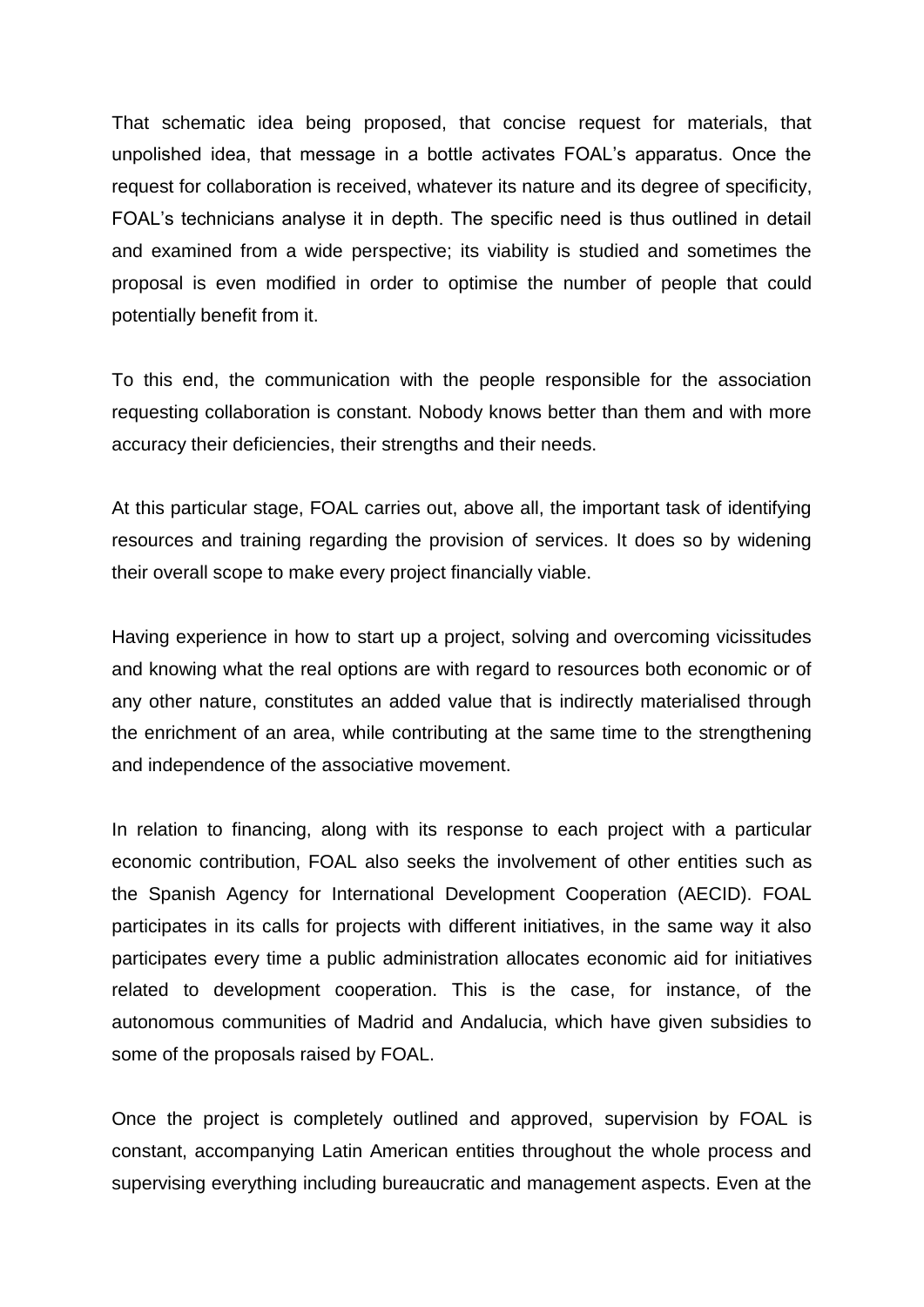That schematic idea being proposed, that concise request for materials, that unpolished idea, that message in a bottle activates FOAL's apparatus. Once the request for collaboration is received, whatever its nature and its degree of specificity, FOAL's technicians analyse it in depth. The specific need is thus outlined in detail and examined from a wide perspective; its viability is studied and sometimes the proposal is even modified in order to optimise the number of people that could potentially benefit from it.

To this end, the communication with the people responsible for the association requesting collaboration is constant. Nobody knows better than them and with more accuracy their deficiencies, their strengths and their needs.

At this particular stage, FOAL carries out, above all, the important task of identifying resources and training regarding the provision of services. It does so by widening their overall scope to make every project financially viable.

Having experience in how to start up a project, solving and overcoming vicissitudes and knowing what the real options are with regard to resources both economic or of any other nature, constitutes an added value that is indirectly materialised through the enrichment of an area, while contributing at the same time to the strengthening and independence of the associative movement.

In relation to financing, along with its response to each project with a particular economic contribution, FOAL also seeks the involvement of other entities such as the Spanish Agency for International Development Cooperation (AECID). FOAL participates in its calls for projects with different initiatives, in the same way it also participates every time a public administration allocates economic aid for initiatives related to development cooperation. This is the case, for instance, of the autonomous communities of Madrid and Andalucia, which have given subsidies to some of the proposals raised by FOAL.

Once the project is completely outlined and approved, supervision by FOAL is constant, accompanying Latin American entities throughout the whole process and supervising everything including bureaucratic and management aspects. Even at the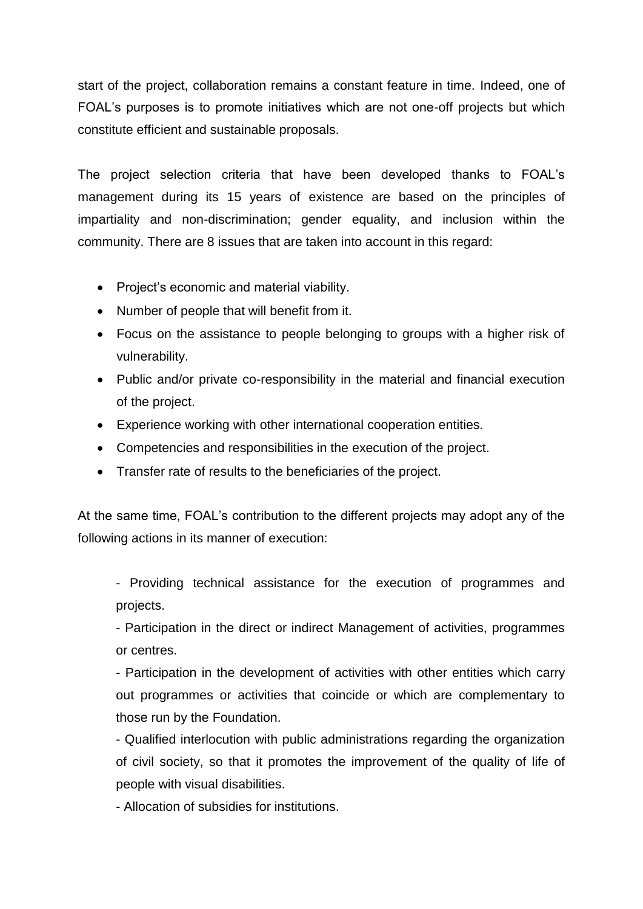start of the project, collaboration remains a constant feature in time. Indeed, one of FOAL's purposes is to promote initiatives which are not one-off projects but which constitute efficient and sustainable proposals.

The project selection criteria that have been developed thanks to FOAL's management during its 15 years of existence are based on the principles of impartiality and non-discrimination; gender equality, and inclusion within the community. There are 8 issues that are taken into account in this regard:

- Project's economic and material viability.
- Number of people that will benefit from it.
- Focus on the assistance to people belonging to groups with a higher risk of vulnerability.
- Public and/or private co-responsibility in the material and financial execution of the project.
- Experience working with other international cooperation entities.
- Competencies and responsibilities in the execution of the project.
- Transfer rate of results to the beneficiaries of the project.

At the same time, FOAL's contribution to the different projects may adopt any of the following actions in its manner of execution:

> - Providing technical assistance for the execution of programmes and projects.
> - Participation in the direct or indirect Management of activities, programmes or centres.
> - Participation in the development of activities with other entities which carry out programmes or activities that coincide or which are complementary to those run by the Foundation.
> - Qualified interlocution with public administrations regarding the organization of civil society, so that it promotes the improvement of the quality of life of people with visual disabilities.
> - Allocation of subsidies for institutions.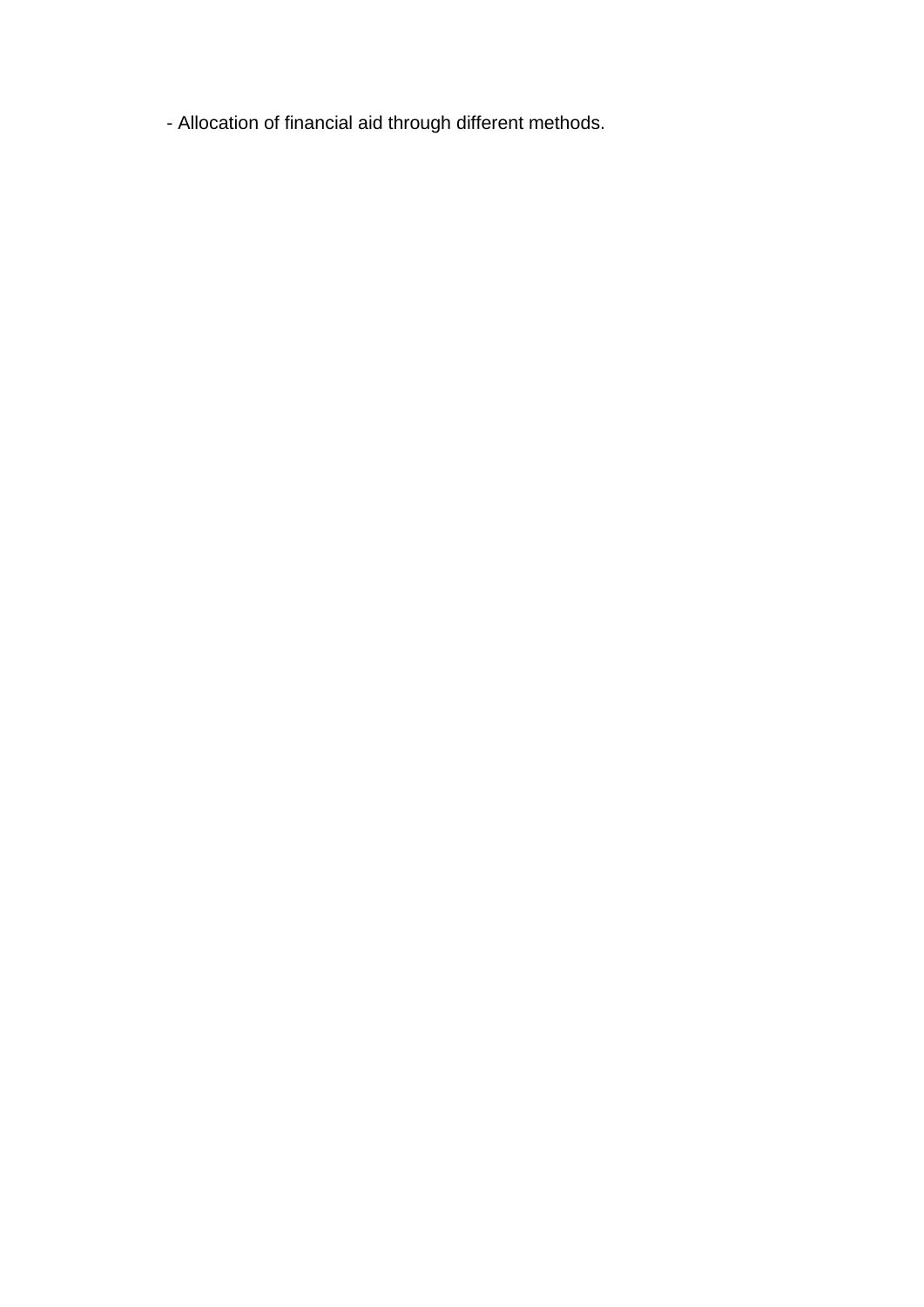- Allocation of financial aid through different methods.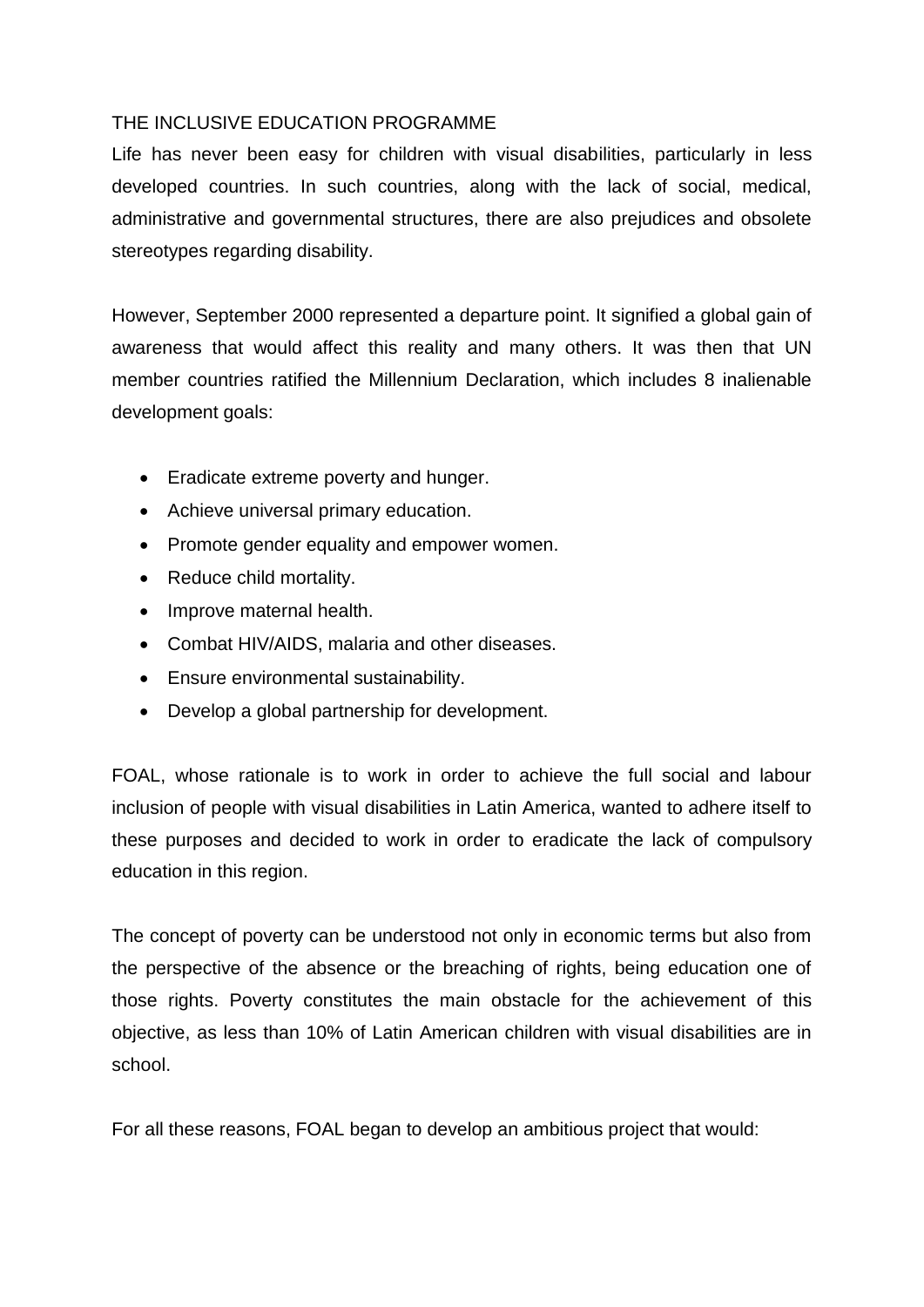## THE INCLUSIVE EDUCATION PROGRAMME

Life has never been easy for children with visual disabilities, particularly in less developed countries. In such countries, along with the lack of social, medical, administrative and governmental structures, there are also prejudices and obsolete stereotypes regarding disability.

However, September 2000 represented a departure point. It signified a global gain of awareness that would affect this reality and many others. It was then that UN member countries ratified the Millennium Declaration, which includes 8 inalienable development goals:

- Eradicate extreme poverty and hunger.
- Achieve universal primary education.
- Promote gender equality and empower women.
- Reduce child mortality.
- Improve maternal health.
- Combat HIV/AIDS, malaria and other diseases.
- Ensure environmental sustainability.
- Develop a global partnership for development.

FOAL, whose rationale is to work in order to achieve the full social and labour inclusion of people with visual disabilities in Latin America, wanted to adhere itself to these purposes and decided to work in order to eradicate the lack of compulsory education in this region.

The concept of poverty can be understood not only in economic terms but also from the perspective of the absence or the breaching of rights, being education one of those rights. Poverty constitutes the main obstacle for the achievement of this objective, as less than 10% of Latin American children with visual disabilities are in school.

For all these reasons, FOAL began to develop an ambitious project that would: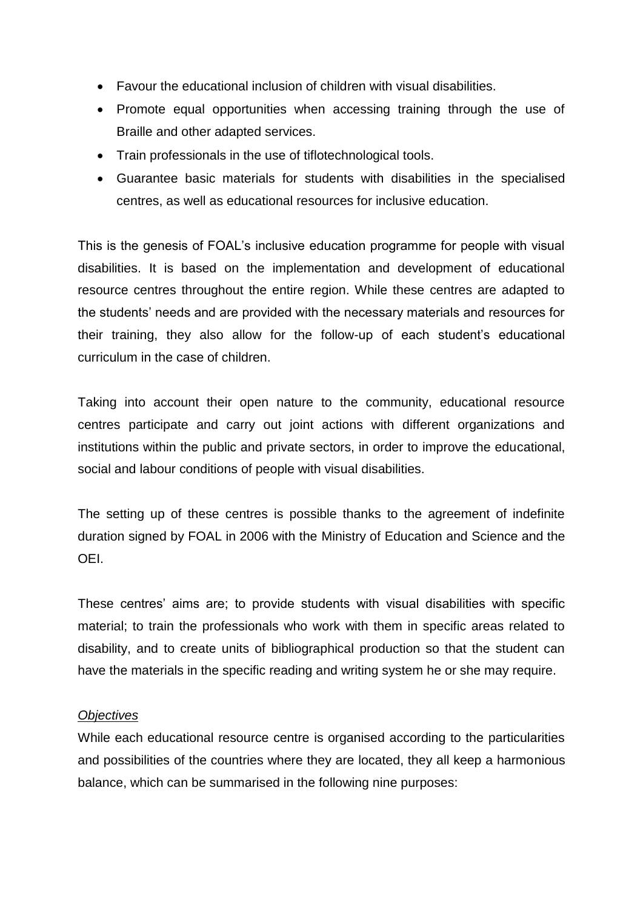- Favour the educational inclusion of children with visual disabilities.
- Promote equal opportunities when accessing training through the use of Braille and other adapted services.
- Train professionals in the use of tiflotechnological tools.
- Guarantee basic materials for students with disabilities in the specialised centres, as well as educational resources for inclusive education.

This is the genesis of FOAL's inclusive education programme for people with visual disabilities. It is based on the implementation and development of educational resource centres throughout the entire region. While these centres are adapted to the students' needs and are provided with the necessary materials and resources for their training, they also allow for the follow-up of each student's educational curriculum in the case of children.

Taking into account their open nature to the community, educational resource centres participate and carry out joint actions with different organizations and institutions within the public and private sectors, in order to improve the educational, social and labour conditions of people with visual disabilities.

The setting up of these centres is possible thanks to the agreement of indefinite duration signed by FOAL in 2006 with the Ministry of Education and Science and the OEI.

These centres' aims are; to provide students with visual disabilities with specific material; to train the professionals who work with them in specific areas related to disability, and to create units of bibliographical production so that the student can have the materials in the specific reading and writing system he or she may require.

*Objectives*

While each educational resource centre is organised according to the particularities and possibilities of the countries where they are located, they all keep a harmonious balance, which can be summarised in the following nine purposes: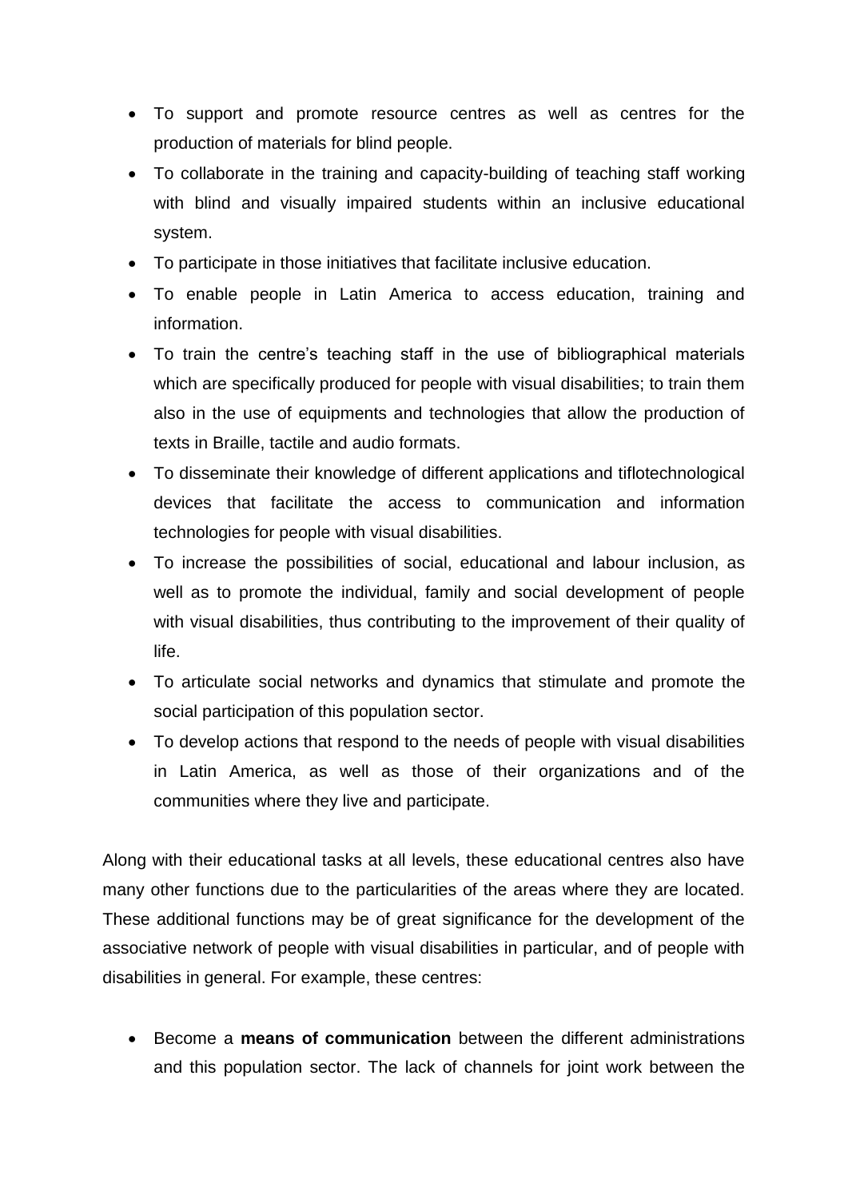- To support and promote resource centres as well as centres for the production of materials for blind people.
- To collaborate in the training and capacity-building of teaching staff working with blind and visually impaired students within an inclusive educational system.
- To participate in those initiatives that facilitate inclusive education.
- To enable people in Latin America to access education, training and information.
- To train the centre's teaching staff in the use of bibliographical materials which are specifically produced for people with visual disabilities; to train them also in the use of equipments and technologies that allow the production of texts in Braille, tactile and audio formats.
- To disseminate their knowledge of different applications and tiflotechnological devices that facilitate the access to communication and information technologies for people with visual disabilities.
- To increase the possibilities of social, educational and labour inclusion, as well as to promote the individual, family and social development of people with visual disabilities, thus contributing to the improvement of their quality of life.
- To articulate social networks and dynamics that stimulate and promote the social participation of this population sector.
- To develop actions that respond to the needs of people with visual disabilities in Latin America, as well as those of their organizations and of the communities where they live and participate.

Along with their educational tasks at all levels, these educational centres also have many other functions due to the particularities of the areas where they are located. These additional functions may be of great significance for the development of the associative network of people with visual disabilities in particular, and of people with disabilities in general. For example, these centres:

- Become a **means of communication** between the different administrations and this population sector. The lack of channels for joint work between the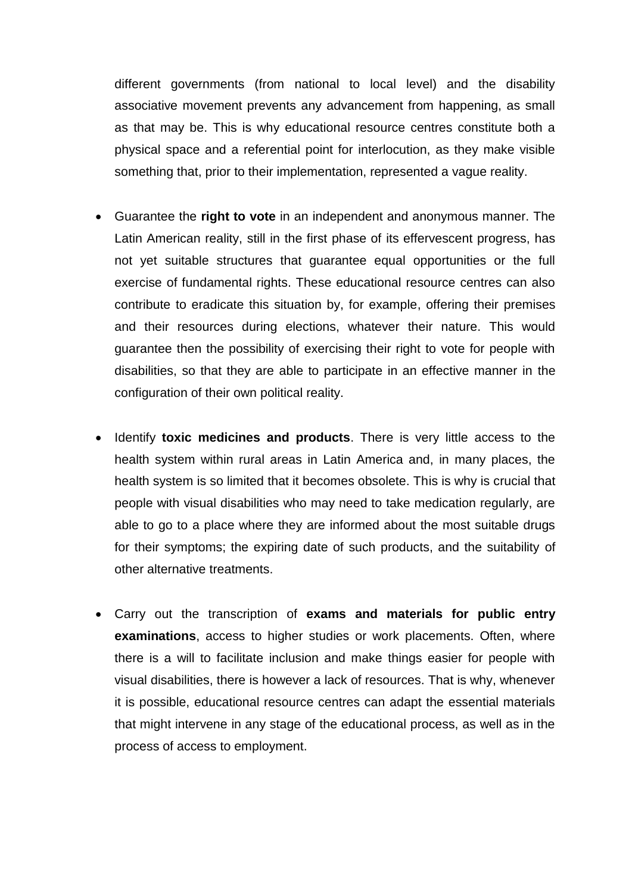different governments (from national to local level) and the disability associative movement prevents any advancement from happening, as small as that may be. This is why educational resource centres constitute both a physical space and a referential point for interlocution, as they make visible something that, prior to their implementation, represented a vague reality.

- Guarantee the **right to vote** in an independent and anonymous manner. The Latin American reality, still in the first phase of its effervescent progress, has not yet suitable structures that guarantee equal opportunities or the full exercise of fundamental rights. These educational resource centres can also contribute to eradicate this situation by, for example, offering their premises and their resources during elections, whatever their nature. This would guarantee then the possibility of exercising their right to vote for people with disabilities, so that they are able to participate in an effective manner in the configuration of their own political reality.

- Identify **toxic medicines and products**. There is very little access to the health system within rural areas in Latin America and, in many places, the health system is so limited that it becomes obsolete. This is why is crucial that people with visual disabilities who may need to take medication regularly, are able to go to a place where they are informed about the most suitable drugs for their symptoms; the expiring date of such products, and the suitability of other alternative treatments.

- Carry out the transcription of **exams and materials for public entry examinations**, access to higher studies or work placements. Often, where there is a will to facilitate inclusion and make things easier for people with visual disabilities, there is however a lack of resources. That is why, whenever it is possible, educational resource centres can adapt the essential materials that might intervene in any stage of the educational process, as well as in the process of access to employment.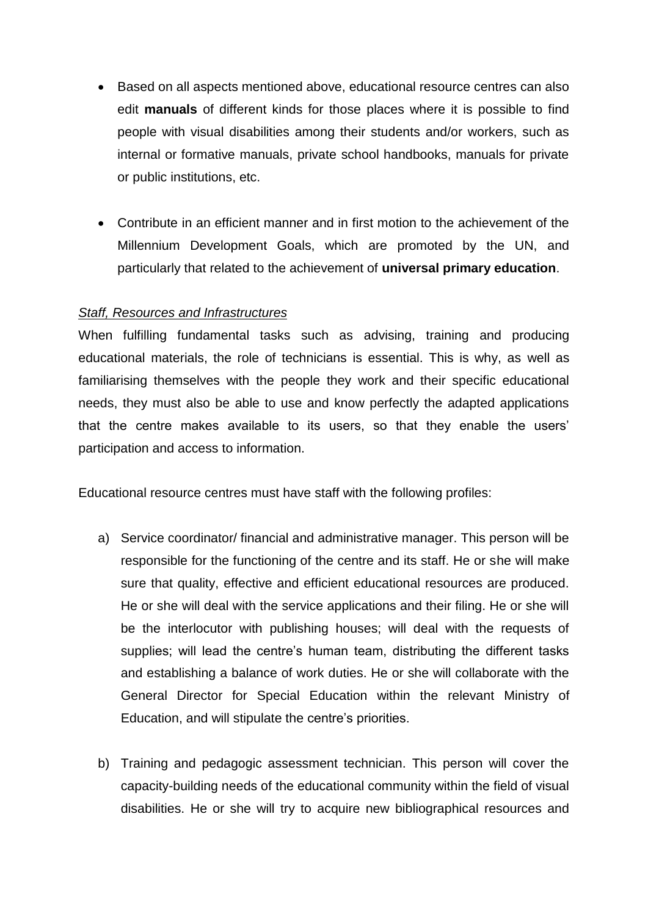- Based on all aspects mentioned above, educational resource centres can also edit **manuals** of different kinds for those places where it is possible to find people with visual disabilities among their students and/or workers, such as internal or formative manuals, private school handbooks, manuals for private or public institutions, etc.

- Contribute in an efficient manner and in first motion to the achievement of the Millennium Development Goals, which are promoted by the UN, and particularly that related to the achievement of **universal primary education**.

*Staff, Resources and Infrastructures*

When fulfilling fundamental tasks such as advising, training and producing educational materials, the role of technicians is essential. This is why, as well as familiarising themselves with the people they work and their specific educational needs, they must also be able to use and know perfectly the adapted applications that the centre makes available to its users, so that they enable the users' participation and access to information.

Educational resource centres must have staff with the following profiles:

a) Service coordinator/ financial and administrative manager. This person will be responsible for the functioning of the centre and its staff. He or she will make sure that quality, effective and efficient educational resources are produced. He or she will deal with the service applications and their filing. He or she will be the interlocutor with publishing houses; will deal with the requests of supplies; will lead the centre's human team, distributing the different tasks and establishing a balance of work duties. He or she will collaborate with the General Director for Special Education within the relevant Ministry of Education, and will stipulate the centre's priorities.

b) Training and pedagogic assessment technician. This person will cover the capacity-building needs of the educational community within the field of visual disabilities. He or she will try to acquire new bibliographical resources and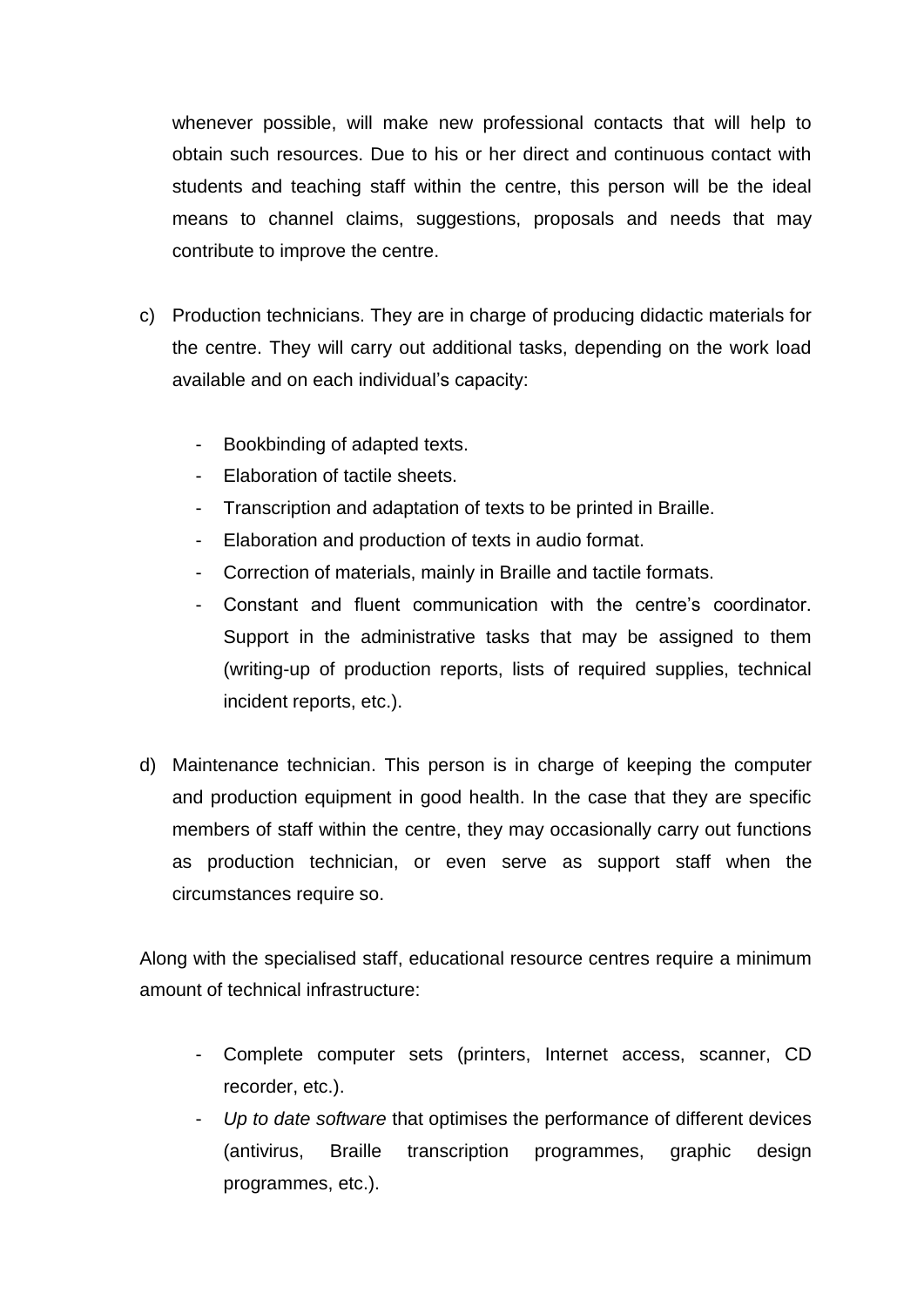whenever possible, will make new professional contacts that will help to obtain such resources. Due to his or her direct and continuous contact with students and teaching staff within the centre, this person will be the ideal means to channel claims, suggestions, proposals and needs that may contribute to improve the centre.

c) Production technicians. They are in charge of producing didactic materials for the centre. They will carry out additional tasks, depending on the work load available and on each individual's capacity:

   - Bookbinding of adapted texts.
   - Elaboration of tactile sheets.
   - Transcription and adaptation of texts to be printed in Braille.
   - Elaboration and production of texts in audio format.
   - Correction of materials, mainly in Braille and tactile formats.
   - Constant and fluent communication with the centre's coordinator. Support in the administrative tasks that may be assigned to them (writing-up of production reports, lists of required supplies, technical incident reports, etc.).

d) Maintenance technician. This person is in charge of keeping the computer and production equipment in good health. In the case that they are specific members of staff within the centre, they may occasionally carry out functions as production technician, or even serve as support staff when the circumstances require so.

Along with the specialised staff, educational resource centres require a minimum amount of technical infrastructure:

- Complete computer sets (printers, Internet access, scanner, CD recorder, etc.).
- *Up to date software* that optimises the performance of different devices (antivirus, Braille transcription programmes, graphic design programmes, etc.).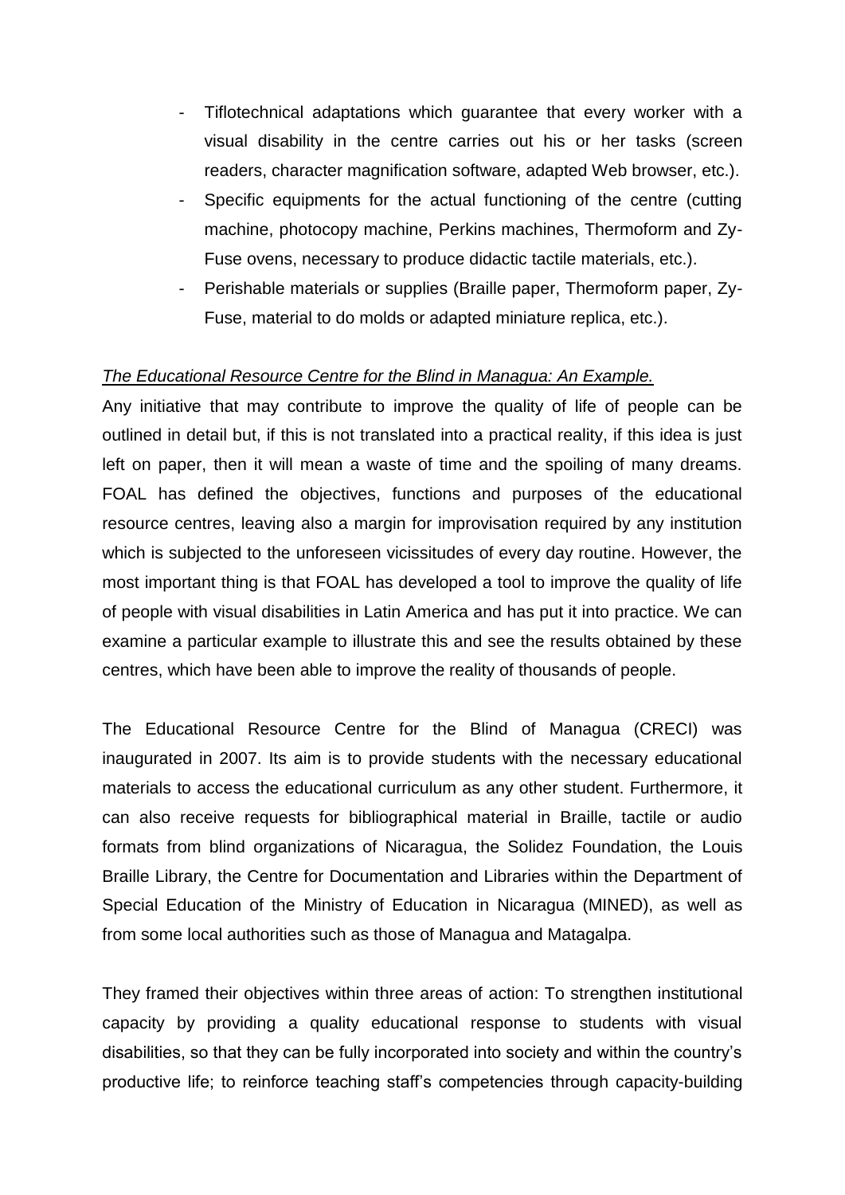- Tiflotechnical adaptations which guarantee that every worker with a visual disability in the centre carries out his or her tasks (screen readers, character magnification software, adapted Web browser, etc.).
- Specific equipments for the actual functioning of the centre (cutting machine, photocopy machine, Perkins machines, Thermoform and Zy-Fuse ovens, necessary to produce didactic tactile materials, etc.).
- Perishable materials or supplies (Braille paper, Thermoform paper, Zy-Fuse, material to do molds or adapted miniature replica, etc.).

*The Educational Resource Centre for the Blind in Managua: An Example.*

Any initiative that may contribute to improve the quality of life of people can be outlined in detail but, if this is not translated into a practical reality, if this idea is just left on paper, then it will mean a waste of time and the spoiling of many dreams. FOAL has defined the objectives, functions and purposes of the educational resource centres, leaving also a margin for improvisation required by any institution which is subjected to the unforeseen vicissitudes of every day routine. However, the most important thing is that FOAL has developed a tool to improve the quality of life of people with visual disabilities in Latin America and has put it into practice. We can examine a particular example to illustrate this and see the results obtained by these centres, which have been able to improve the reality of thousands of people.

The Educational Resource Centre for the Blind of Managua (CRECI) was inaugurated in 2007. Its aim is to provide students with the necessary educational materials to access the educational curriculum as any other student. Furthermore, it can also receive requests for bibliographical material in Braille, tactile or audio formats from blind organizations of Nicaragua, the Solidez Foundation, the Louis Braille Library, the Centre for Documentation and Libraries within the Department of Special Education of the Ministry of Education in Nicaragua (MINED), as well as from some local authorities such as those of Managua and Matagalpa.

They framed their objectives within three areas of action: To strengthen institutional capacity by providing a quality educational response to students with visual disabilities, so that they can be fully incorporated into society and within the country's productive life; to reinforce teaching staff's competencies through capacity-building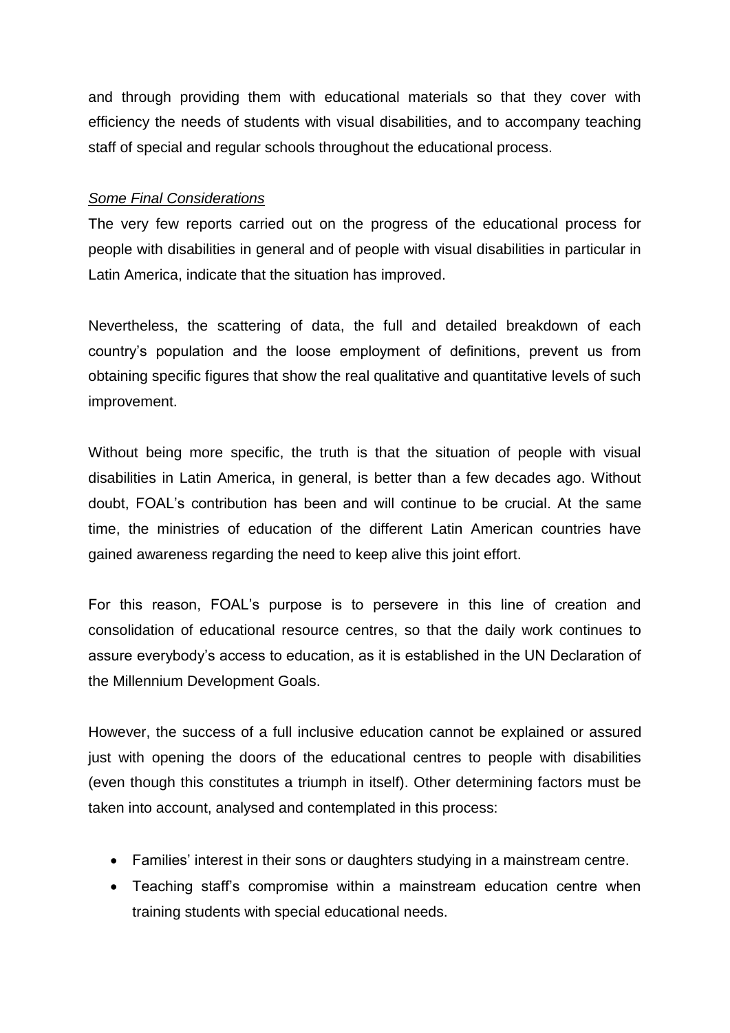and through providing them with educational materials so that they cover with efficiency the needs of students with visual disabilities, and to accompany teaching staff of special and regular schools throughout the educational process.

*Some Final Considerations*

The very few reports carried out on the progress of the educational process for people with disabilities in general and of people with visual disabilities in particular in Latin America, indicate that the situation has improved.

Nevertheless, the scattering of data, the full and detailed breakdown of each country's population and the loose employment of definitions, prevent us from obtaining specific figures that show the real qualitative and quantitative levels of such improvement.

Without being more specific, the truth is that the situation of people with visual disabilities in Latin America, in general, is better than a few decades ago. Without doubt, FOAL's contribution has been and will continue to be crucial. At the same time, the ministries of education of the different Latin American countries have gained awareness regarding the need to keep alive this joint effort.

For this reason, FOAL's purpose is to persevere in this line of creation and consolidation of educational resource centres, so that the daily work continues to assure everybody's access to education, as it is established in the UN Declaration of the Millennium Development Goals.

However, the success of a full inclusive education cannot be explained or assured just with opening the doors of the educational centres to people with disabilities (even though this constitutes a triumph in itself). Other determining factors must be taken into account, analysed and contemplated in this process:

- Families' interest in their sons or daughters studying in a mainstream centre.
- Teaching staff's compromise within a mainstream education centre when training students with special educational needs.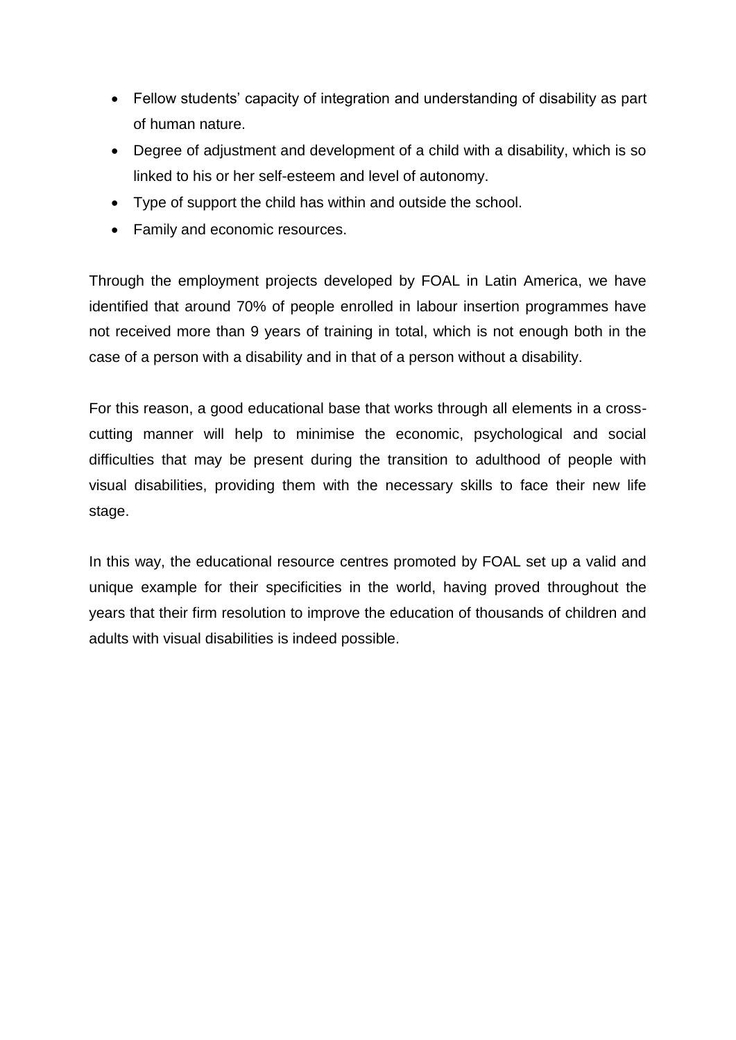- Fellow students' capacity of integration and understanding of disability as part of human nature.
- Degree of adjustment and development of a child with a disability, which is so linked to his or her self-esteem and level of autonomy.
- Type of support the child has within and outside the school.
- Family and economic resources.

Through the employment projects developed by FOAL in Latin America, we have identified that around 70% of people enrolled in labour insertion programmes have not received more than 9 years of training in total, which is not enough both in the case of a person with a disability and in that of a person without a disability.

For this reason, a good educational base that works through all elements in a cross-cutting manner will help to minimise the economic, psychological and social difficulties that may be present during the transition to adulthood of people with visual disabilities, providing them with the necessary skills to face their new life stage.

In this way, the educational resource centres promoted by FOAL set up a valid and unique example for their specificities in the world, having proved throughout the years that their firm resolution to improve the education of thousands of children and adults with visual disabilities is indeed possible.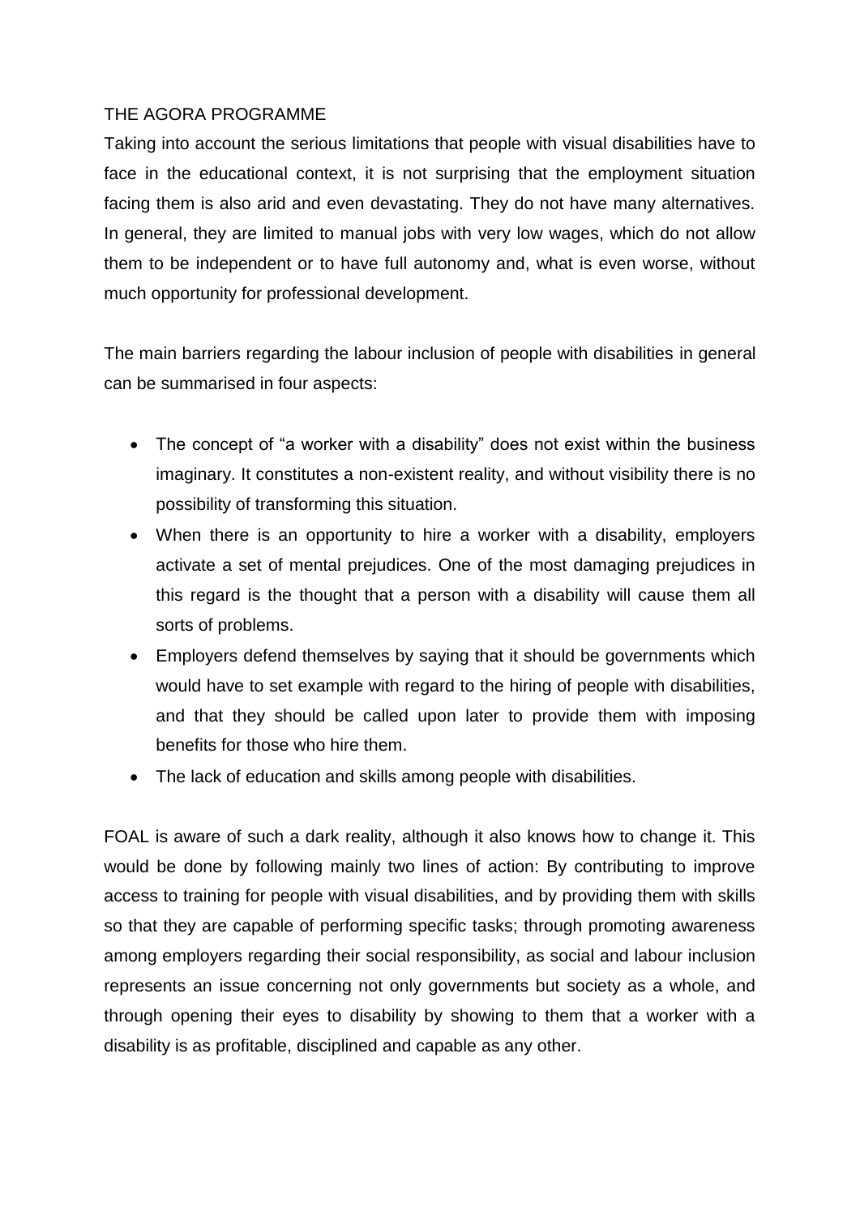## THE AGORA PROGRAMME

Taking into account the serious limitations that people with visual disabilities have to face in the educational context, it is not surprising that the employment situation facing them is also arid and even devastating. They do not have many alternatives. In general, they are limited to manual jobs with very low wages, which do not allow them to be independent or to have full autonomy and, what is even worse, without much opportunity for professional development.

The main barriers regarding the labour inclusion of people with disabilities in general can be summarised in four aspects:

- The concept of "a worker with a disability" does not exist within the business imaginary. It constitutes a non-existent reality, and without visibility there is no possibility of transforming this situation.
- When there is an opportunity to hire a worker with a disability, employers activate a set of mental prejudices. One of the most damaging prejudices in this regard is the thought that a person with a disability will cause them all sorts of problems.
- Employers defend themselves by saying that it should be governments which would have to set example with regard to the hiring of people with disabilities, and that they should be called upon later to provide them with imposing benefits for those who hire them.
- The lack of education and skills among people with disabilities.

FOAL is aware of such a dark reality, although it also knows how to change it. This would be done by following mainly two lines of action: By contributing to improve access to training for people with visual disabilities, and by providing them with skills so that they are capable of performing specific tasks; through promoting awareness among employers regarding their social responsibility, as social and labour inclusion represents an issue concerning not only governments but society as a whole, and through opening their eyes to disability by showing to them that a worker with a disability is as profitable, disciplined and capable as any other.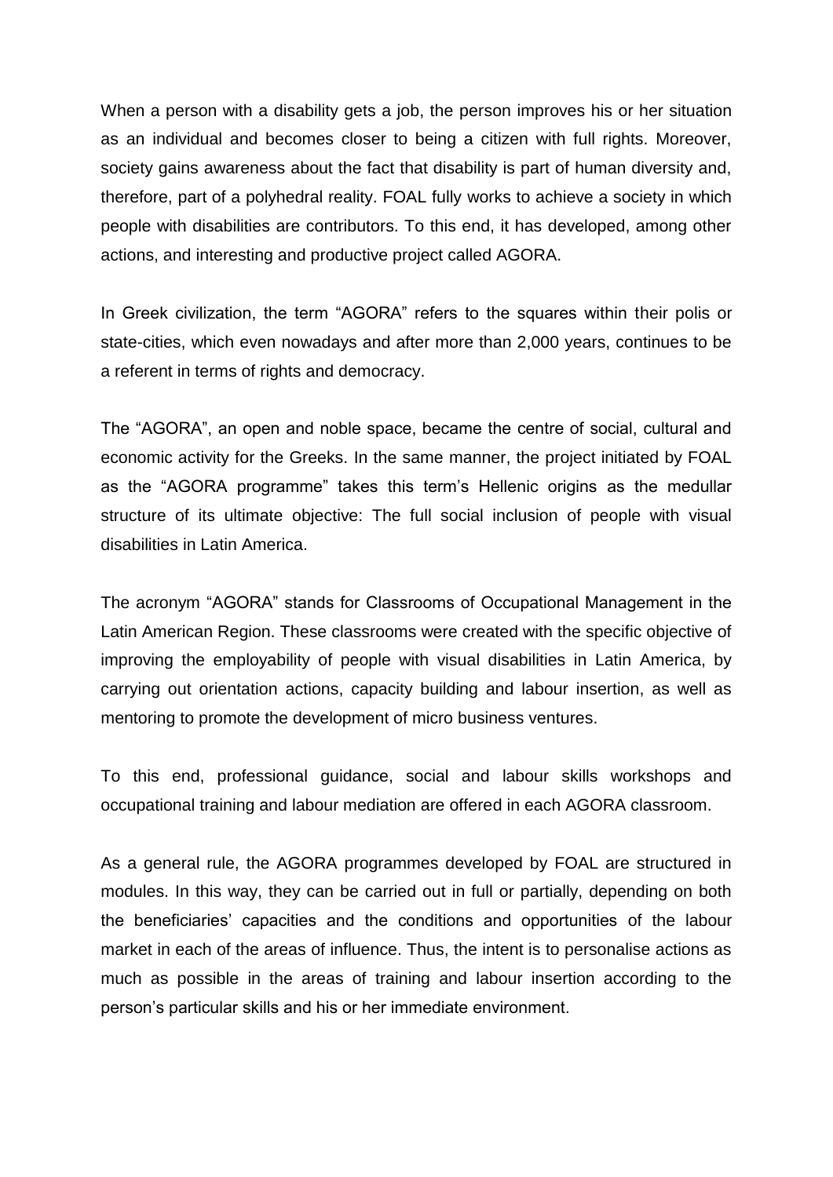When a person with a disability gets a job, the person improves his or her situation as an individual and becomes closer to being a citizen with full rights. Moreover, society gains awareness about the fact that disability is part of human diversity and, therefore, part of a polyhedral reality. FOAL fully works to achieve a society in which people with disabilities are contributors. To this end, it has developed, among other actions, and interesting and productive project called AGORA.

In Greek civilization, the term “AGORA” refers to the squares within their polis or state-cities, which even nowadays and after more than 2,000 years, continues to be a referent in terms of rights and democracy.

The “AGORA”, an open and noble space, became the centre of social, cultural and economic activity for the Greeks. In the same manner, the project initiated by FOAL as the “AGORA programme” takes this term’s Hellenic origins as the medullar structure of its ultimate objective: The full social inclusion of people with visual disabilities in Latin America.

The acronym “AGORA” stands for Classrooms of Occupational Management in the Latin American Region. These classrooms were created with the specific objective of improving the employability of people with visual disabilities in Latin America, by carrying out orientation actions, capacity building and labour insertion, as well as mentoring to promote the development of micro business ventures.

To this end, professional guidance, social and labour skills workshops and occupational training and labour mediation are offered in each AGORA classroom.

As a general rule, the AGORA programmes developed by FOAL are structured in modules. In this way, they can be carried out in full or partially, depending on both the beneficiaries’ capacities and the conditions and opportunities of the labour market in each of the areas of influence. Thus, the intent is to personalise actions as much as possible in the areas of training and labour insertion according to the person’s particular skills and his or her immediate environment.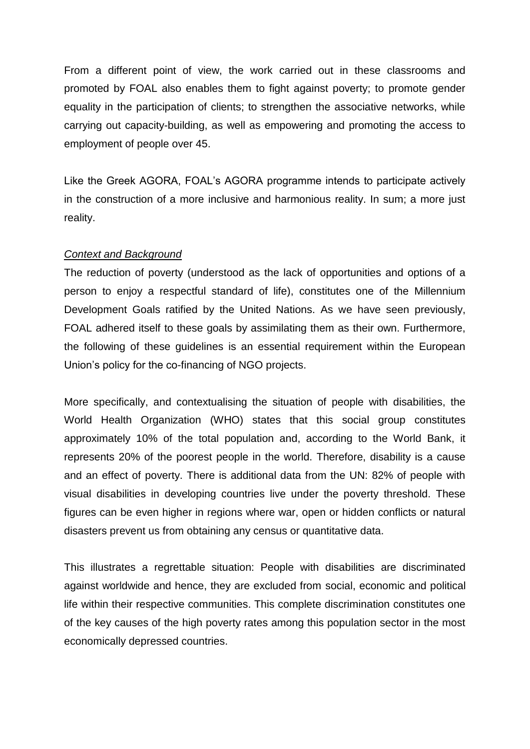From a different point of view, the work carried out in these classrooms and promoted by FOAL also enables them to fight against poverty; to promote gender equality in the participation of clients; to strengthen the associative networks, while carrying out capacity-building, as well as empowering and promoting the access to employment of people over 45.

Like the Greek AGORA, FOAL's AGORA programme intends to participate actively in the construction of a more inclusive and harmonious reality. In sum; a more just reality.

*Context and Background*

The reduction of poverty (understood as the lack of opportunities and options of a person to enjoy a respectful standard of life), constitutes one of the Millennium Development Goals ratified by the United Nations. As we have seen previously, FOAL adhered itself to these goals by assimilating them as their own. Furthermore, the following of these guidelines is an essential requirement within the European Union's policy for the co-financing of NGO projects.

More specifically, and contextualising the situation of people with disabilities, the World Health Organization (WHO) states that this social group constitutes approximately 10% of the total population and, according to the World Bank, it represents 20% of the poorest people in the world. Therefore, disability is a cause and an effect of poverty. There is additional data from the UN: 82% of people with visual disabilities in developing countries live under the poverty threshold. These figures can be even higher in regions where war, open or hidden conflicts or natural disasters prevent us from obtaining any census or quantitative data.

This illustrates a regrettable situation: People with disabilities are discriminated against worldwide and hence, they are excluded from social, economic and political life within their respective communities. This complete discrimination constitutes one of the key causes of the high poverty rates among this population sector in the most economically depressed countries.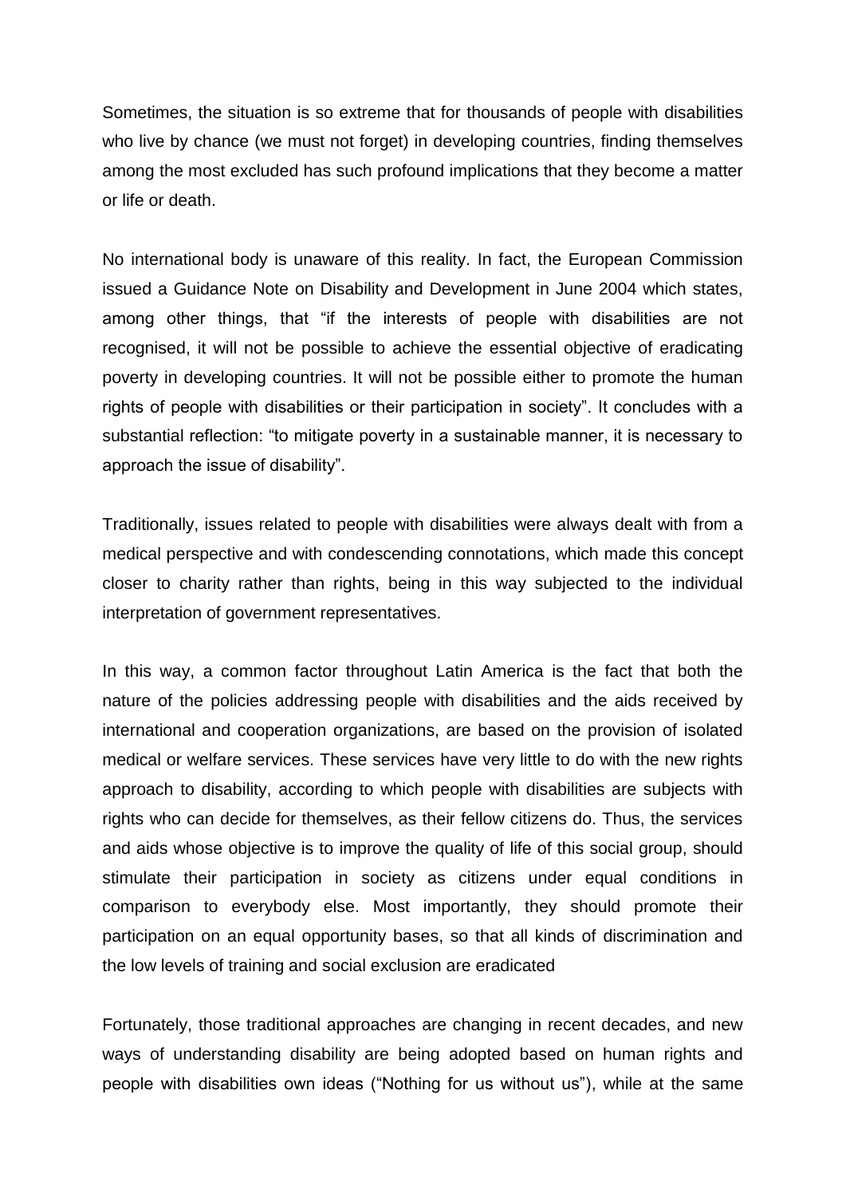Sometimes, the situation is so extreme that for thousands of people with disabilities who live by chance (we must not forget) in developing countries, finding themselves among the most excluded has such profound implications that they become a matter or life or death.

No international body is unaware of this reality. In fact, the European Commission issued a Guidance Note on Disability and Development in June 2004 which states, among other things, that "if the interests of people with disabilities are not recognised, it will not be possible to achieve the essential objective of eradicating poverty in developing countries. It will not be possible either to promote the human rights of people with disabilities or their participation in society". It concludes with a substantial reflection: "to mitigate poverty in a sustainable manner, it is necessary to approach the issue of disability".

Traditionally, issues related to people with disabilities were always dealt with from a medical perspective and with condescending connotations, which made this concept closer to charity rather than rights, being in this way subjected to the individual interpretation of government representatives.

In this way, a common factor throughout Latin America is the fact that both the nature of the policies addressing people with disabilities and the aids received by international and cooperation organizations, are based on the provision of isolated medical or welfare services. These services have very little to do with the new rights approach to disability, according to which people with disabilities are subjects with rights who can decide for themselves, as their fellow citizens do. Thus, the services and aids whose objective is to improve the quality of life of this social group, should stimulate their participation in society as citizens under equal conditions in comparison to everybody else. Most importantly, they should promote their participation on an equal opportunity bases, so that all kinds of discrimination and the low levels of training and social exclusion are eradicated

Fortunately, those traditional approaches are changing in recent decades, and new ways of understanding disability are being adopted based on human rights and people with disabilities own ideas ("Nothing for us without us"), while at the same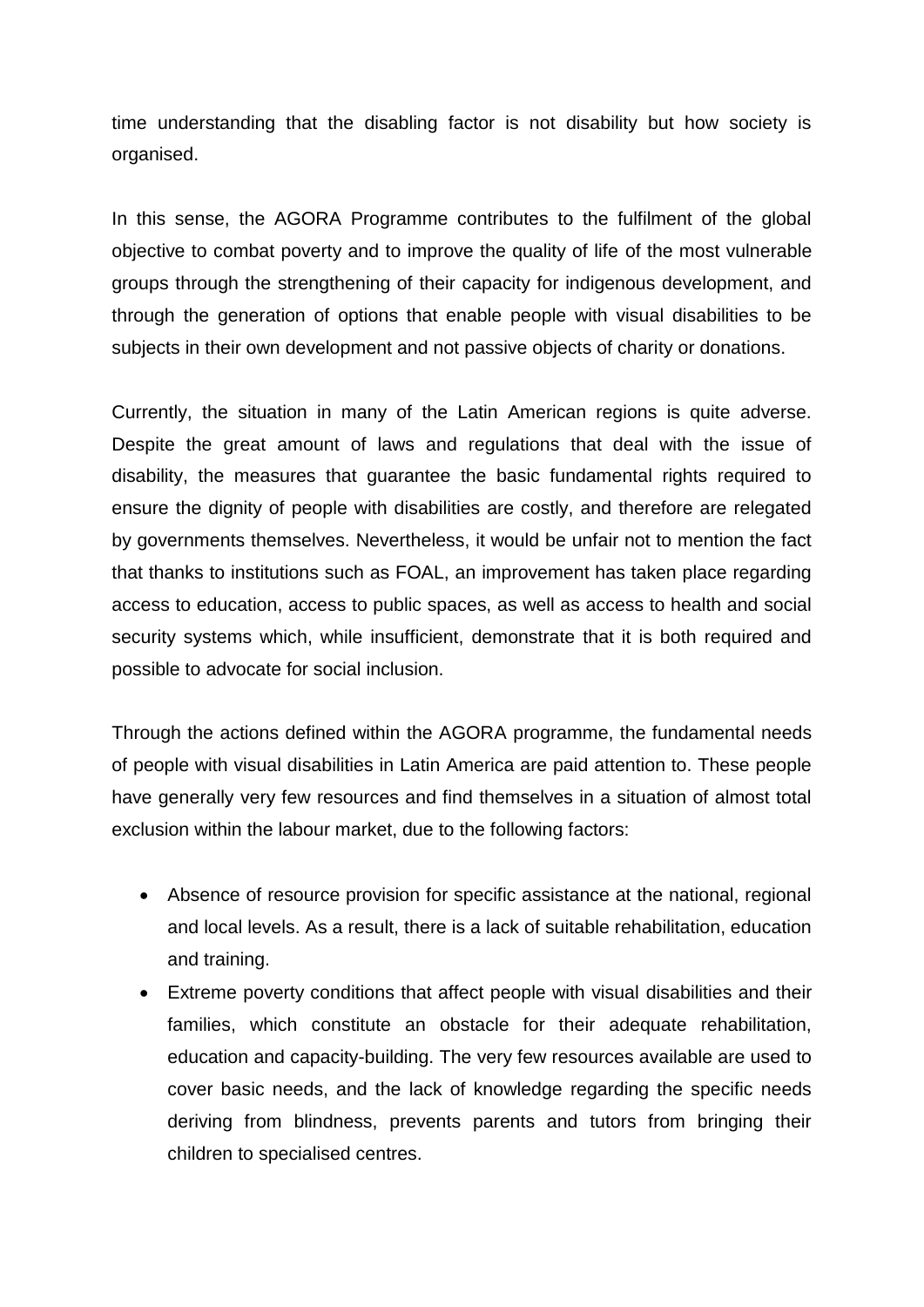time understanding that the disabling factor is not disability but how society is organised.

In this sense, the AGORA Programme contributes to the fulfilment of the global objective to combat poverty and to improve the quality of life of the most vulnerable groups through the strengthening of their capacity for indigenous development, and through the generation of options that enable people with visual disabilities to be subjects in their own development and not passive objects of charity or donations.

Currently, the situation in many of the Latin American regions is quite adverse. Despite the great amount of laws and regulations that deal with the issue of disability, the measures that guarantee the basic fundamental rights required to ensure the dignity of people with disabilities are costly, and therefore are relegated by governments themselves. Nevertheless, it would be unfair not to mention the fact that thanks to institutions such as FOAL, an improvement has taken place regarding access to education, access to public spaces, as well as access to health and social security systems which, while insufficient, demonstrate that it is both required and possible to advocate for social inclusion.

Through the actions defined within the AGORA programme, the fundamental needs of people with visual disabilities in Latin America are paid attention to. These people have generally very few resources and find themselves in a situation of almost total exclusion within the labour market, due to the following factors:

- Absence of resource provision for specific assistance at the national, regional and local levels. As a result, there is a lack of suitable rehabilitation, education and training.
- Extreme poverty conditions that affect people with visual disabilities and their families, which constitute an obstacle for their adequate rehabilitation, education and capacity-building. The very few resources available are used to cover basic needs, and the lack of knowledge regarding the specific needs deriving from blindness, prevents parents and tutors from bringing their children to specialised centres.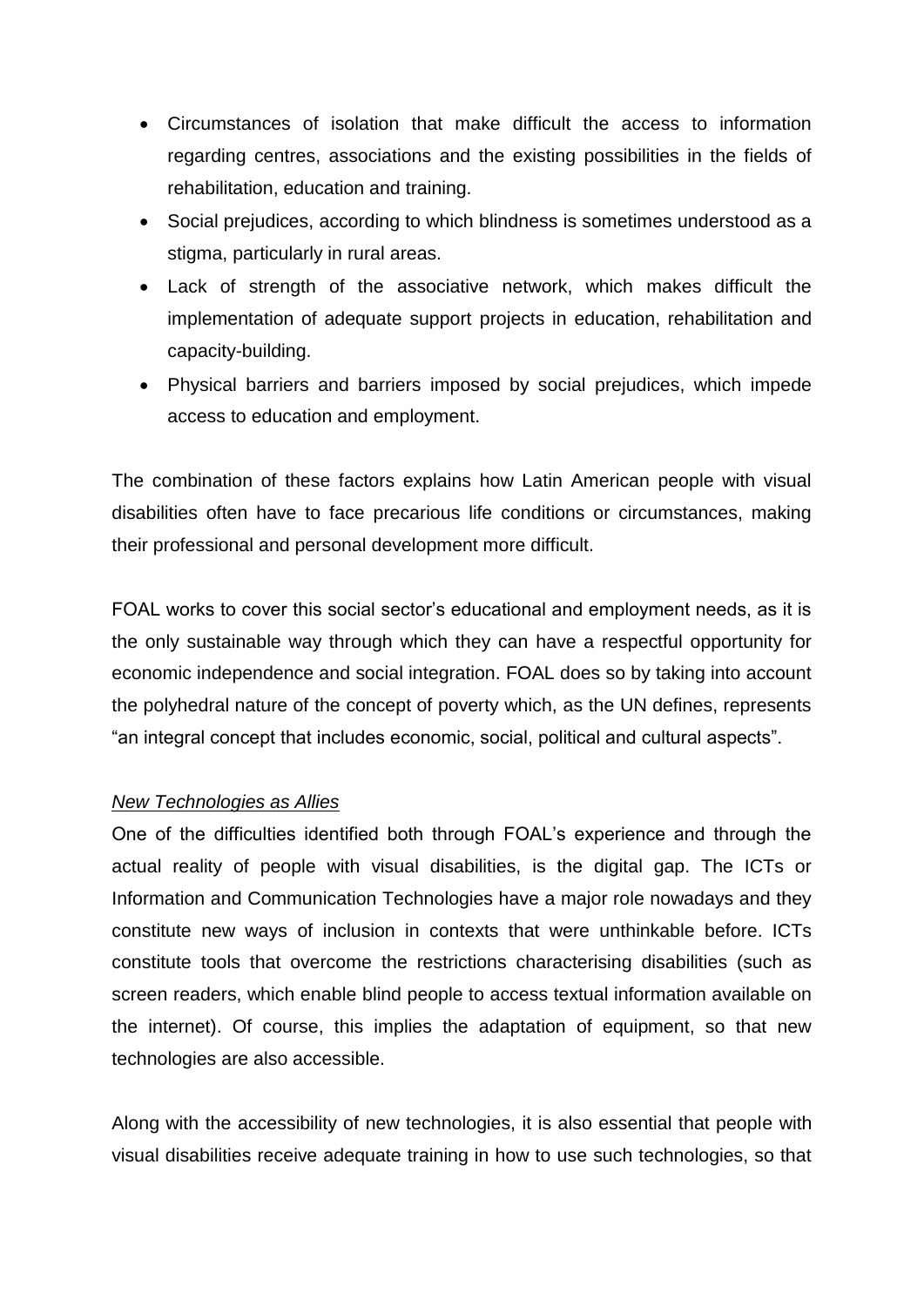- Circumstances of isolation that make difficult the access to information regarding centres, associations and the existing possibilities in the fields of rehabilitation, education and training.
- Social prejudices, according to which blindness is sometimes understood as a stigma, particularly in rural areas.
- Lack of strength of the associative network, which makes difficult the implementation of adequate support projects in education, rehabilitation and capacity-building.
- Physical barriers and barriers imposed by social prejudices, which impede access to education and employment.

The combination of these factors explains how Latin American people with visual disabilities often have to face precarious life conditions or circumstances, making their professional and personal development more difficult.

FOAL works to cover this social sector's educational and employment needs, as it is the only sustainable way through which they can have a respectful opportunity for economic independence and social integration. FOAL does so by taking into account the polyhedral nature of the concept of poverty which, as the UN defines, represents "an integral concept that includes economic, social, political and cultural aspects".

*New Technologies as Allies*

One of the difficulties identified both through FOAL's experience and through the actual reality of people with visual disabilities, is the digital gap. The ICTs or Information and Communication Technologies have a major role nowadays and they constitute new ways of inclusion in contexts that were unthinkable before. ICTs constitute tools that overcome the restrictions characterising disabilities (such as screen readers, which enable blind people to access textual information available on the internet). Of course, this implies the adaptation of equipment, so that new technologies are also accessible.

Along with the accessibility of new technologies, it is also essential that people with visual disabilities receive adequate training in how to use such technologies, so that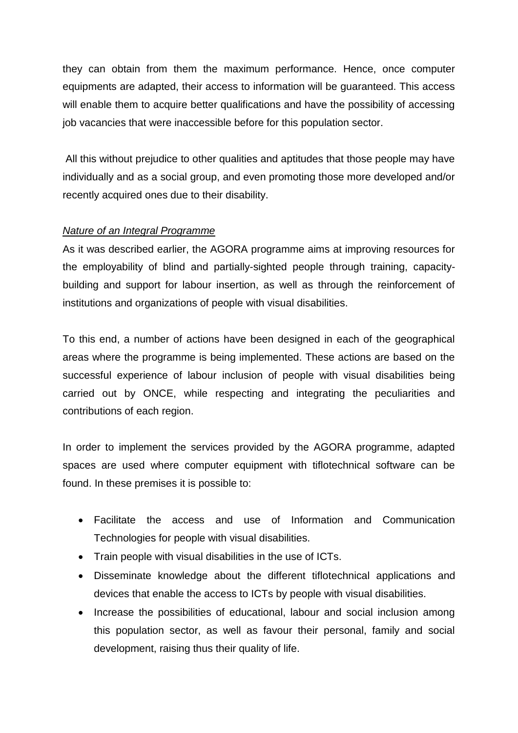they can obtain from them the maximum performance. Hence, once computer equipments are adapted, their access to information will be guaranteed. This access will enable them to acquire better qualifications and have the possibility of accessing job vacancies that were inaccessible before for this population sector.

All this without prejudice to other qualities and aptitudes that those people may have individually and as a social group, and even promoting those more developed and/or recently acquired ones due to their disability.

*Nature of an Integral Programme*

As it was described earlier, the AGORA programme aims at improving resources for the employability of blind and partially-sighted people through training, capacity-building and support for labour insertion, as well as through the reinforcement of institutions and organizations of people with visual disabilities.

To this end, a number of actions have been designed in each of the geographical areas where the programme is being implemented. These actions are based on the successful experience of labour inclusion of people with visual disabilities being carried out by ONCE, while respecting and integrating the peculiarities and contributions of each region.

In order to implement the services provided by the AGORA programme, adapted spaces are used where computer equipment with tiflotechnical software can be found. In these premises it is possible to:

- Facilitate the access and use of Information and Communication Technologies for people with visual disabilities.
- Train people with visual disabilities in the use of ICTs.
- Disseminate knowledge about the different tiflotechnical applications and devices that enable the access to ICTs by people with visual disabilities.
- Increase the possibilities of educational, labour and social inclusion among this population sector, as well as favour their personal, family and social development, raising thus their quality of life.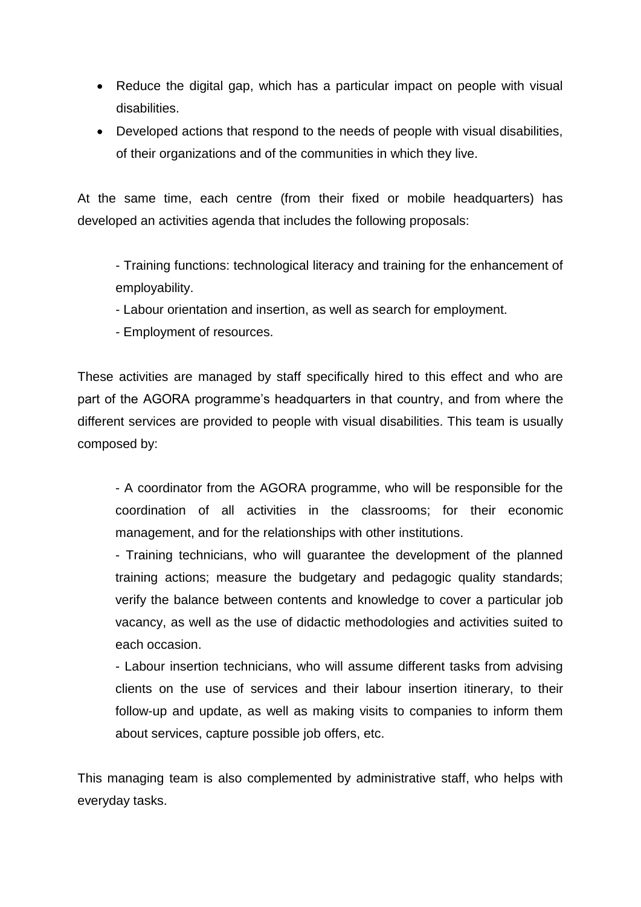- Reduce the digital gap, which has a particular impact on people with visual disabilities.
- Developed actions that respond to the needs of people with visual disabilities, of their organizations and of the communities in which they live.

At the same time, each centre (from their fixed or mobile headquarters) has developed an activities agenda that includes the following proposals:

> - Training functions: technological literacy and training for the enhancement of employability.
> - Labour orientation and insertion, as well as search for employment.
> - Employment of resources.

These activities are managed by staff specifically hired to this effect and who are part of the AGORA programme's headquarters in that country, and from where the different services are provided to people with visual disabilities. This team is usually composed by:

> - A coordinator from the AGORA programme, who will be responsible for the coordination of all activities in the classrooms; for their economic management, and for the relationships with other institutions.
> - Training technicians, who will guarantee the development of the planned training actions; measure the budgetary and pedagogic quality standards; verify the balance between contents and knowledge to cover a particular job vacancy, as well as the use of didactic methodologies and activities suited to each occasion.
> - Labour insertion technicians, who will assume different tasks from advising clients on the use of services and their labour insertion itinerary, to their follow-up and update, as well as making visits to companies to inform them about services, capture possible job offers, etc.

This managing team is also complemented by administrative staff, who helps with everyday tasks.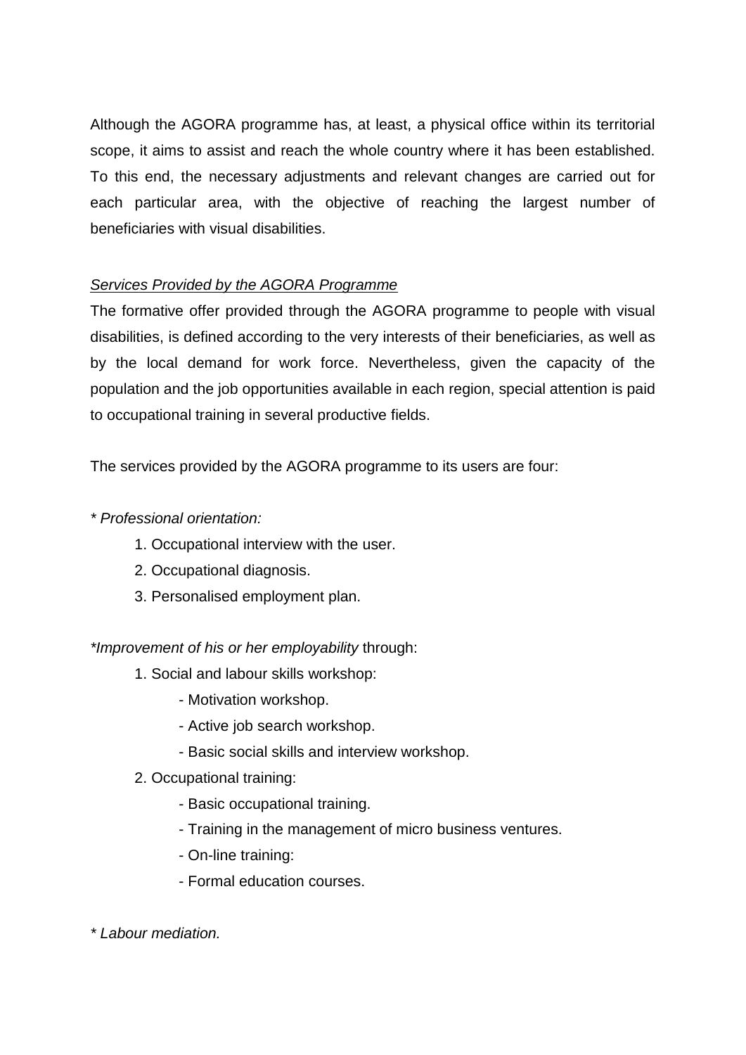Although the AGORA programme has, at least, a physical office within its territorial scope, it aims to assist and reach the whole country where it has been established. To this end, the necessary adjustments and relevant changes are carried out for each particular area, with the objective of reaching the largest number of beneficiaries with visual disabilities.

*Services Provided by the AGORA Programme*

The formative offer provided through the AGORA programme to people with visual disabilities, is defined according to the very interests of their beneficiaries, as well as by the local demand for work force. Nevertheless, given the capacity of the population and the job opportunities available in each region, special attention is paid to occupational training in several productive fields.

The services provided by the AGORA programme to its users are four:

\* *Professional orientation:*

1. Occupational interview with the user.
2. Occupational diagnosis.
3. Personalised employment plan.

\**Improvement of his or her employability* through:

1. Social and labour skills workshop:
    - Motivation workshop.
    - Active job search workshop.
    - Basic social skills and interview workshop.
2. Occupational training:
    - Basic occupational training.
    - Training in the management of micro business ventures.
    - On-line training:
    - Formal education courses.

\* *Labour mediation.*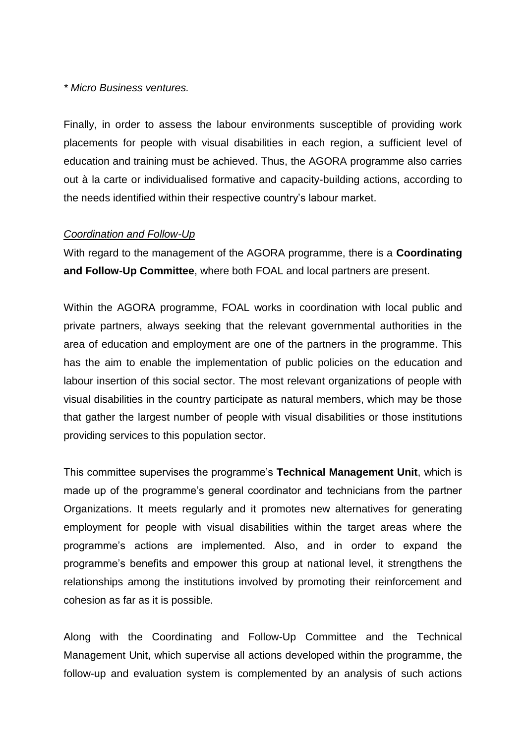*\* Micro Business ventures.*

Finally, in order to assess the labour environments susceptible of providing work placements for people with visual disabilities in each region, a sufficient level of education and training must be achieved. Thus, the AGORA programme also carries out à la carte or individualised formative and capacity-building actions, according to the needs identified within their respective country's labour market.

*Coordination and Follow-Up*

With regard to the management of the AGORA programme, there is a **Coordinating and Follow-Up Committee**, where both FOAL and local partners are present.

Within the AGORA programme, FOAL works in coordination with local public and private partners, always seeking that the relevant governmental authorities in the area of education and employment are one of the partners in the programme. This has the aim to enable the implementation of public policies on the education and labour insertion of this social sector. The most relevant organizations of people with visual disabilities in the country participate as natural members, which may be those that gather the largest number of people with visual disabilities or those institutions providing services to this population sector.

This committee supervises the programme's **Technical Management Unit**, which is made up of the programme's general coordinator and technicians from the partner Organizations. It meets regularly and it promotes new alternatives for generating employment for people with visual disabilities within the target areas where the programme's actions are implemented. Also, and in order to expand the programme's benefits and empower this group at national level, it strengthens the relationships among the institutions involved by promoting their reinforcement and cohesion as far as it is possible.

Along with the Coordinating and Follow-Up Committee and the Technical Management Unit, which supervise all actions developed within the programme, the follow-up and evaluation system is complemented by an analysis of such actions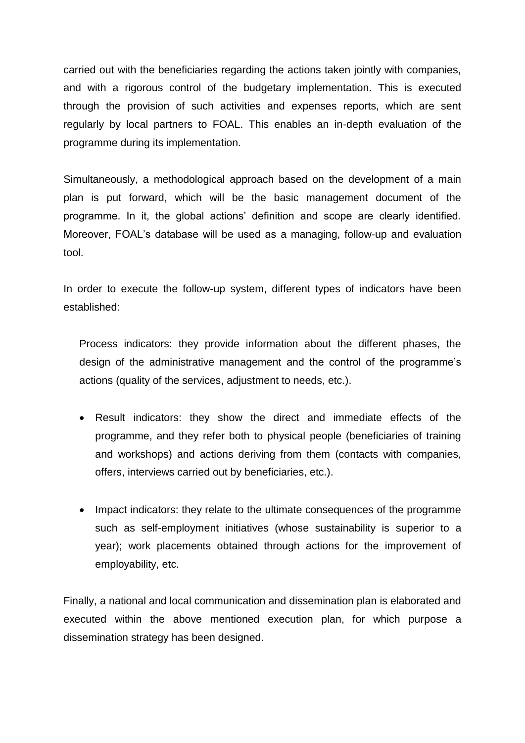carried out with the beneficiaries regarding the actions taken jointly with companies, and with a rigorous control of the budgetary implementation. This is executed through the provision of such activities and expenses reports, which are sent regularly by local partners to FOAL. This enables an in-depth evaluation of the programme during its implementation.

Simultaneously, a methodological approach based on the development of a main plan is put forward, which will be the basic management document of the programme. In it, the global actions' definition and scope are clearly identified. Moreover, FOAL's database will be used as a managing, follow-up and evaluation tool.

In order to execute the follow-up system, different types of indicators have been established:

Process indicators: they provide information about the different phases, the design of the administrative management and the control of the programme's actions (quality of the services, adjustment to needs, etc.).

- Result indicators: they show the direct and immediate effects of the programme, and they refer both to physical people (beneficiaries of training and workshops) and actions deriving from them (contacts with companies, offers, interviews carried out by beneficiaries, etc.).
- Impact indicators: they relate to the ultimate consequences of the programme such as self-employment initiatives (whose sustainability is superior to a year); work placements obtained through actions for the improvement of employability, etc.

Finally, a national and local communication and dissemination plan is elaborated and executed within the above mentioned execution plan, for which purpose a dissemination strategy has been designed.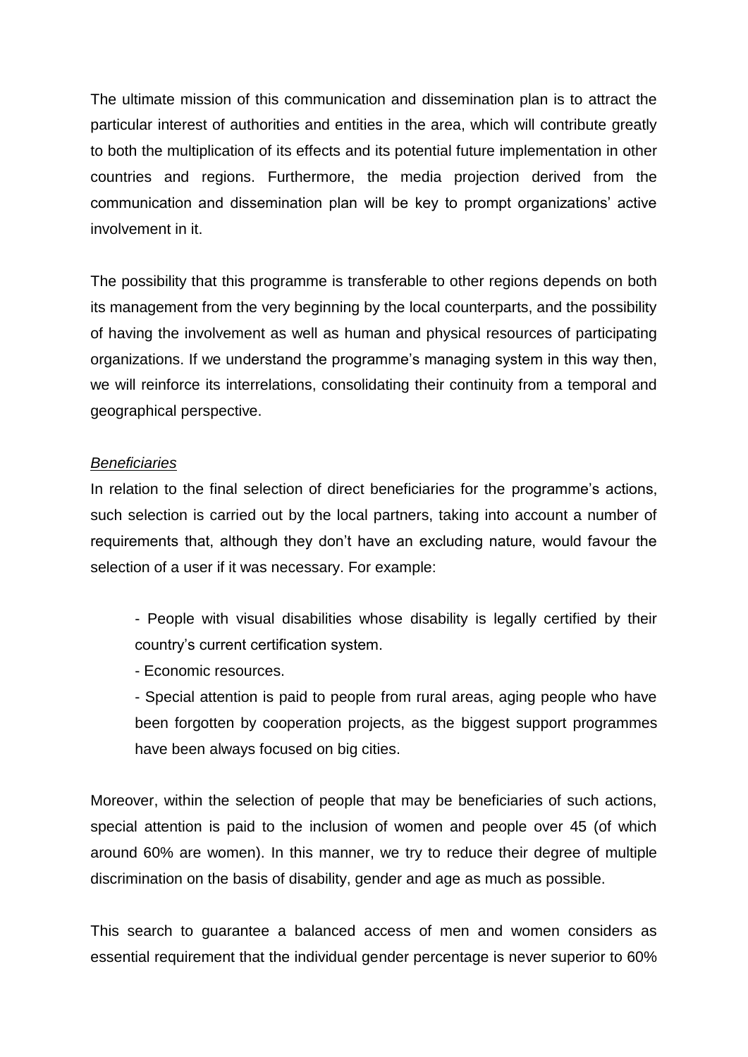The ultimate mission of this communication and dissemination plan is to attract the particular interest of authorities and entities in the area, which will contribute greatly to both the multiplication of its effects and its potential future implementation in other countries and regions. Furthermore, the media projection derived from the communication and dissemination plan will be key to prompt organizations' active involvement in it.

The possibility that this programme is transferable to other regions depends on both its management from the very beginning by the local counterparts, and the possibility of having the involvement as well as human and physical resources of participating organizations. If we understand the programme's managing system in this way then, we will reinforce its interrelations, consolidating their continuity from a temporal and geographical perspective.

*Beneficiaries*

In relation to the final selection of direct beneficiaries for the programme's actions, such selection is carried out by the local partners, taking into account a number of requirements that, although they don't have an excluding nature, would favour the selection of a user if it was necessary. For example:

- People with visual disabilities whose disability is legally certified by their country's current certification system.
- Economic resources.
- Special attention is paid to people from rural areas, aging people who have been forgotten by cooperation projects, as the biggest support programmes have been always focused on big cities.

Moreover, within the selection of people that may be beneficiaries of such actions, special attention is paid to the inclusion of women and people over 45 (of which around 60% are women). In this manner, we try to reduce their degree of multiple discrimination on the basis of disability, gender and age as much as possible.

This search to guarantee a balanced access of men and women considers as essential requirement that the individual gender percentage is never superior to 60%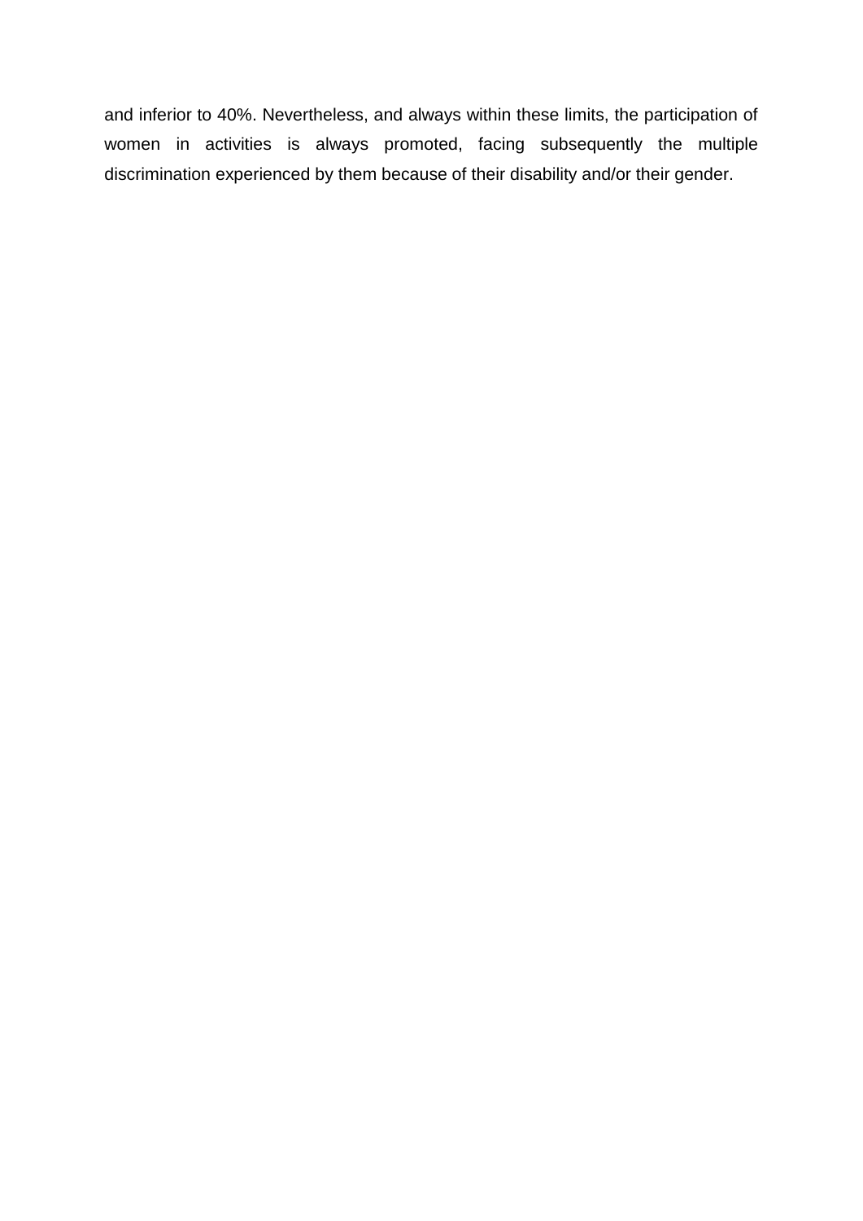and inferior to 40%. Nevertheless, and always within these limits, the participation of women in activities is always promoted, facing subsequently the multiple discrimination experienced by them because of their disability and/or their gender.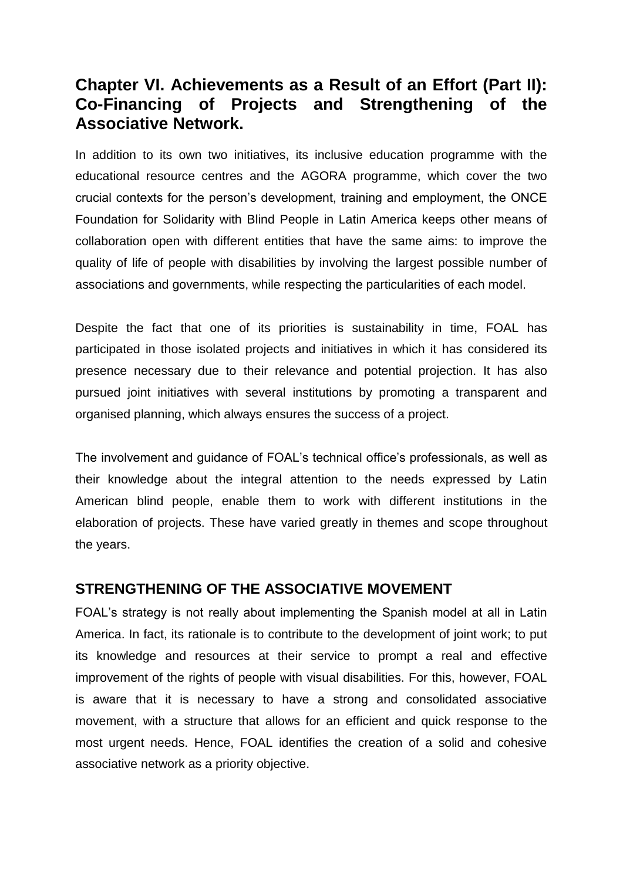## Chapter VI. Achievements as a Result of an Effort (Part II): Co-Financing of Projects and Strengthening of the Associative Network.

In addition to its own two initiatives, its inclusive education programme with the educational resource centres and the AGORA programme, which cover the two crucial contexts for the person's development, training and employment, the ONCE Foundation for Solidarity with Blind People in Latin America keeps other means of collaboration open with different entities that have the same aims: to improve the quality of life of people with disabilities by involving the largest possible number of associations and governments, while respecting the particularities of each model.

Despite the fact that one of its priorities is sustainability in time, FOAL has participated in those isolated projects and initiatives in which it has considered its presence necessary due to their relevance and potential projection. It has also pursued joint initiatives with several institutions by promoting a transparent and organised planning, which always ensures the success of a project.

The involvement and guidance of FOAL's technical office's professionals, as well as their knowledge about the integral attention to the needs expressed by Latin American blind people, enable them to work with different institutions in the elaboration of projects. These have varied greatly in themes and scope throughout the years.

### STRENGTHENING OF THE ASSOCIATIVE MOVEMENT

FOAL's strategy is not really about implementing the Spanish model at all in Latin America. In fact, its rationale is to contribute to the development of joint work; to put its knowledge and resources at their service to prompt a real and effective improvement of the rights of people with visual disabilities. For this, however, FOAL is aware that it is necessary to have a strong and consolidated associative movement, with a structure that allows for an efficient and quick response to the most urgent needs. Hence, FOAL identifies the creation of a solid and cohesive associative network as a priority objective.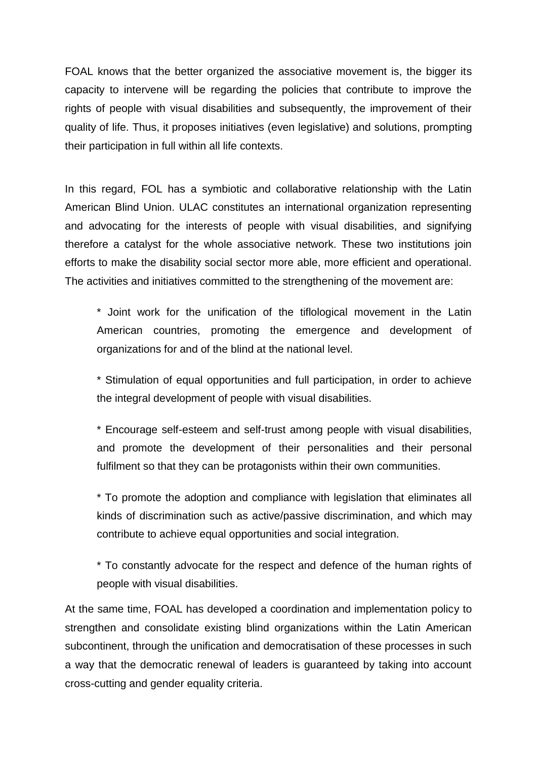FOAL knows that the better organized the associative movement is, the bigger its capacity to intervene will be regarding the policies that contribute to improve the rights of people with visual disabilities and subsequently, the improvement of their quality of life. Thus, it proposes initiatives (even legislative) and solutions, prompting their participation in full within all life contexts.

In this regard, FOL has a symbiotic and collaborative relationship with the Latin American Blind Union. ULAC constitutes an international organization representing and advocating for the interests of people with visual disabilities, and signifying therefore a catalyst for the whole associative network. These two institutions join efforts to make the disability social sector more able, more efficient and operational. The activities and initiatives committed to the strengthening of the movement are:

* Joint work for the unification of the tiflological movement in the Latin American countries, promoting the emergence and development of organizations for and of the blind at the national level.

* Stimulation of equal opportunities and full participation, in order to achieve the integral development of people with visual disabilities.

* Encourage self-esteem and self-trust among people with visual disabilities, and promote the development of their personalities and their personal fulfilment so that they can be protagonists within their own communities.

* To promote the adoption and compliance with legislation that eliminates all kinds of discrimination such as active/passive discrimination, and which may contribute to achieve equal opportunities and social integration.

* To constantly advocate for the respect and defence of the human rights of people with visual disabilities.

At the same time, FOAL has developed a coordination and implementation policy to strengthen and consolidate existing blind organizations within the Latin American subcontinent, through the unification and democratisation of these processes in such a way that the democratic renewal of leaders is guaranteed by taking into account cross-cutting and gender equality criteria.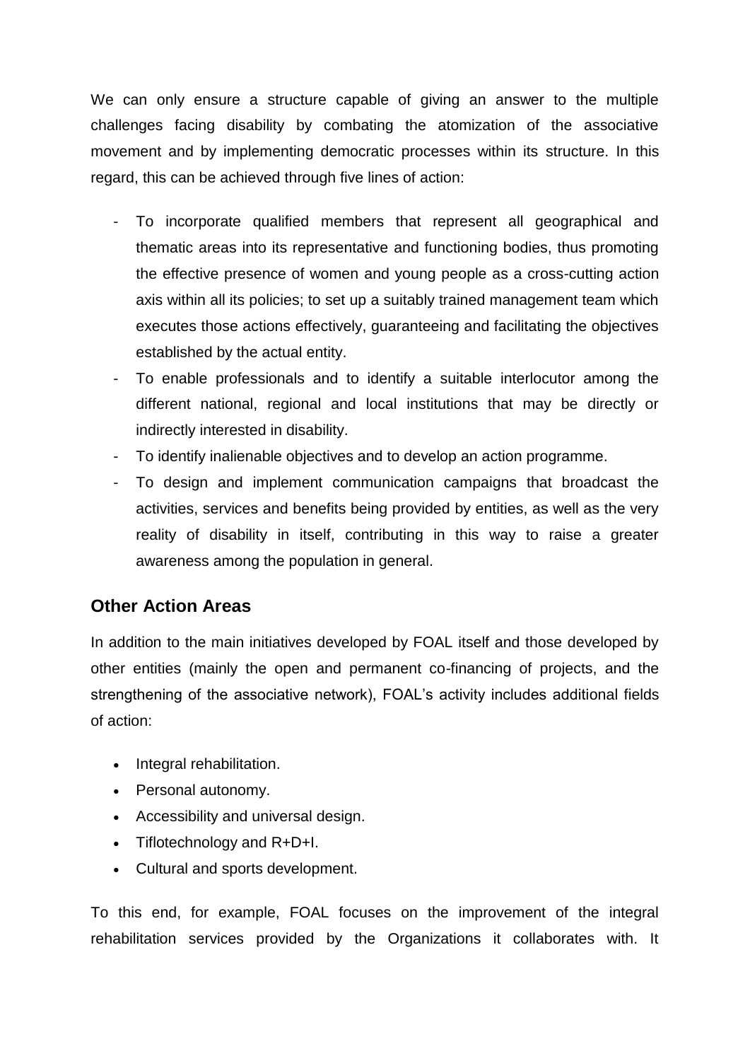We can only ensure a structure capable of giving an answer to the multiple challenges facing disability by combating the atomization of the associative movement and by implementing democratic processes within its structure. In this regard, this can be achieved through five lines of action:

- To incorporate qualified members that represent all geographical and thematic areas into its representative and functioning bodies, thus promoting the effective presence of women and young people as a cross-cutting action axis within all its policies; to set up a suitably trained management team which executes those actions effectively, guaranteeing and facilitating the objectives established by the actual entity.
- To enable professionals and to identify a suitable interlocutor among the different national, regional and local institutions that may be directly or indirectly interested in disability.
- To identify inalienable objectives and to develop an action programme.
- To design and implement communication campaigns that broadcast the activities, services and benefits being provided by entities, as well as the very reality of disability in itself, contributing in this way to raise a greater awareness among the population in general.

## Other Action Areas

In addition to the main initiatives developed by FOAL itself and those developed by other entities (mainly the open and permanent co-financing of projects, and the strengthening of the associative network), FOAL's activity includes additional fields of action:

- Integral rehabilitation.
- Personal autonomy.
- Accessibility and universal design.
- Tiflotechnology and R+D+I.
- Cultural and sports development.

To this end, for example, FOAL focuses on the improvement of the integral rehabilitation services provided by the Organizations it collaborates with. It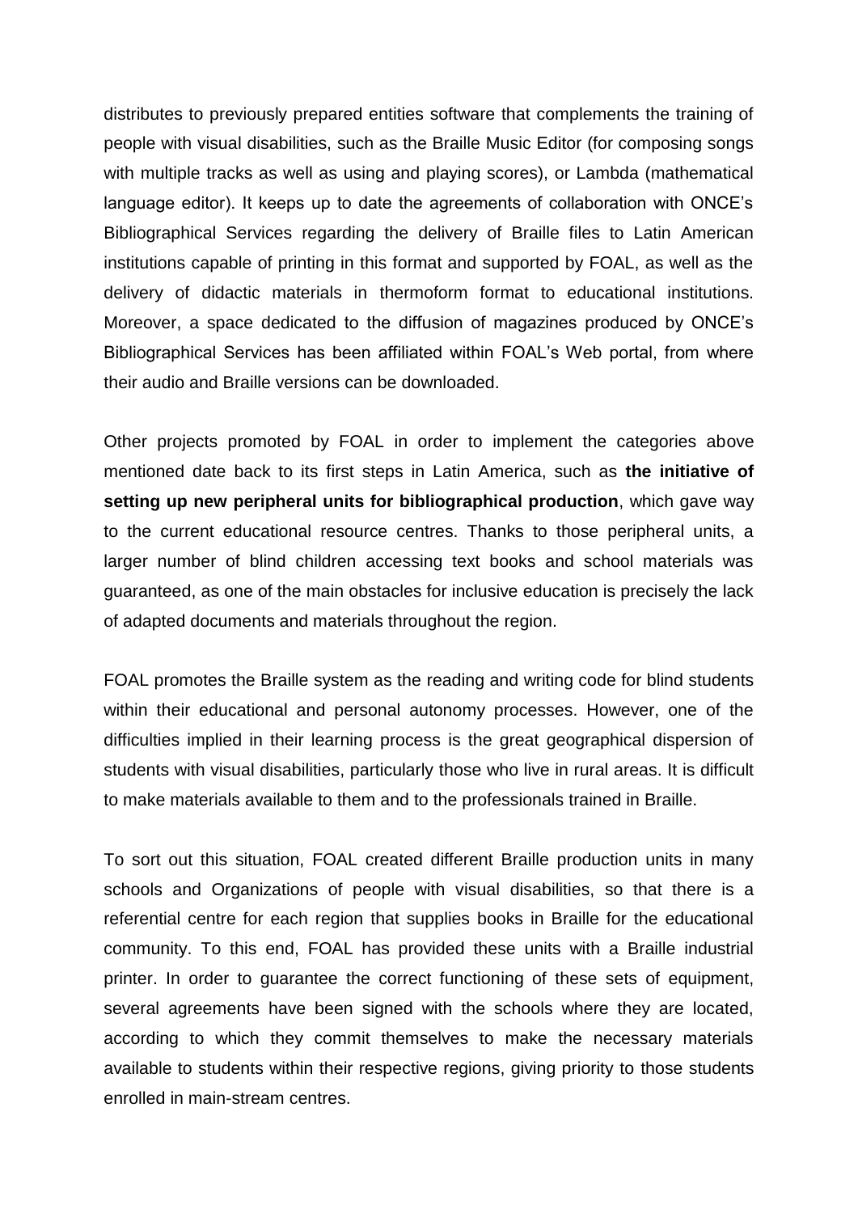distributes to previously prepared entities software that complements the training of people with visual disabilities, such as the Braille Music Editor (for composing songs with multiple tracks as well as using and playing scores), or Lambda (mathematical language editor). It keeps up to date the agreements of collaboration with ONCE's Bibliographical Services regarding the delivery of Braille files to Latin American institutions capable of printing in this format and supported by FOAL, as well as the delivery of didactic materials in thermoform format to educational institutions. Moreover, a space dedicated to the diffusion of magazines produced by ONCE's Bibliographical Services has been affiliated within FOAL's Web portal, from where their audio and Braille versions can be downloaded.

Other projects promoted by FOAL in order to implement the categories above mentioned date back to its first steps in Latin America, such as **the initiative of setting up new peripheral units for bibliographical production**, which gave way to the current educational resource centres. Thanks to those peripheral units, a larger number of blind children accessing text books and school materials was guaranteed, as one of the main obstacles for inclusive education is precisely the lack of adapted documents and materials throughout the region.

FOAL promotes the Braille system as the reading and writing code for blind students within their educational and personal autonomy processes. However, one of the difficulties implied in their learning process is the great geographical dispersion of students with visual disabilities, particularly those who live in rural areas. It is difficult to make materials available to them and to the professionals trained in Braille.

To sort out this situation, FOAL created different Braille production units in many schools and Organizations of people with visual disabilities, so that there is a referential centre for each region that supplies books in Braille for the educational community. To this end, FOAL has provided these units with a Braille industrial printer. In order to guarantee the correct functioning of these sets of equipment, several agreements have been signed with the schools where they are located, according to which they commit themselves to make the necessary materials available to students within their respective regions, giving priority to those students enrolled in main-stream centres.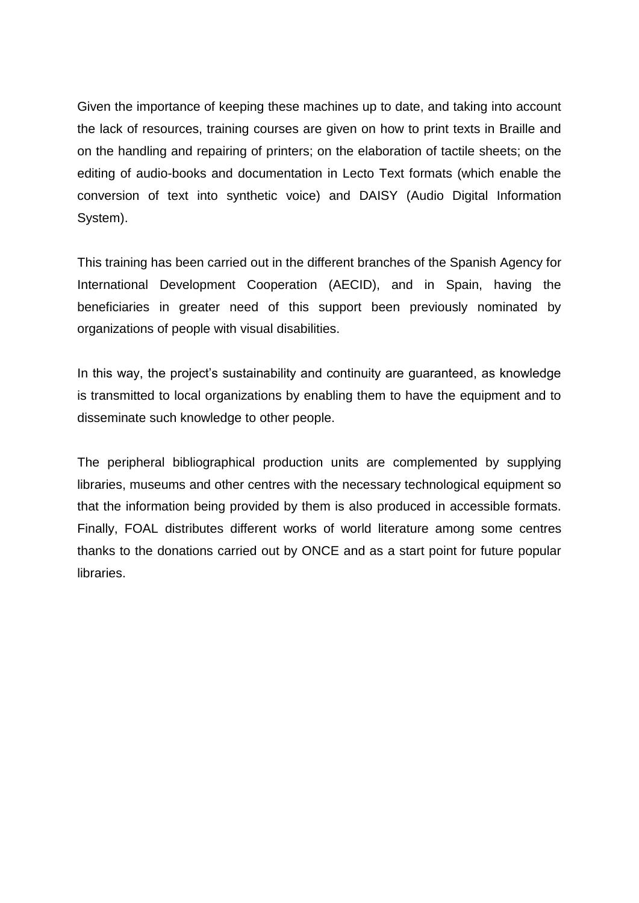Given the importance of keeping these machines up to date, and taking into account the lack of resources, training courses are given on how to print texts in Braille and on the handling and repairing of printers; on the elaboration of tactile sheets; on the editing of audio-books and documentation in Lecto Text formats (which enable the conversion of text into synthetic voice) and DAISY (Audio Digital Information System).

This training has been carried out in the different branches of the Spanish Agency for International Development Cooperation (AECID), and in Spain, having the beneficiaries in greater need of this support been previously nominated by organizations of people with visual disabilities.

In this way, the project's sustainability and continuity are guaranteed, as knowledge is transmitted to local organizations by enabling them to have the equipment and to disseminate such knowledge to other people.

The peripheral bibliographical production units are complemented by supplying libraries, museums and other centres with the necessary technological equipment so that the information being provided by them is also produced in accessible formats. Finally, FOAL distributes different works of world literature among some centres thanks to the donations carried out by ONCE and as a start point for future popular libraries.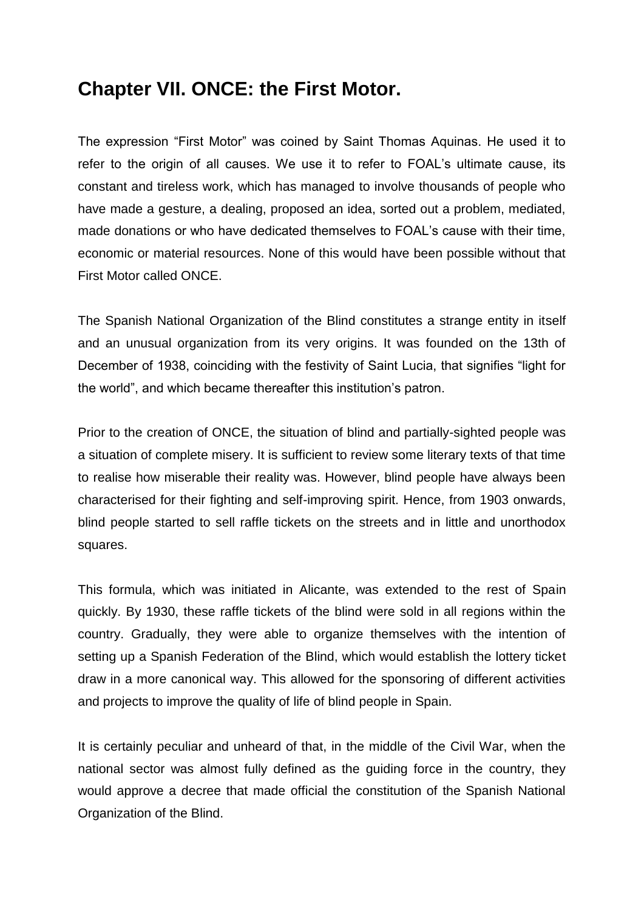## Chapter VII. ONCE: the First Motor.

The expression “First Motor” was coined by Saint Thomas Aquinas. He used it to refer to the origin of all causes. We use it to refer to FOAL’s ultimate cause, its constant and tireless work, which has managed to involve thousands of people who have made a gesture, a dealing, proposed an idea, sorted out a problem, mediated, made donations or who have dedicated themselves to FOAL’s cause with their time, economic or material resources. None of this would have been possible without that First Motor called ONCE.

The Spanish National Organization of the Blind constitutes a strange entity in itself and an unusual organization from its very origins. It was founded on the 13th of December of 1938, coinciding with the festivity of Saint Lucia, that signifies “light for the world”, and which became thereafter this institution’s patron.

Prior to the creation of ONCE, the situation of blind and partially-sighted people was a situation of complete misery. It is sufficient to review some literary texts of that time to realise how miserable their reality was. However, blind people have always been characterised for their fighting and self-improving spirit. Hence, from 1903 onwards, blind people started to sell raffle tickets on the streets and in little and unorthodox squares.

This formula, which was initiated in Alicante, was extended to the rest of Spain quickly. By 1930, these raffle tickets of the blind were sold in all regions within the country. Gradually, they were able to organize themselves with the intention of setting up a Spanish Federation of the Blind, which would establish the lottery ticket draw in a more canonical way. This allowed for the sponsoring of different activities and projects to improve the quality of life of blind people in Spain.

It is certainly peculiar and unheard of that, in the middle of the Civil War, when the national sector was almost fully defined as the guiding force in the country, they would approve a decree that made official the constitution of the Spanish National Organization of the Blind.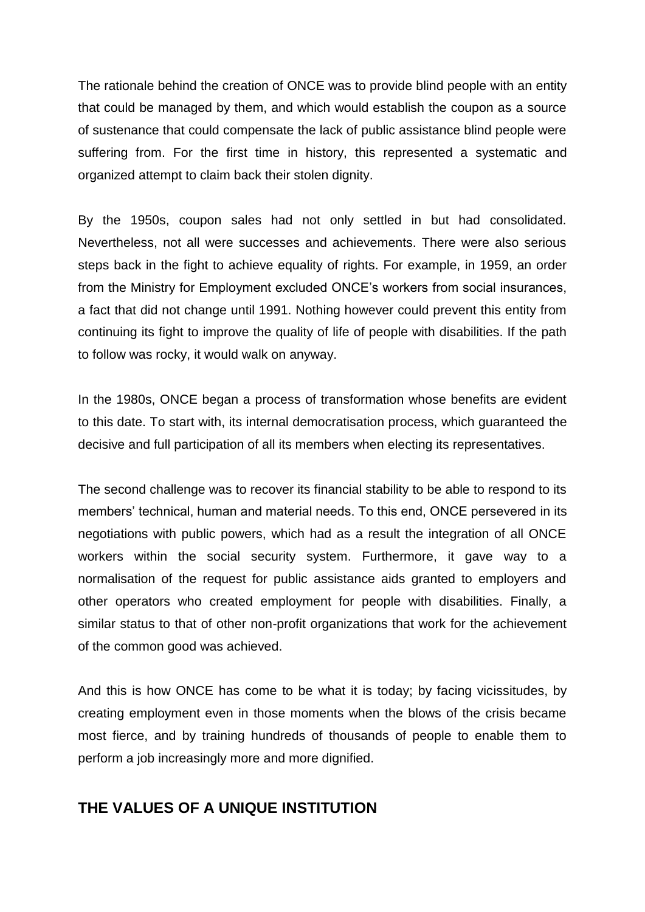The rationale behind the creation of ONCE was to provide blind people with an entity that could be managed by them, and which would establish the coupon as a source of sustenance that could compensate the lack of public assistance blind people were suffering from. For the first time in history, this represented a systematic and organized attempt to claim back their stolen dignity.

By the 1950s, coupon sales had not only settled in but had consolidated. Nevertheless, not all were successes and achievements. There were also serious steps back in the fight to achieve equality of rights. For example, in 1959, an order from the Ministry for Employment excluded ONCE's workers from social insurances, a fact that did not change until 1991. Nothing however could prevent this entity from continuing its fight to improve the quality of life of people with disabilities. If the path to follow was rocky, it would walk on anyway.

In the 1980s, ONCE began a process of transformation whose benefits are evident to this date. To start with, its internal democratisation process, which guaranteed the decisive and full participation of all its members when electing its representatives.

The second challenge was to recover its financial stability to be able to respond to its members' technical, human and material needs. To this end, ONCE persevered in its negotiations with public powers, which had as a result the integration of all ONCE workers within the social security system. Furthermore, it gave way to a normalisation of the request for public assistance aids granted to employers and other operators who created employment for people with disabilities. Finally, a similar status to that of other non-profit organizations that work for the achievement of the common good was achieved.

And this is how ONCE has come to be what it is today; by facing vicissitudes, by creating employment even in those moments when the blows of the crisis became most fierce, and by training hundreds of thousands of people to enable them to perform a job increasingly more and more dignified.

## THE VALUES OF A UNIQUE INSTITUTION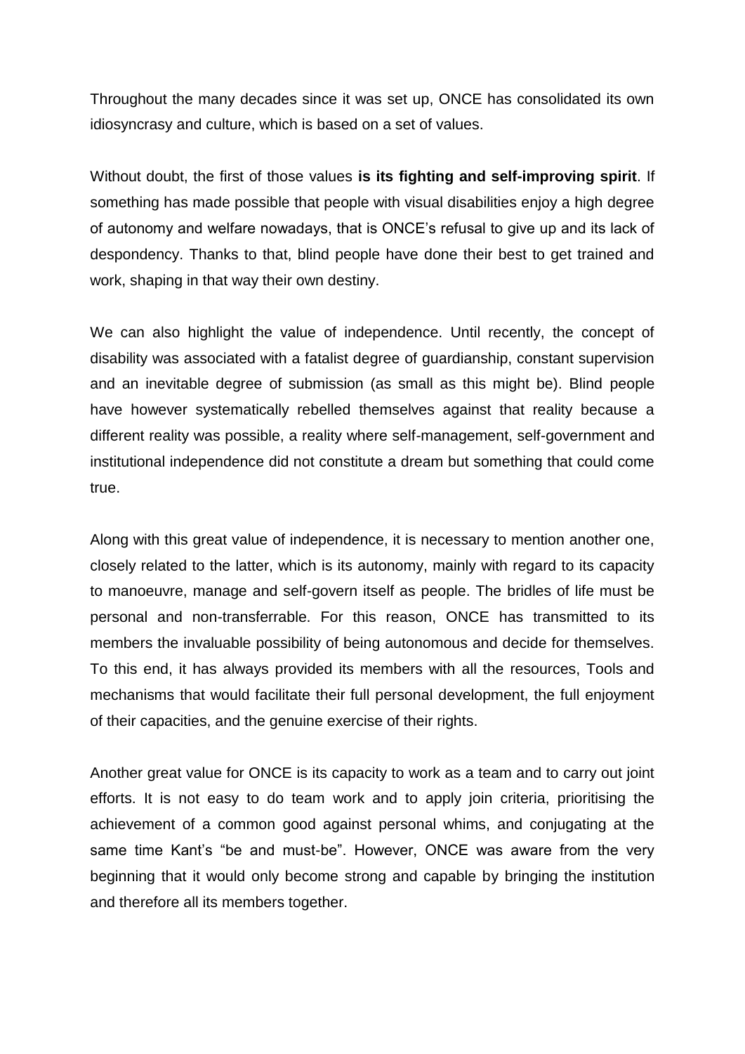Throughout the many decades since it was set up, ONCE has consolidated its own idiosyncrasy and culture, which is based on a set of values.

Without doubt, the first of those values **is its fighting and self-improving spirit**. If something has made possible that people with visual disabilities enjoy a high degree of autonomy and welfare nowadays, that is ONCE's refusal to give up and its lack of despondency. Thanks to that, blind people have done their best to get trained and work, shaping in that way their own destiny.

We can also highlight the value of independence. Until recently, the concept of disability was associated with a fatalist degree of guardianship, constant supervision and an inevitable degree of submission (as small as this might be). Blind people have however systematically rebelled themselves against that reality because a different reality was possible, a reality where self-management, self-government and institutional independence did not constitute a dream but something that could come true.

Along with this great value of independence, it is necessary to mention another one, closely related to the latter, which is its autonomy, mainly with regard to its capacity to manoeuvre, manage and self-govern itself as people. The bridles of life must be personal and non-transferrable. For this reason, ONCE has transmitted to its members the invaluable possibility of being autonomous and decide for themselves. To this end, it has always provided its members with all the resources, Tools and mechanisms that would facilitate their full personal development, the full enjoyment of their capacities, and the genuine exercise of their rights.

Another great value for ONCE is its capacity to work as a team and to carry out joint efforts. It is not easy to do team work and to apply join criteria, prioritising the achievement of a common good against personal whims, and conjugating at the same time Kant's "be and must-be". However, ONCE was aware from the very beginning that it would only become strong and capable by bringing the institution and therefore all its members together.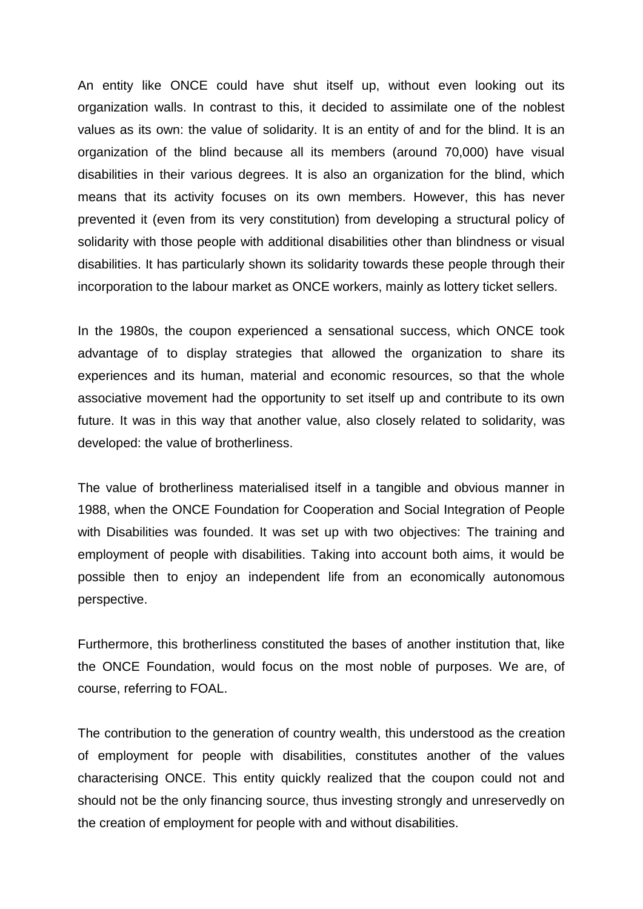An entity like ONCE could have shut itself up, without even looking out its organization walls. In contrast to this, it decided to assimilate one of the noblest values as its own: the value of solidarity. It is an entity of and for the blind. It is an organization of the blind because all its members (around 70,000) have visual disabilities in their various degrees. It is also an organization for the blind, which means that its activity focuses on its own members. However, this has never prevented it (even from its very constitution) from developing a structural policy of solidarity with those people with additional disabilities other than blindness or visual disabilities. It has particularly shown its solidarity towards these people through their incorporation to the labour market as ONCE workers, mainly as lottery ticket sellers.

In the 1980s, the coupon experienced a sensational success, which ONCE took advantage of to display strategies that allowed the organization to share its experiences and its human, material and economic resources, so that the whole associative movement had the opportunity to set itself up and contribute to its own future. It was in this way that another value, also closely related to solidarity, was developed: the value of brotherliness.

The value of brotherliness materialised itself in a tangible and obvious manner in 1988, when the ONCE Foundation for Cooperation and Social Integration of People with Disabilities was founded. It was set up with two objectives: The training and employment of people with disabilities. Taking into account both aims, it would be possible then to enjoy an independent life from an economically autonomous perspective.

Furthermore, this brotherliness constituted the bases of another institution that, like the ONCE Foundation, would focus on the most noble of purposes. We are, of course, referring to FOAL.

The contribution to the generation of country wealth, this understood as the creation of employment for people with disabilities, constitutes another of the values characterising ONCE. This entity quickly realized that the coupon could not and should not be the only financing source, thus investing strongly and unreservedly on the creation of employment for people with and without disabilities.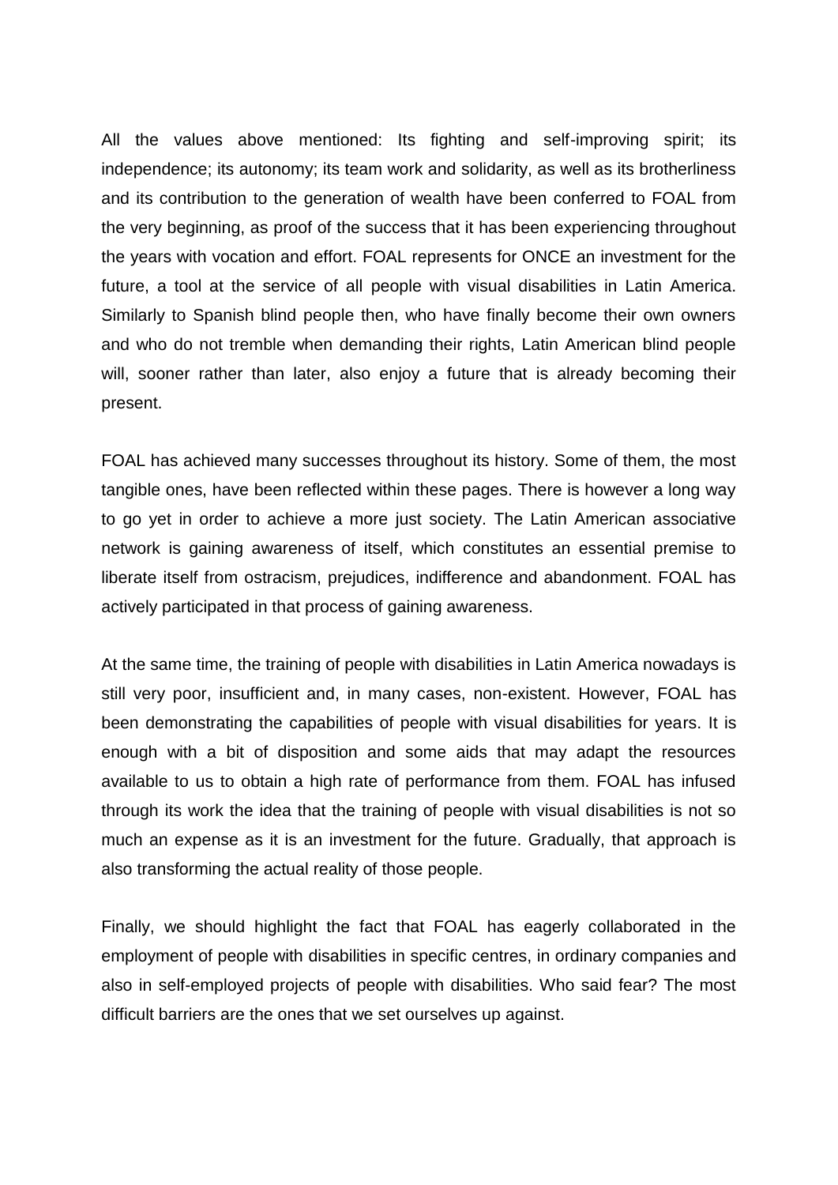All the values above mentioned: Its fighting and self-improving spirit; its independence; its autonomy; its team work and solidarity, as well as its brotherliness and its contribution to the generation of wealth have been conferred to FOAL from the very beginning, as proof of the success that it has been experiencing throughout the years with vocation and effort. FOAL represents for ONCE an investment for the future, a tool at the service of all people with visual disabilities in Latin America. Similarly to Spanish blind people then, who have finally become their own owners and who do not tremble when demanding their rights, Latin American blind people will, sooner rather than later, also enjoy a future that is already becoming their present.

FOAL has achieved many successes throughout its history. Some of them, the most tangible ones, have been reflected within these pages. There is however a long way to go yet in order to achieve a more just society. The Latin American associative network is gaining awareness of itself, which constitutes an essential premise to liberate itself from ostracism, prejudices, indifference and abandonment. FOAL has actively participated in that process of gaining awareness.

At the same time, the training of people with disabilities in Latin America nowadays is still very poor, insufficient and, in many cases, non-existent. However, FOAL has been demonstrating the capabilities of people with visual disabilities for years. It is enough with a bit of disposition and some aids that may adapt the resources available to us to obtain a high rate of performance from them. FOAL has infused through its work the idea that the training of people with visual disabilities is not so much an expense as it is an investment for the future. Gradually, that approach is also transforming the actual reality of those people.

Finally, we should highlight the fact that FOAL has eagerly collaborated in the employment of people with disabilities in specific centres, in ordinary companies and also in self-employed projects of people with disabilities. Who said fear? The most difficult barriers are the ones that we set ourselves up against.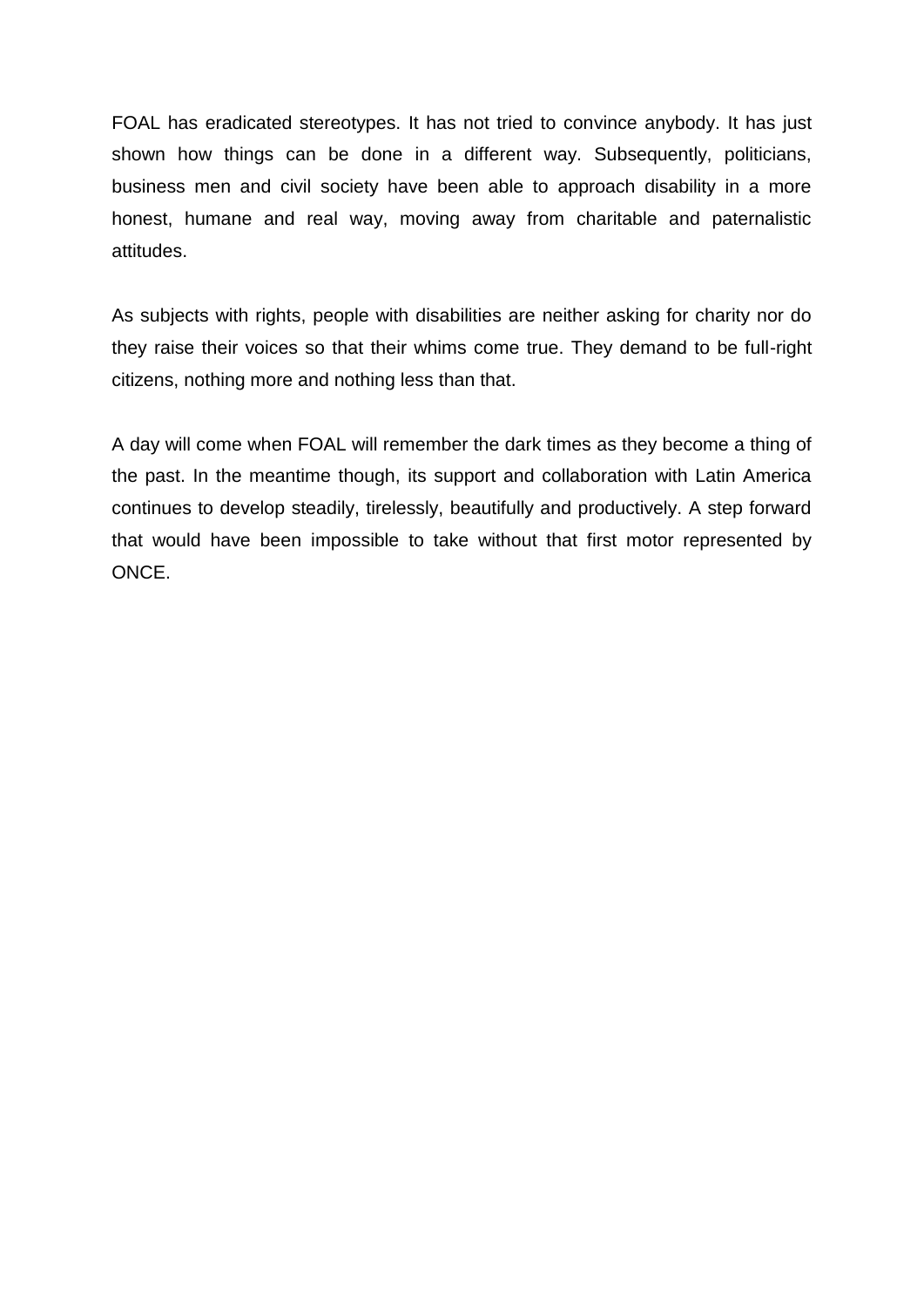FOAL has eradicated stereotypes. It has not tried to convince anybody. It has just shown how things can be done in a different way. Subsequently, politicians, business men and civil society have been able to approach disability in a more honest, humane and real way, moving away from charitable and paternalistic attitudes.

As subjects with rights, people with disabilities are neither asking for charity nor do they raise their voices so that their whims come true. They demand to be full-right citizens, nothing more and nothing less than that.

A day will come when FOAL will remember the dark times as they become a thing of the past. In the meantime though, its support and collaboration with Latin America continues to develop steadily, tirelessly, beautifully and productively. A step forward that would have been impossible to take without that first motor represented by ONCE.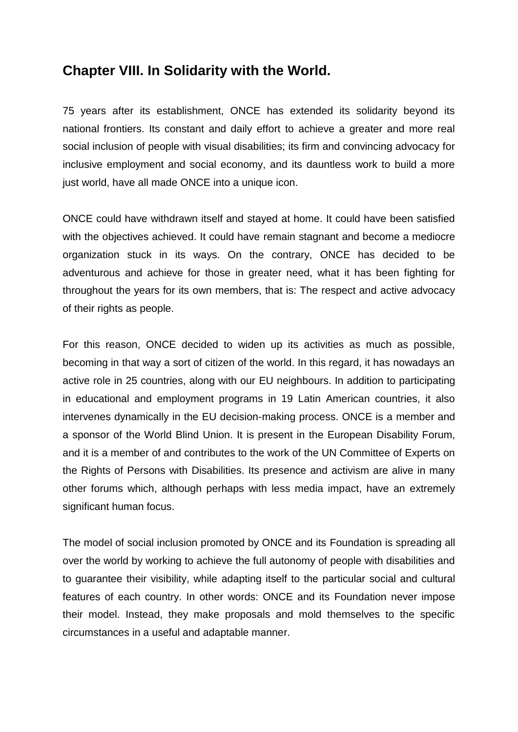## Chapter VIII. In Solidarity with the World.

75 years after its establishment, ONCE has extended its solidarity beyond its national frontiers. Its constant and daily effort to achieve a greater and more real social inclusion of people with visual disabilities; its firm and convincing advocacy for inclusive employment and social economy, and its dauntless work to build a more just world, have all made ONCE into a unique icon.

ONCE could have withdrawn itself and stayed at home. It could have been satisfied with the objectives achieved. It could have remain stagnant and become a mediocre organization stuck in its ways. On the contrary, ONCE has decided to be adventurous and achieve for those in greater need, what it has been fighting for throughout the years for its own members, that is: The respect and active advocacy of their rights as people.

For this reason, ONCE decided to widen up its activities as much as possible, becoming in that way a sort of citizen of the world. In this regard, it has nowadays an active role in 25 countries, along with our EU neighbours. In addition to participating in educational and employment programs in 19 Latin American countries, it also intervenes dynamically in the EU decision-making process. ONCE is a member and a sponsor of the World Blind Union. It is present in the European Disability Forum, and it is a member of and contributes to the work of the UN Committee of Experts on the Rights of Persons with Disabilities. Its presence and activism are alive in many other forums which, although perhaps with less media impact, have an extremely significant human focus.

The model of social inclusion promoted by ONCE and its Foundation is spreading all over the world by working to achieve the full autonomy of people with disabilities and to guarantee their visibility, while adapting itself to the particular social and cultural features of each country. In other words: ONCE and its Foundation never impose their model. Instead, they make proposals and mold themselves to the specific circumstances in a useful and adaptable manner.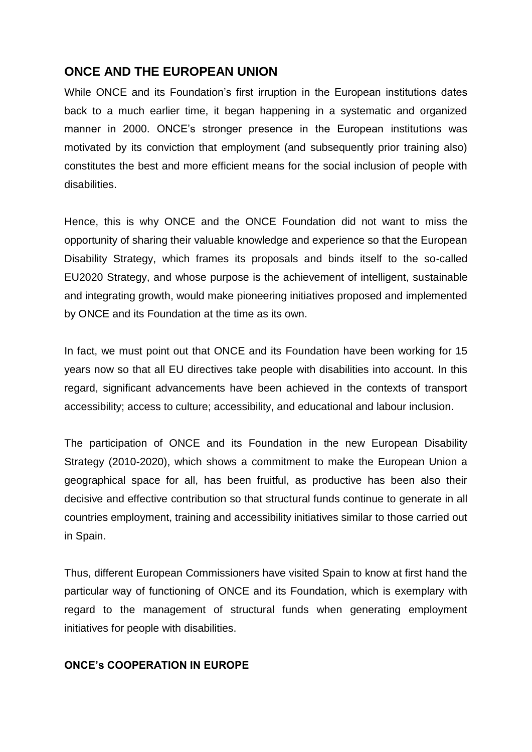## ONCE AND THE EUROPEAN UNION

While ONCE and its Foundation's first irruption in the European institutions dates back to a much earlier time, it began happening in a systematic and organized manner in 2000. ONCE's stronger presence in the European institutions was motivated by its conviction that employment (and subsequently prior training also) constitutes the best and more efficient means for the social inclusion of people with disabilities.

Hence, this is why ONCE and the ONCE Foundation did not want to miss the opportunity of sharing their valuable knowledge and experience so that the European Disability Strategy, which frames its proposals and binds itself to the so-called EU2020 Strategy, and whose purpose is the achievement of intelligent, sustainable and integrating growth, would make pioneering initiatives proposed and implemented by ONCE and its Foundation at the time as its own.

In fact, we must point out that ONCE and its Foundation have been working for 15 years now so that all EU directives take people with disabilities into account. In this regard, significant advancements have been achieved in the contexts of transport accessibility; access to culture; accessibility, and educational and labour inclusion.

The participation of ONCE and its Foundation in the new European Disability Strategy (2010-2020), which shows a commitment to make the European Union a geographical space for all, has been fruitful, as productive has been also their decisive and effective contribution so that structural funds continue to generate in all countries employment, training and accessibility initiatives similar to those carried out in Spain.

Thus, different European Commissioners have visited Spain to know at first hand the particular way of functioning of ONCE and its Foundation, which is exemplary with regard to the management of structural funds when generating employment initiatives for people with disabilities.

### ONCE's COOPERATION IN EUROPE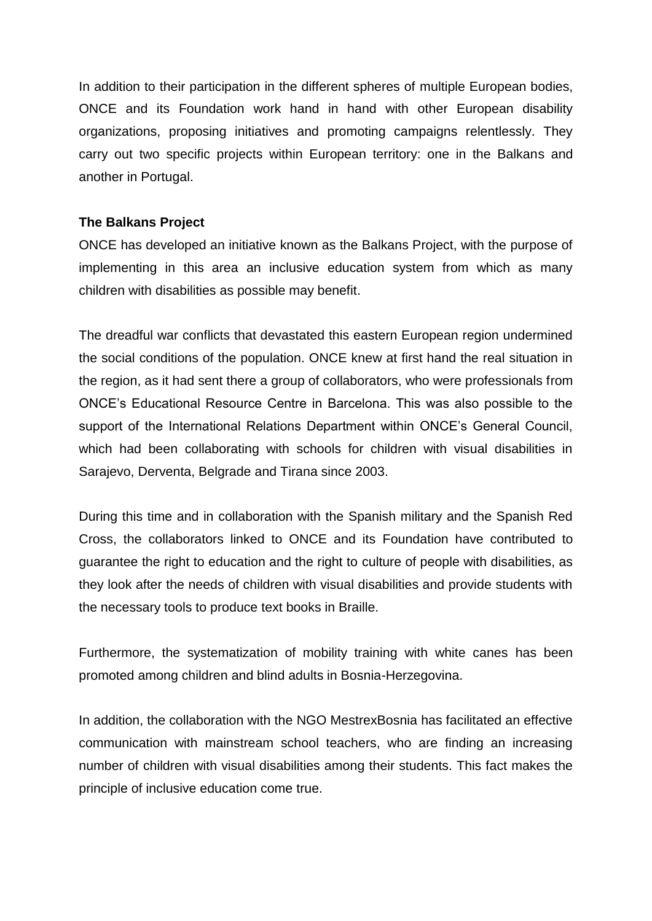In addition to their participation in the different spheres of multiple European bodies, ONCE and its Foundation work hand in hand with other European disability organizations, proposing initiatives and promoting campaigns relentlessly. They carry out two specific projects within European territory: one in the Balkans and another in Portugal.

**The Balkans Project**

ONCE has developed an initiative known as the Balkans Project, with the purpose of implementing in this area an inclusive education system from which as many children with disabilities as possible may benefit.

The dreadful war conflicts that devastated this eastern European region undermined the social conditions of the population. ONCE knew at first hand the real situation in the region, as it had sent there a group of collaborators, who were professionals from ONCE's Educational Resource Centre in Barcelona. This was also possible to the support of the International Relations Department within ONCE's General Council, which had been collaborating with schools for children with visual disabilities in Sarajevo, Derventa, Belgrade and Tirana since 2003.

During this time and in collaboration with the Spanish military and the Spanish Red Cross, the collaborators linked to ONCE and its Foundation have contributed to guarantee the right to education and the right to culture of people with disabilities, as they look after the needs of children with visual disabilities and provide students with the necessary tools to produce text books in Braille.

Furthermore, the systematization of mobility training with white canes has been promoted among children and blind adults in Bosnia-Herzegovina.

In addition, the collaboration with the NGO MestrexBosnia has facilitated an effective communication with mainstream school teachers, who are finding an increasing number of children with visual disabilities among their students. This fact makes the principle of inclusive education come true.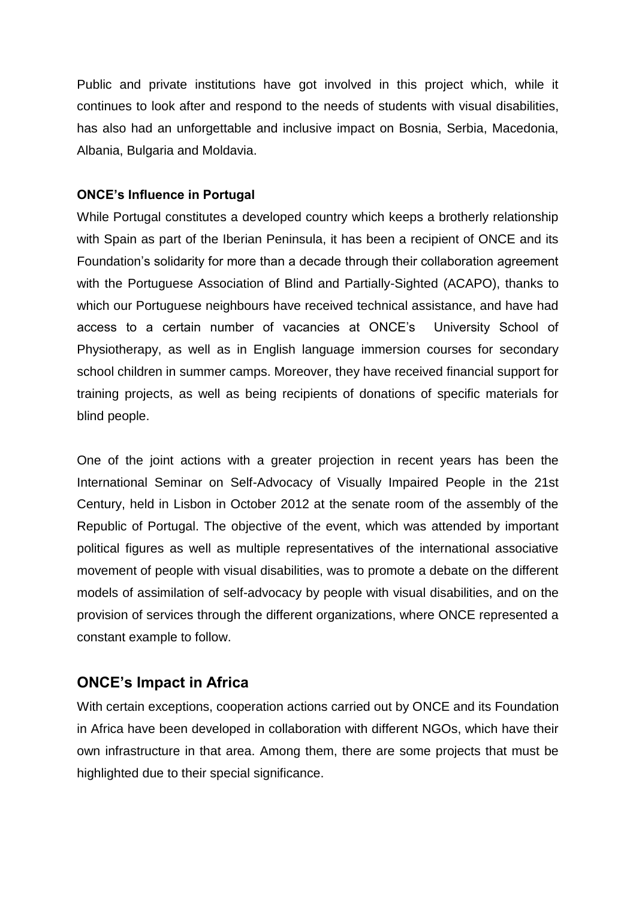Public and private institutions have got involved in this project which, while it continues to look after and respond to the needs of students with visual disabilities, has also had an unforgettable and inclusive impact on Bosnia, Serbia, Macedonia, Albania, Bulgaria and Moldavia.

### ONCE's Influence in Portugal

While Portugal constitutes a developed country which keeps a brotherly relationship with Spain as part of the Iberian Peninsula, it has been a recipient of ONCE and its Foundation's solidarity for more than a decade through their collaboration agreement with the Portuguese Association of Blind and Partially-Sighted (ACAPO), thanks to which our Portuguese neighbours have received technical assistance, and have had access to a certain number of vacancies at ONCE's University School of Physiotherapy, as well as in English language immersion courses for secondary school children in summer camps. Moreover, they have received financial support for training projects, as well as being recipients of donations of specific materials for blind people.

One of the joint actions with a greater projection in recent years has been the International Seminar on Self-Advocacy of Visually Impaired People in the 21st Century, held in Lisbon in October 2012 at the senate room of the assembly of the Republic of Portugal. The objective of the event, which was attended by important political figures as well as multiple representatives of the international associative movement of people with visual disabilities, was to promote a debate on the different models of assimilation of self-advocacy by people with visual disabilities, and on the provision of services through the different organizations, where ONCE represented a constant example to follow.

## ONCE's Impact in Africa

With certain exceptions, cooperation actions carried out by ONCE and its Foundation in Africa have been developed in collaboration with different NGOs, which have their own infrastructure in that area. Among them, there are some projects that must be highlighted due to their special significance.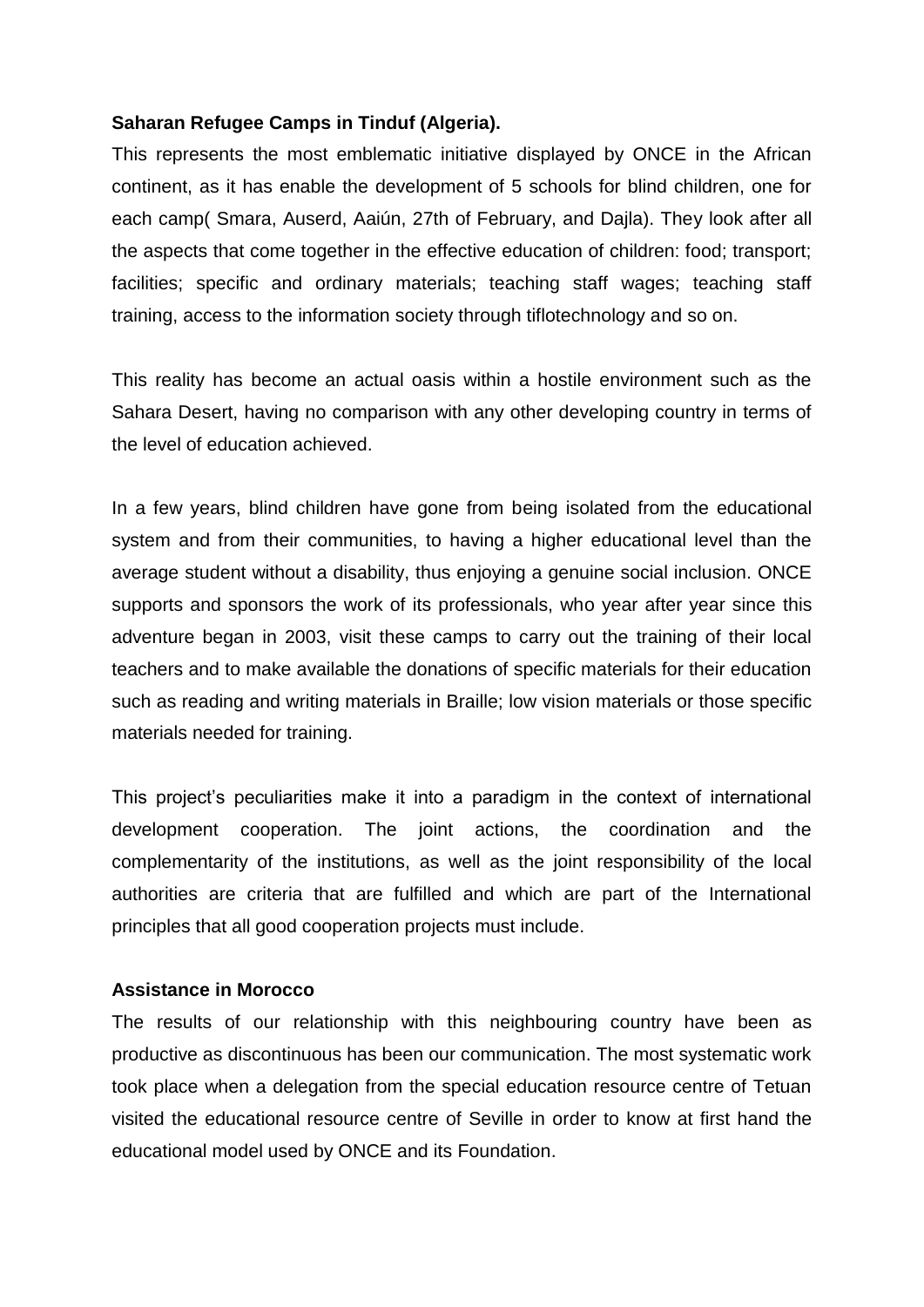**Saharan Refugee Camps in Tinduf (Algeria).**

This represents the most emblematic initiative displayed by ONCE in the African continent, as it has enable the development of 5 schools for blind children, one for each camp( Smara, Auserd, Aaiún, 27th of February, and Dajla). They look after all the aspects that come together in the effective education of children: food; transport; facilities; specific and ordinary materials; teaching staff wages; teaching staff training, access to the information society through tiflotechnology and so on.

This reality has become an actual oasis within a hostile environment such as the Sahara Desert, having no comparison with any other developing country in terms of the level of education achieved.

In a few years, blind children have gone from being isolated from the educational system and from their communities, to having a higher educational level than the average student without a disability, thus enjoying a genuine social inclusion. ONCE supports and sponsors the work of its professionals, who year after year since this adventure began in 2003, visit these camps to carry out the training of their local teachers and to make available the donations of specific materials for their education such as reading and writing materials in Braille; low vision materials or those specific materials needed for training.

This project's peculiarities make it into a paradigm in the context of international development cooperation. The joint actions, the coordination and the complementarity of the institutions, as well as the joint responsibility of the local authorities are criteria that are fulfilled and which are part of the International principles that all good cooperation projects must include.

**Assistance in Morocco**

The results of our relationship with this neighbouring country have been as productive as discontinuous has been our communication. The most systematic work took place when a delegation from the special education resource centre of Tetuan visited the educational resource centre of Seville in order to know at first hand the educational model used by ONCE and its Foundation.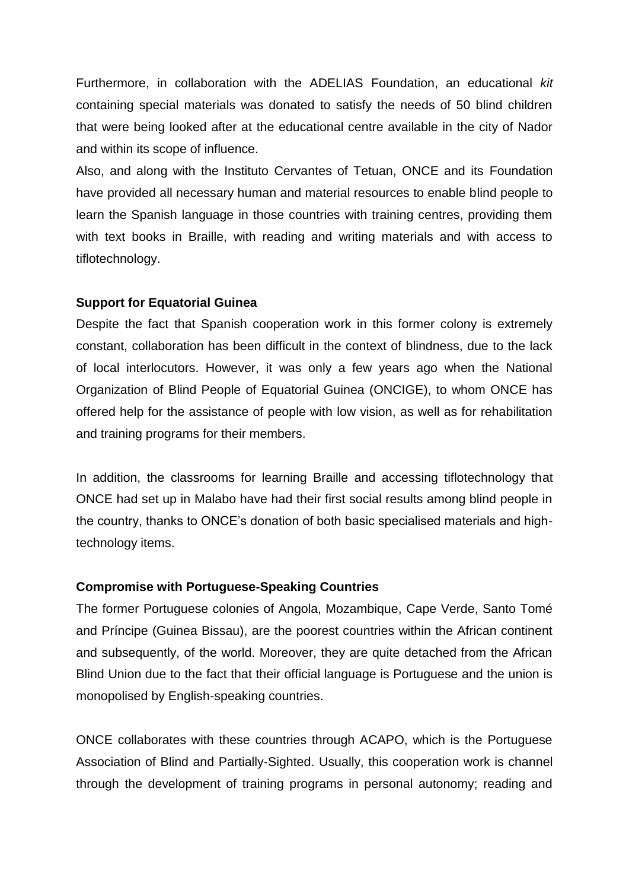Furthermore, in collaboration with the ADELIAS Foundation, an educational *kit* containing special materials was donated to satisfy the needs of 50 blind children that were being looked after at the educational centre available in the city of Nador and within its scope of influence.

Also, and along with the Instituto Cervantes of Tetuan, ONCE and its Foundation have provided all necessary human and material resources to enable blind people to learn the Spanish language in those countries with training centres, providing them with text books in Braille, with reading and writing materials and with access to tiflotechnology.

**Support for Equatorial Guinea**

Despite the fact that Spanish cooperation work in this former colony is extremely constant, collaboration has been difficult in the context of blindness, due to the lack of local interlocutors. However, it was only a few years ago when the National Organization of Blind People of Equatorial Guinea (ONCIGE), to whom ONCE has offered help for the assistance of people with low vision, as well as for rehabilitation and training programs for their members.

In addition, the classrooms for learning Braille and accessing tiflotechnology that ONCE had set up in Malabo have had their first social results among blind people in the country, thanks to ONCE's donation of both basic specialised materials and high-technology items.

**Compromise with Portuguese-Speaking Countries**

The former Portuguese colonies of Angola, Mozambique, Cape Verde, Santo Tomé and Príncipe (Guinea Bissau), are the poorest countries within the African continent and subsequently, of the world. Moreover, they are quite detached from the African Blind Union due to the fact that their official language is Portuguese and the union is monopolised by English-speaking countries.

ONCE collaborates with these countries through ACAPO, which is the Portuguese Association of Blind and Partially-Sighted. Usually, this cooperation work is channel through the development of training programs in personal autonomy; reading and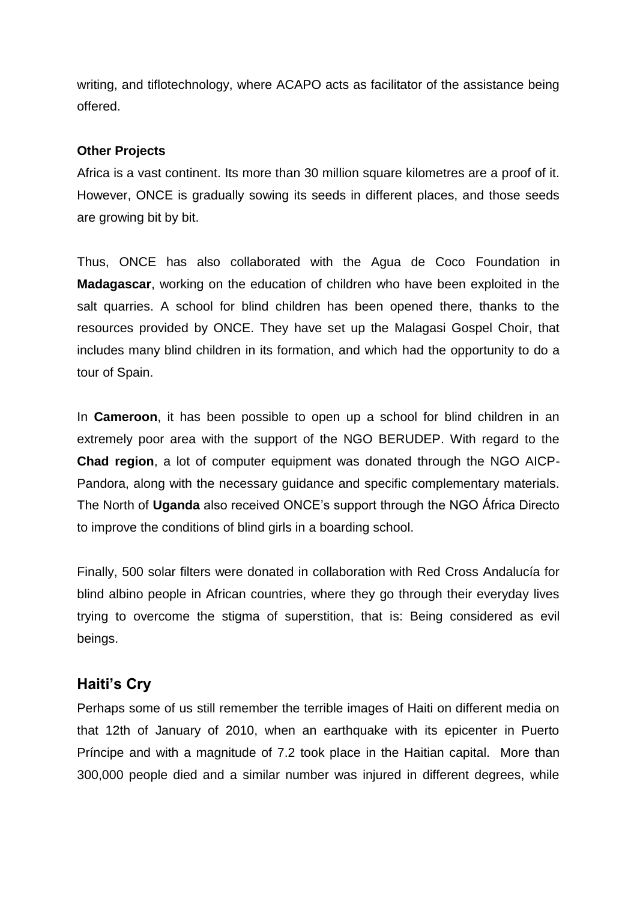writing, and tiflotechnology, where ACAPO acts as facilitator of the assistance being offered.

**Other Projects**

Africa is a vast continent. Its more than 30 million square kilometres are a proof of it. However, ONCE is gradually sowing its seeds in different places, and those seeds are growing bit by bit.

Thus, ONCE has also collaborated with the Agua de Coco Foundation in **Madagascar**, working on the education of children who have been exploited in the salt quarries. A school for blind children has been opened there, thanks to the resources provided by ONCE. They have set up the Malagasi Gospel Choir, that includes many blind children in its formation, and which had the opportunity to do a tour of Spain.

In **Cameroon**, it has been possible to open up a school for blind children in an extremely poor area with the support of the NGO BERUDEP. With regard to the **Chad region**, a lot of computer equipment was donated through the NGO AICP-Pandora, along with the necessary guidance and specific complementary materials. The North of **Uganda** also received ONCE's support through the NGO África Directo to improve the conditions of blind girls in a boarding school.

Finally, 500 solar filters were donated in collaboration with Red Cross Andalucía for blind albino people in African countries, where they go through their everyday lives trying to overcome the stigma of superstition, that is: Being considered as evil beings.

## Haiti's Cry

Perhaps some of us still remember the terrible images of Haiti on different media on that 12th of January of 2010, when an earthquake with its epicenter in Puerto Príncipe and with a magnitude of 7.2 took place in the Haitian capital. More than 300,000 people died and a similar number was injured in different degrees, while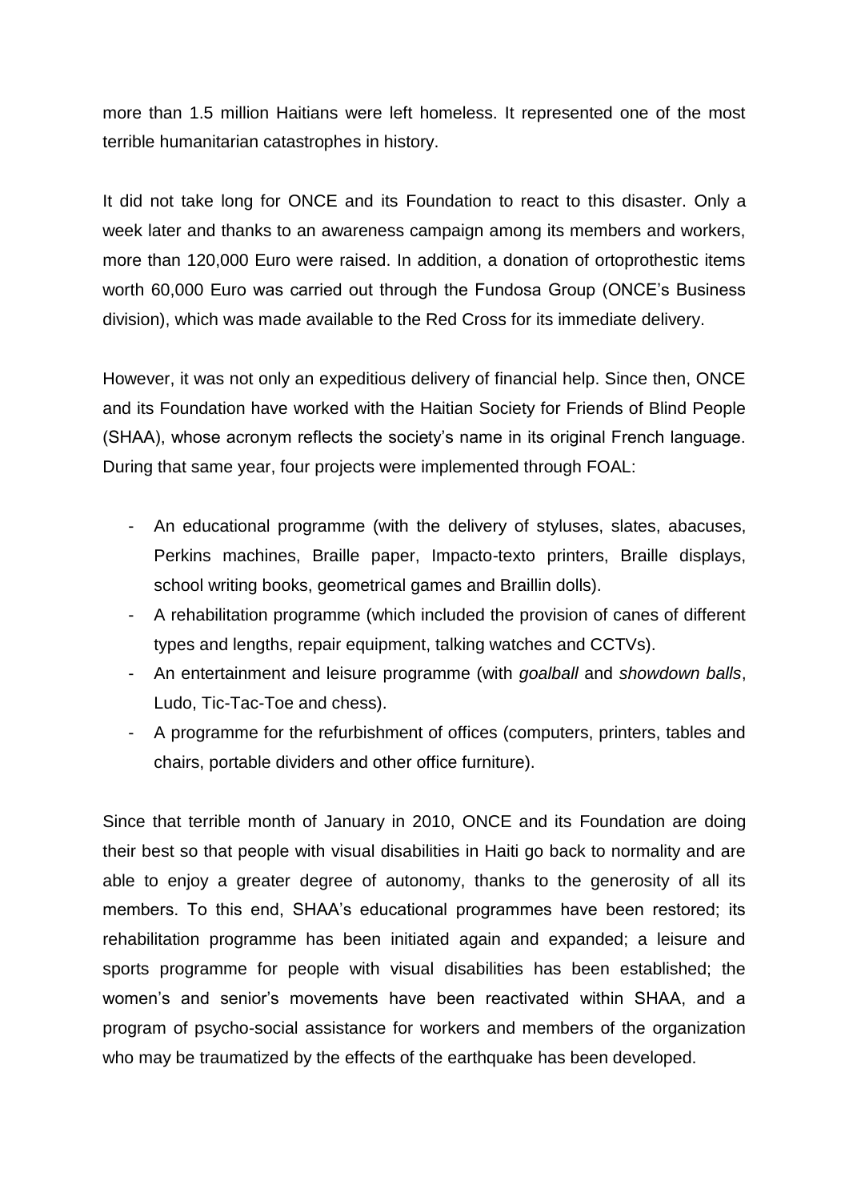more than 1.5 million Haitians were left homeless. It represented one of the most terrible humanitarian catastrophes in history.

It did not take long for ONCE and its Foundation to react to this disaster. Only a week later and thanks to an awareness campaign among its members and workers, more than 120,000 Euro were raised. In addition, a donation of ortoprothestic items worth 60,000 Euro was carried out through the Fundosa Group (ONCE's Business division), which was made available to the Red Cross for its immediate delivery.

However, it was not only an expeditious delivery of financial help. Since then, ONCE and its Foundation have worked with the Haitian Society for Friends of Blind People (SHAA), whose acronym reflects the society's name in its original French language. During that same year, four projects were implemented through FOAL:

- An educational programme (with the delivery of styluses, slates, abacuses, Perkins machines, Braille paper, Impacto-texto printers, Braille displays, school writing books, geometrical games and Braillin dolls).
- A rehabilitation programme (which included the provision of canes of different types and lengths, repair equipment, talking watches and CCTVs).
- An entertainment and leisure programme (with *goalball* and *showdown balls*, Ludo, Tic-Tac-Toe and chess).
- A programme for the refurbishment of offices (computers, printers, tables and chairs, portable dividers and other office furniture).

Since that terrible month of January in 2010, ONCE and its Foundation are doing their best so that people with visual disabilities in Haiti go back to normality and are able to enjoy a greater degree of autonomy, thanks to the generosity of all its members. To this end, SHAA's educational programmes have been restored; its rehabilitation programme has been initiated again and expanded; a leisure and sports programme for people with visual disabilities has been established; the women's and senior's movements have been reactivated within SHAA, and a program of psycho-social assistance for workers and members of the organization who may be traumatized by the effects of the earthquake has been developed.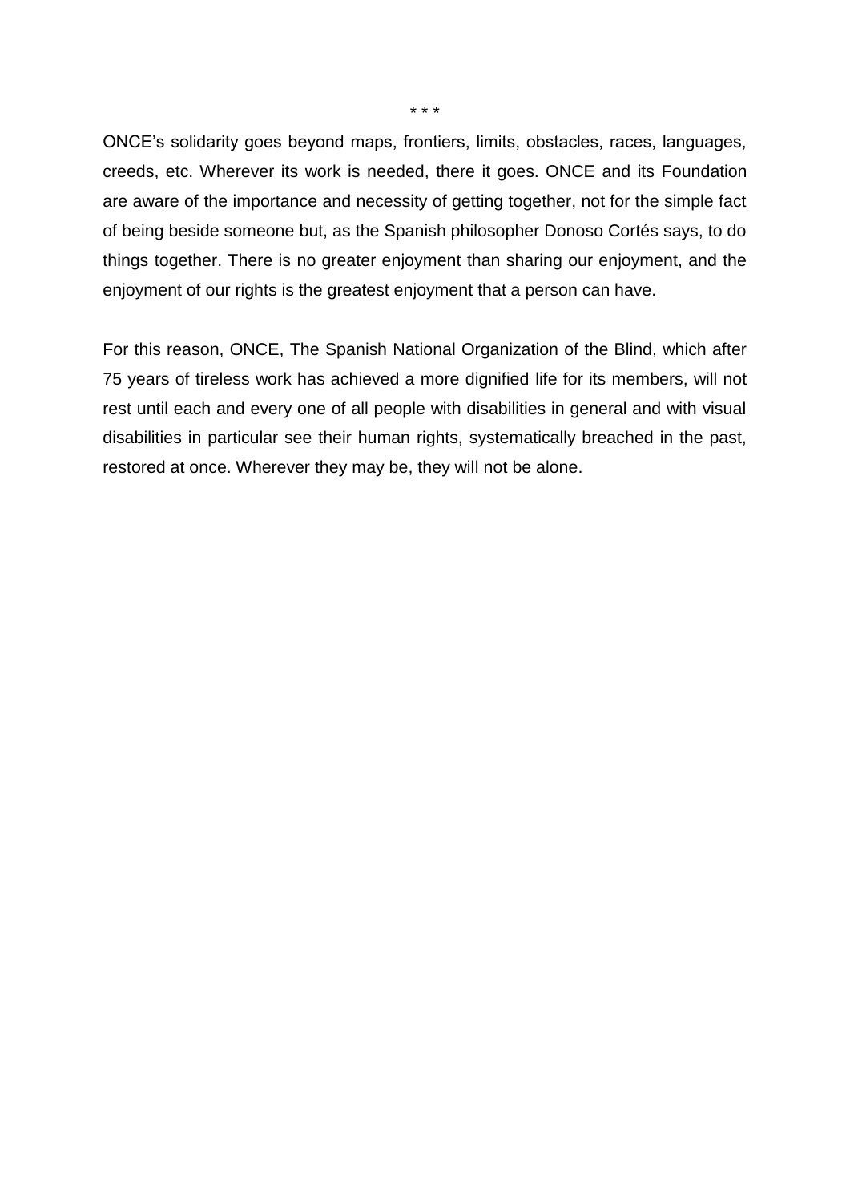\* \* \*

ONCE's solidarity goes beyond maps, frontiers, limits, obstacles, races, languages, creeds, etc. Wherever its work is needed, there it goes. ONCE and its Foundation are aware of the importance and necessity of getting together, not for the simple fact of being beside someone but, as the Spanish philosopher Donoso Cortés says, to do things together. There is no greater enjoyment than sharing our enjoyment, and the enjoyment of our rights is the greatest enjoyment that a person can have.

For this reason, ONCE, The Spanish National Organization of the Blind, which after 75 years of tireless work has achieved a more dignified life for its members, will not rest until each and every one of all people with disabilities in general and with visual disabilities in particular see their human rights, systematically breached in the past, restored at once. Wherever they may be, they will not be alone.